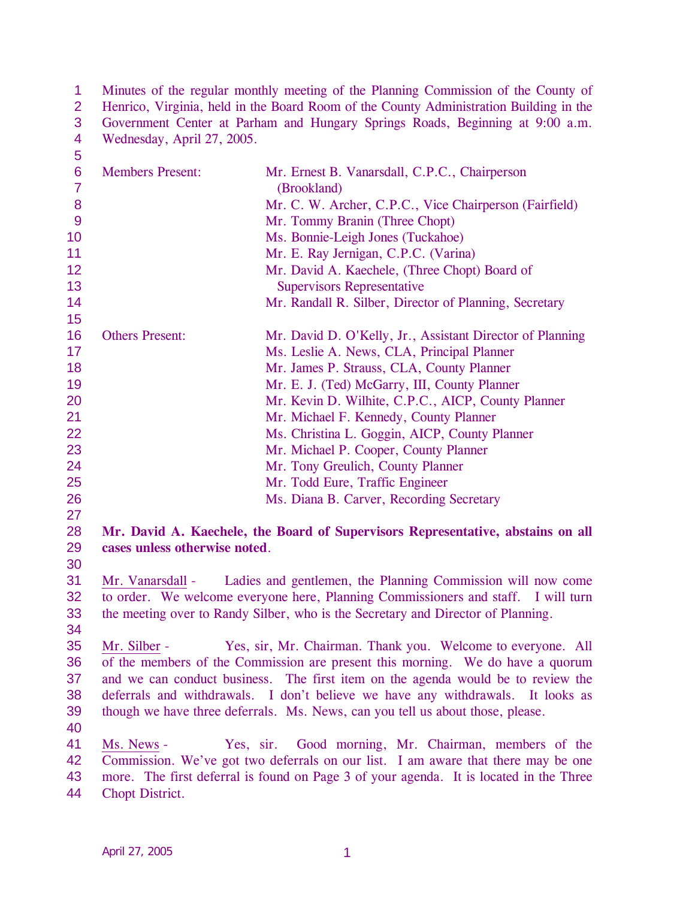Minutes of the regular monthly meeting of the Planning Commission of the County of Henrico, Virginia, held in the Board Room of the County Administration Building in the Government Center at Parham and Hungary Springs Roads, Beginning at 9:00 a.m. Wednesday, April 27, 2005.

| | |
|---|---|
| Members Present: | Mr. Ernest B. Vanarsdall, C.P.C., Chairperson (Brookland) |
| | Mr. C. W. Archer, C.P.C., Vice Chairperson (Fairfield) |
| | Mr. Tommy Branin (Three Chopt) |
| | Ms. Bonnie-Leigh Jones (Tuckahoe) |
| | Mr. E. Ray Jernigan, C.P.C. (Varina) |
| | Mr. David A. Kaechele, (Three Chopt) Board of Supervisors Representative |
| | Mr. Randall R. Silber, Director of Planning, Secretary |
| Others Present: | Mr. David D. O'Kelly, Jr., Assistant Director of Planning |
| | Ms. Leslie A. News, CLA, Principal Planner |
| | Mr. James P. Strauss, CLA, County Planner |
| | Mr. E. J. (Ted) McGarry, III, County Planner |
| | Mr. Kevin D. Wilhite, C.P.C., AICP, County Planner |
| | Mr. Michael F. Kennedy, County Planner |
| | Ms. Christina L. Goggin, AICP, County Planner |
| | Mr. Michael P. Cooper, County Planner |
| | Mr. Tony Greulich, County Planner |
| | Mr. Todd Eure, Traffic Engineer |
| | Ms. Diana B. Carver, Recording Secretary |

**Mr. David A. Kaechele, the Board of Supervisors Representative, abstains on all cases unless otherwise noted**.

Mr. Vanarsdall - Ladies and gentlemen, the Planning Commission will now come to order. We welcome everyone here, Planning Commissioners and staff. I will turn the meeting over to Randy Silber, who is the Secretary and Director of Planning.

Mr. Silber - Yes, sir, Mr. Chairman. Thank you. Welcome to everyone. All of the members of the Commission are present this morning. We do have a quorum and we can conduct business. The first item on the agenda would be to review the deferrals and withdrawals. I don't believe we have any withdrawals. It looks as though we have three deferrals. Ms. News, can you tell us about those, please.

Ms. News - Yes, sir. Good morning, Mr. Chairman, members of the Commission. We've got two deferrals on our list. I am aware that there may be one more. The first deferral is found on Page 3 of your agenda. It is located in the Three Chopt District.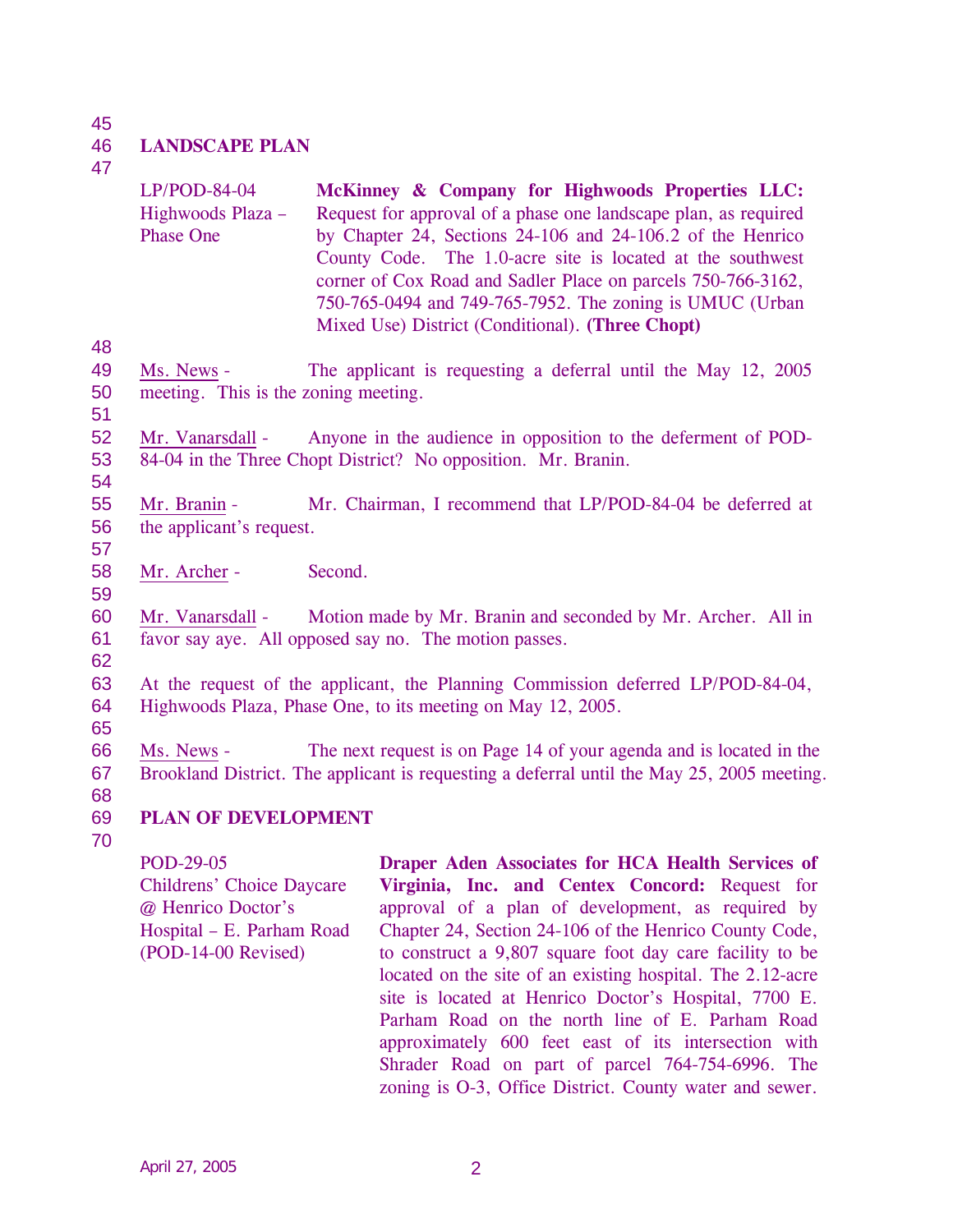## LANDSCAPE PLAN

| | |
|---|---|
| LP/POD-84-04 Highwoods Plaza – Phase One | **McKinney & Company for Highwoods Properties LLC:** Request for approval of a phase one landscape plan, as required by Chapter 24, Sections 24-106 and 24-106.2 of the Henrico County Code. The 1.0-acre site is located at the southwest corner of Cox Road and Sadler Place on parcels 750-766-3162, 750-765-0494 and 749-765-7952. The zoning is UMUC (Urban Mixed Use) District (Conditional). **(Three Chopt)** |

Ms. News - The applicant is requesting a deferral until the May 12, 2005 meeting. This is the zoning meeting.

Mr. Vanarsdall - Anyone in the audience in opposition to the deferment of POD-84-04 in the Three Chopt District? No opposition. Mr. Branin.

Mr. Branin - Mr. Chairman, I recommend that LP/POD-84-04 be deferred at the applicant's request.

Mr. Archer - Second.

Mr. Vanarsdall - Motion made by Mr. Branin and seconded by Mr. Archer. All in favor say aye. All opposed say no. The motion passes.

At the request of the applicant, the Planning Commission deferred LP/POD-84-04, Highwoods Plaza, Phase One, to its meeting on May 12, 2005.

Ms. News - The next request is on Page 14 of your agenda and is located in the Brookland District. The applicant is requesting a deferral until the May 25, 2005 meeting.

## PLAN OF DEVELOPMENT

| | |
|---|---|
| POD-29-05 Childrens' Choice Daycare @ Henrico Doctor's Hospital – E. Parham Road (POD-14-00 Revised) | **Draper Aden Associates for HCA Health Services of Virginia, Inc. and Centex Concord:** Request for approval of a plan of development, as required by Chapter 24, Section 24-106 of the Henrico County Code, to construct a 9,807 square foot day care facility to be located on the site of an existing hospital. The 2.12-acre site is located at Henrico Doctor's Hospital, 7700 E. Parham Road on the north line of E. Parham Road approximately 600 feet east of its intersection with Shrader Road on part of parcel 764-754-6996. The zoning is O-3, Office District. County water and sewer. |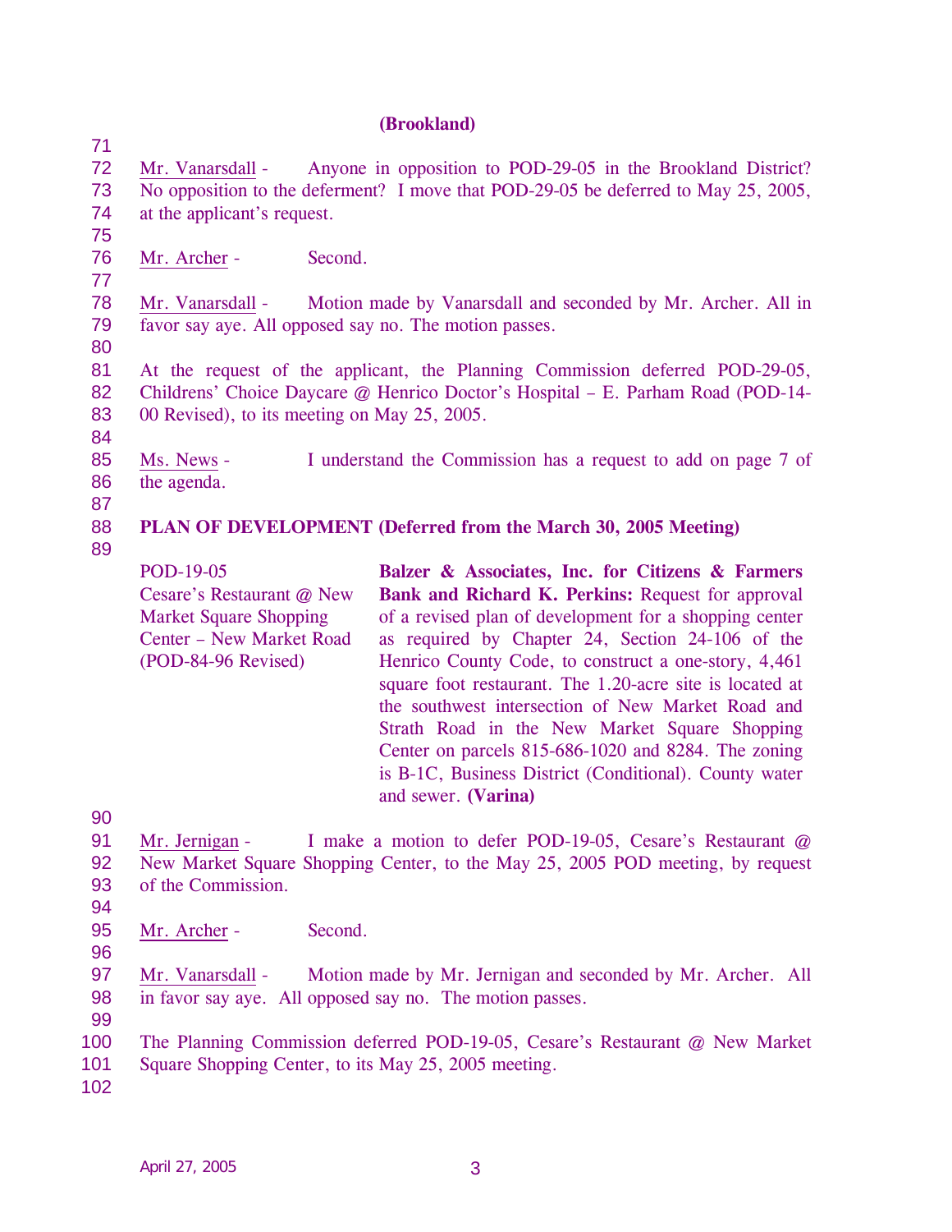**(Brookland)**

Mr. Vanarsdall - Anyone in opposition to POD-29-05 in the Brookland District? No opposition to the deferment? I move that POD-29-05 be deferred to May 25, 2005, at the applicant's request.

Mr. Archer - Second.

Mr. Vanarsdall - Motion made by Vanarsdall and seconded by Mr. Archer. All in favor say aye. All opposed say no. The motion passes.

At the request of the applicant, the Planning Commission deferred POD-29-05, Childrens' Choice Daycare @ Henrico Doctor's Hospital – E. Parham Road (POD-14-00 Revised), to its meeting on May 25, 2005.

Ms. News - I understand the Commission has a request to add on page 7 of the agenda.

**PLAN OF DEVELOPMENT (Deferred from the March 30, 2005 Meeting)**

| | |
|---|---|
| POD-19-05<br>Cesare's Restaurant @ New Market Square Shopping Center – New Market Road (POD-84-96 Revised) | **Balzer & Associates, Inc. for Citizens & Farmers Bank and Richard K. Perkins:** Request for approval of a revised plan of development for a shopping center as required by Chapter 24, Section 24-106 of the Henrico County Code, to construct a one-story, 4,461 square foot restaurant. The 1.20-acre site is located at the southwest intersection of New Market Road and Strath Road in the New Market Square Shopping Center on parcels 815-686-1020 and 8284. The zoning is B-1C, Business District (Conditional). County water and sewer. **(Varina)** |

Mr. Jernigan - I make a motion to defer POD-19-05, Cesare's Restaurant @ New Market Square Shopping Center, to the May 25, 2005 POD meeting, by request of the Commission.

Mr. Archer - Second.

Mr. Vanarsdall - Motion made by Mr. Jernigan and seconded by Mr. Archer. All in favor say aye. All opposed say no. The motion passes.

The Planning Commission deferred POD-19-05, Cesare's Restaurant @ New Market Square Shopping Center, to its May 25, 2005 meeting.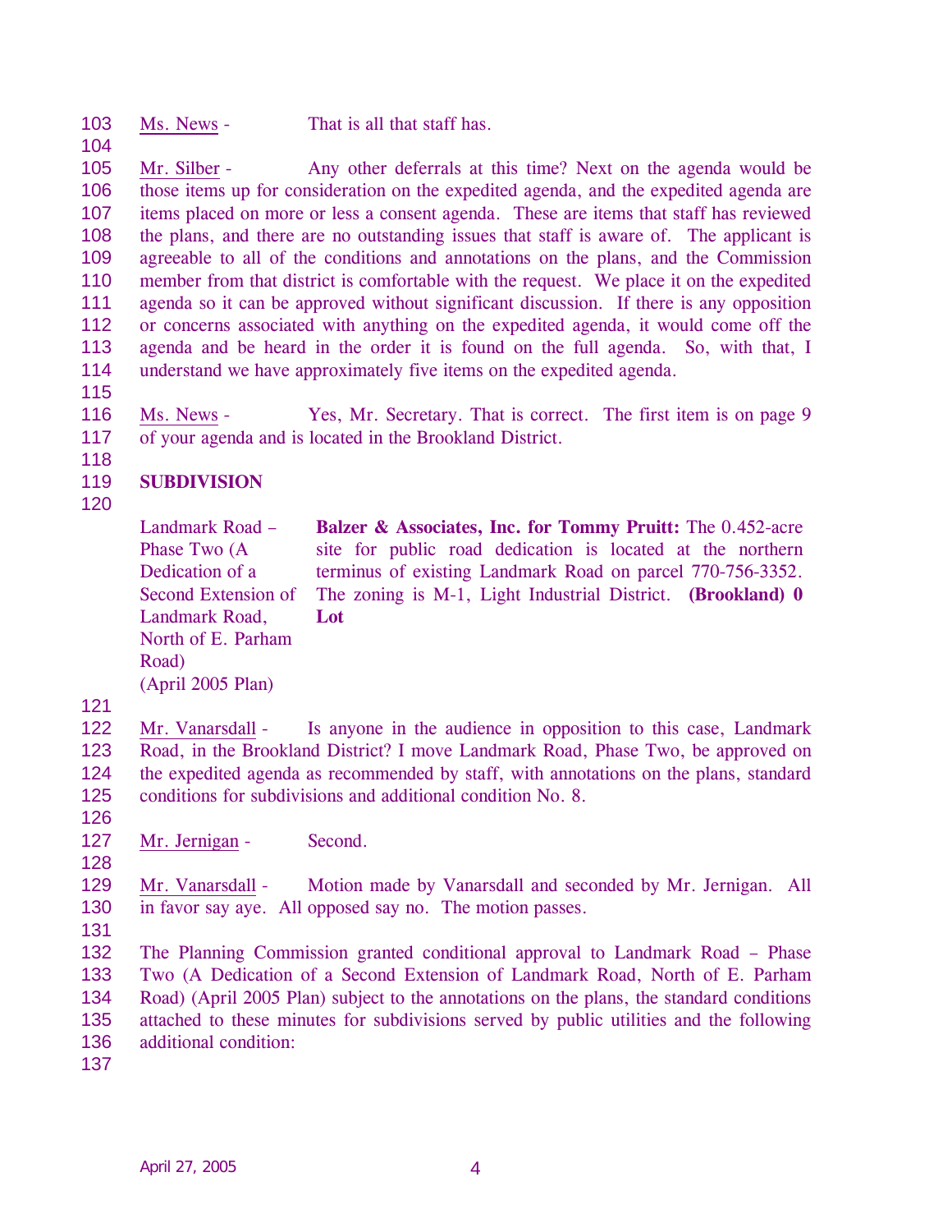Ms. News - That is all that staff has.

Mr. Silber - Any other deferrals at this time? Next on the agenda would be those items up for consideration on the expedited agenda, and the expedited agenda are items placed on more or less a consent agenda. These are items that staff has reviewed the plans, and there are no outstanding issues that staff is aware of. The applicant is agreeable to all of the conditions and annotations on the plans, and the Commission member from that district is comfortable with the request. We place it on the expedited agenda so it can be approved without significant discussion. If there is any opposition or concerns associated with anything on the expedited agenda, it would come off the agenda and be heard in the order it is found on the full agenda. So, with that, I understand we have approximately five items on the expedited agenda.

Ms. News - Yes, Mr. Secretary. That is correct. The first item is on page 9 of your agenda and is located in the Brookland District.

**SUBDIVISION**

| | |
|---|---|
| Landmark Road – Phase Two (A Dedication of a Second Extension of Landmark Road, North of E. Parham Road) (April 2005 Plan) | **Balzer & Associates, Inc. for Tommy Pruitt:** The 0.452-acre site for public road dedication is located at the northern terminus of existing Landmark Road on parcel 770-756-3352. The zoning is M-1, Light Industrial District. **(Brookland) 0 Lot** |

Mr. Vanarsdall - Is anyone in the audience in opposition to this case, Landmark Road, in the Brookland District? I move Landmark Road, Phase Two, be approved on the expedited agenda as recommended by staff, with annotations on the plans, standard conditions for subdivisions and additional condition No. 8.

Mr. Jernigan - Second.

Mr. Vanarsdall - Motion made by Vanarsdall and seconded by Mr. Jernigan. All in favor say aye. All opposed say no. The motion passes.

The Planning Commission granted conditional approval to Landmark Road – Phase Two (A Dedication of a Second Extension of Landmark Road, North of E. Parham Road) (April 2005 Plan) subject to the annotations on the plans, the standard conditions attached to these minutes for subdivisions served by public utilities and the following additional condition: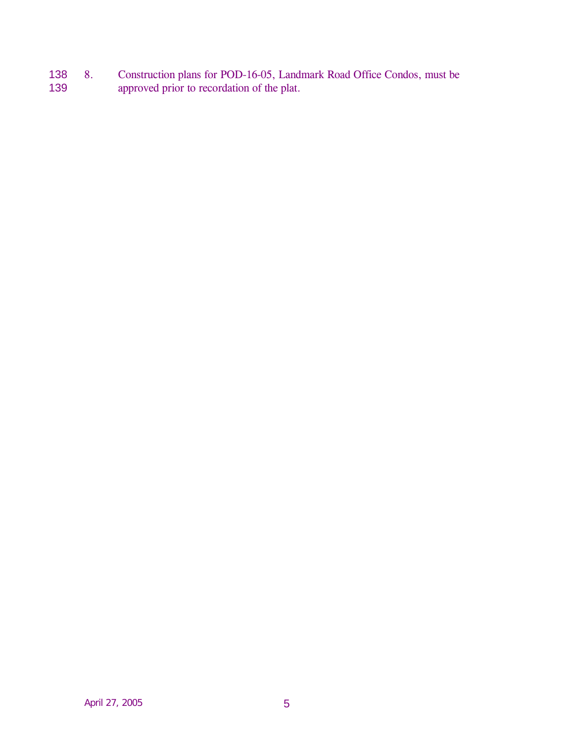138 8. Construction plans for POD-16-05, Landmark Road Office Condos, must be
139 approved prior to recordation of the plat.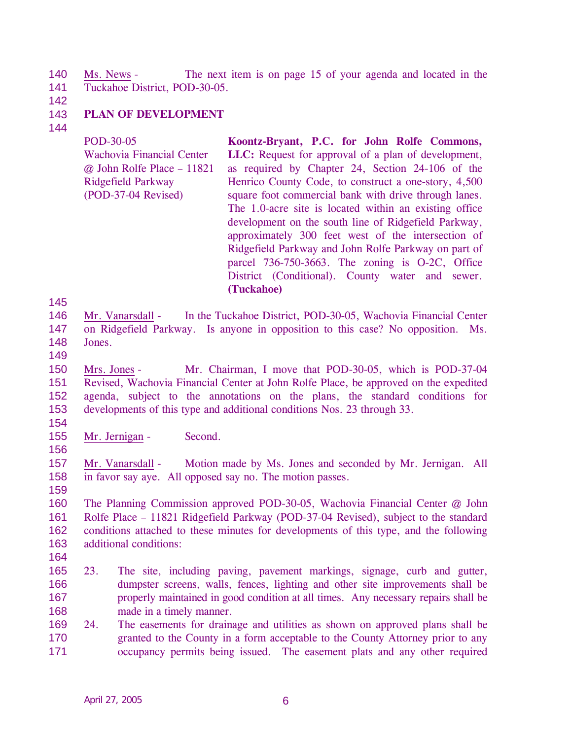Ms. News - The next item is on page 15 of your agenda and located in the Tuckahoe District, POD-30-05.

**PLAN OF DEVELOPMENT**

| | |
|---|---|
| POD-30-05<br>Wachovia Financial Center @ John Rolfe Place – 11821 Ridgefield Parkway<br>(POD-37-04 Revised) | **Koontz-Bryant, P.C. for John Rolfe Commons, LLC:** Request for approval of a plan of development, as required by Chapter 24, Section 24-106 of the Henrico County Code, to construct a one-story, 4,500 square foot commercial bank with drive through lanes. The 1.0-acre site is located within an existing office development on the south line of Ridgefield Parkway, approximately 300 feet west of the intersection of Ridgefield Parkway and John Rolfe Parkway on part of parcel 736-750-3663. The zoning is O-2C, Office District (Conditional). County water and sewer. **(Tuckahoe)** |

Mr. Vanarsdall - In the Tuckahoe District, POD-30-05, Wachovia Financial Center on Ridgefield Parkway. Is anyone in opposition to this case? No opposition. Ms. Jones.

Mrs. Jones - Mr. Chairman, I move that POD-30-05, which is POD-37-04 Revised, Wachovia Financial Center at John Rolfe Place, be approved on the expedited agenda, subject to the annotations on the plans, the standard conditions for developments of this type and additional conditions Nos. 23 through 33.

Mr. Jernigan - Second.

Mr. Vanarsdall - Motion made by Ms. Jones and seconded by Mr. Jernigan. All in favor say aye. All opposed say no. The motion passes.

The Planning Commission approved POD-30-05, Wachovia Financial Center @ John Rolfe Place – 11821 Ridgefield Parkway (POD-37-04 Revised), subject to the standard conditions attached to these minutes for developments of this type, and the following additional conditions:

23. The site, including paving, pavement markings, signage, curb and gutter, dumpster screens, walls, fences, lighting and other site improvements shall be properly maintained in good condition at all times. Any necessary repairs shall be made in a timely manner.
24. The easements for drainage and utilities as shown on approved plans shall be granted to the County in a form acceptable to the County Attorney prior to any occupancy permits being issued. The easement plats and any other required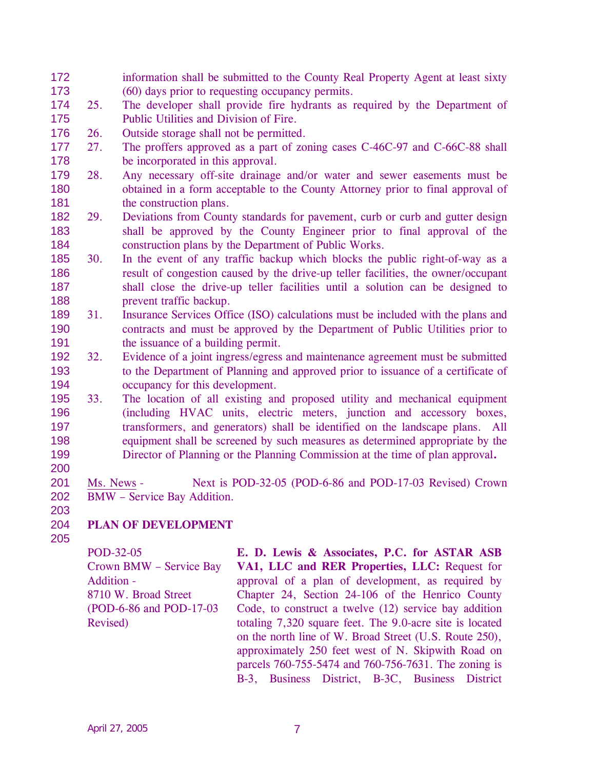information shall be submitted to the County Real Property Agent at least sixty (60) days prior to requesting occupancy permits.

25. The developer shall provide fire hydrants as required by the Department of Public Utilities and Division of Fire.
26. Outside storage shall not be permitted.
27. The proffers approved as a part of zoning cases C-46C-97 and C-66C-88 shall be incorporated in this approval.
28. Any necessary off-site drainage and/or water and sewer easements must be obtained in a form acceptable to the County Attorney prior to final approval of the construction plans.
29. Deviations from County standards for pavement, curb or curb and gutter design shall be approved by the County Engineer prior to final approval of the construction plans by the Department of Public Works.
30. In the event of any traffic backup which blocks the public right-of-way as a result of congestion caused by the drive-up teller facilities, the owner/occupant shall close the drive-up teller facilities until a solution can be designed to prevent traffic backup.
31. Insurance Services Office (ISO) calculations must be included with the plans and contracts and must be approved by the Department of Public Utilities prior to the issuance of a building permit.
32. Evidence of a joint ingress/egress and maintenance agreement must be submitted to the Department of Planning and approved prior to issuance of a certificate of occupancy for this development.
33. The location of all existing and proposed utility and mechanical equipment (including HVAC units, electric meters, junction and accessory boxes, transformers, and generators) shall be identified on the landscape plans. All equipment shall be screened by such measures as determined appropriate by the Director of Planning or the Planning Commission at the time of plan approval**.**

Ms. News - Next is POD-32-05 (POD-6-86 and POD-17-03 Revised) Crown BMW – Service Bay Addition.

**PLAN OF DEVELOPMENT**

POD-32-05
Crown BMW – Service Bay Addition -
8710 W. Broad Street
(POD-6-86 and POD-17-03 Revised)

**E. D. Lewis & Associates, P.C. for ASTAR ASB VA1, LLC and RER Properties, LLC:** Request for approval of a plan of development, as required by Chapter 24, Section 24-106 of the Henrico County Code, to construct a twelve (12) service bay addition totaling 7,320 square feet. The 9.0-acre site is located on the north line of W. Broad Street (U.S. Route 250), approximately 250 feet west of N. Skipwith Road on parcels 760-755-5474 and 760-756-7631. The zoning is B-3, Business District, B-3C, Business District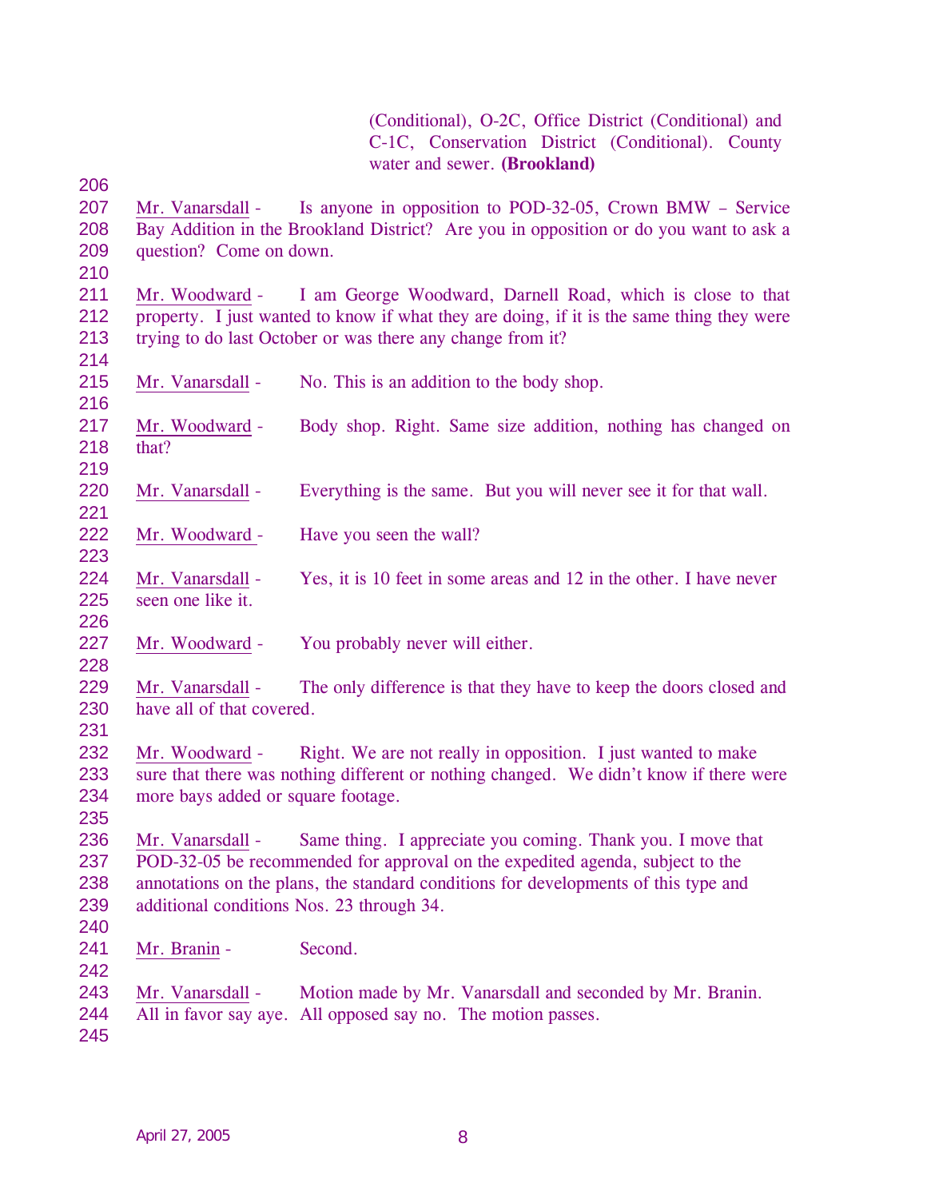(Conditional), O-2C, Office District (Conditional) and C-1C, Conservation District (Conditional). County water and sewer. **(Brookland)**

206

207 Mr. Vanarsdall - Is anyone in opposition to POD-32-05, Crown BMW – Service
208 Bay Addition in the Brookland District? Are you in opposition or do you want to ask a
209 question? Come on down.

210

211 Mr. Woodward - I am George Woodward, Darnell Road, which is close to that
212 property. I just wanted to know if what they are doing, if it is the same thing they were
213 trying to do last October or was there any change from it?

214

215 Mr. Vanarsdall - No. This is an addition to the body shop.

216

217 Mr. Woodward - Body shop. Right. Same size addition, nothing has changed on
218 that?

219

220 Mr. Vanarsdall - Everything is the same. But you will never see it for that wall.

221

222 Mr. Woodward - Have you seen the wall?

223

224 Mr. Vanarsdall - Yes, it is 10 feet in some areas and 12 in the other. I have never
225 seen one like it.

226

227 Mr. Woodward - You probably never will either.

228

229 Mr. Vanarsdall - The only difference is that they have to keep the doors closed and
230 have all of that covered.

231

232 Mr. Woodward - Right. We are not really in opposition. I just wanted to make
233 sure that there was nothing different or nothing changed. We didn't know if there were
234 more bays added or square footage.

235

236 Mr. Vanarsdall - Same thing. I appreciate you coming. Thank you. I move that
237 POD-32-05 be recommended for approval on the expedited agenda, subject to the
238 annotations on the plans, the standard conditions for developments of this type and
239 additional conditions Nos. 23 through 34.

240

241 Mr. Branin - Second.

242

243 Mr. Vanarsdall - Motion made by Mr. Vanarsdall and seconded by Mr. Branin.
244 All in favor say aye. All opposed say no. The motion passes.

245

April 27, 2005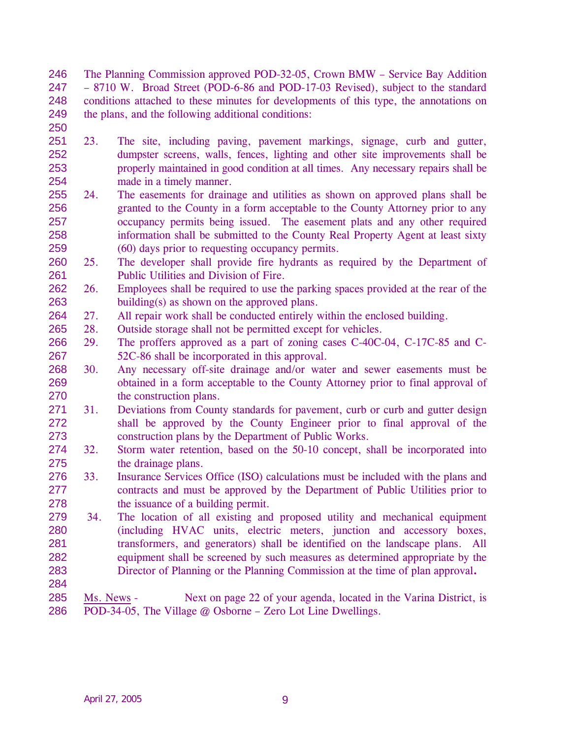The Planning Commission approved POD-32-05, Crown BMW – Service Bay Addition – 8710 W. Broad Street (POD-6-86 and POD-17-03 Revised), subject to the standard conditions attached to these minutes for developments of this type, the annotations on the plans, and the following additional conditions:

23. The site, including paving, pavement markings, signage, curb and gutter, dumpster screens, walls, fences, lighting and other site improvements shall be properly maintained in good condition at all times. Any necessary repairs shall be made in a timely manner.
24. The easements for drainage and utilities as shown on approved plans shall be granted to the County in a form acceptable to the County Attorney prior to any occupancy permits being issued. The easement plats and any other required information shall be submitted to the County Real Property Agent at least sixty (60) days prior to requesting occupancy permits.
25. The developer shall provide fire hydrants as required by the Department of Public Utilities and Division of Fire.
26. Employees shall be required to use the parking spaces provided at the rear of the building(s) as shown on the approved plans.
27. All repair work shall be conducted entirely within the enclosed building.
28. Outside storage shall not be permitted except for vehicles.
29. The proffers approved as a part of zoning cases C-40C-04, C-17C-85 and C-52C-86 shall be incorporated in this approval.
30. Any necessary off-site drainage and/or water and sewer easements must be obtained in a form acceptable to the County Attorney prior to final approval of the construction plans.
31. Deviations from County standards for pavement, curb or curb and gutter design shall be approved by the County Engineer prior to final approval of the construction plans by the Department of Public Works.
32. Storm water retention, based on the 50-10 concept, shall be incorporated into the drainage plans.
33. Insurance Services Office (ISO) calculations must be included with the plans and contracts and must be approved by the Department of Public Utilities prior to the issuance of a building permit.
34. The location of all existing and proposed utility and mechanical equipment (including HVAC units, electric meters, junction and accessory boxes, transformers, and generators) shall be identified on the landscape plans. All equipment shall be screened by such measures as determined appropriate by the Director of Planning or the Planning Commission at the time of plan approval.

Ms. News - Next on page 22 of your agenda, located in the Varina District, is POD-34-05, The Village @ Osborne – Zero Lot Line Dwellings.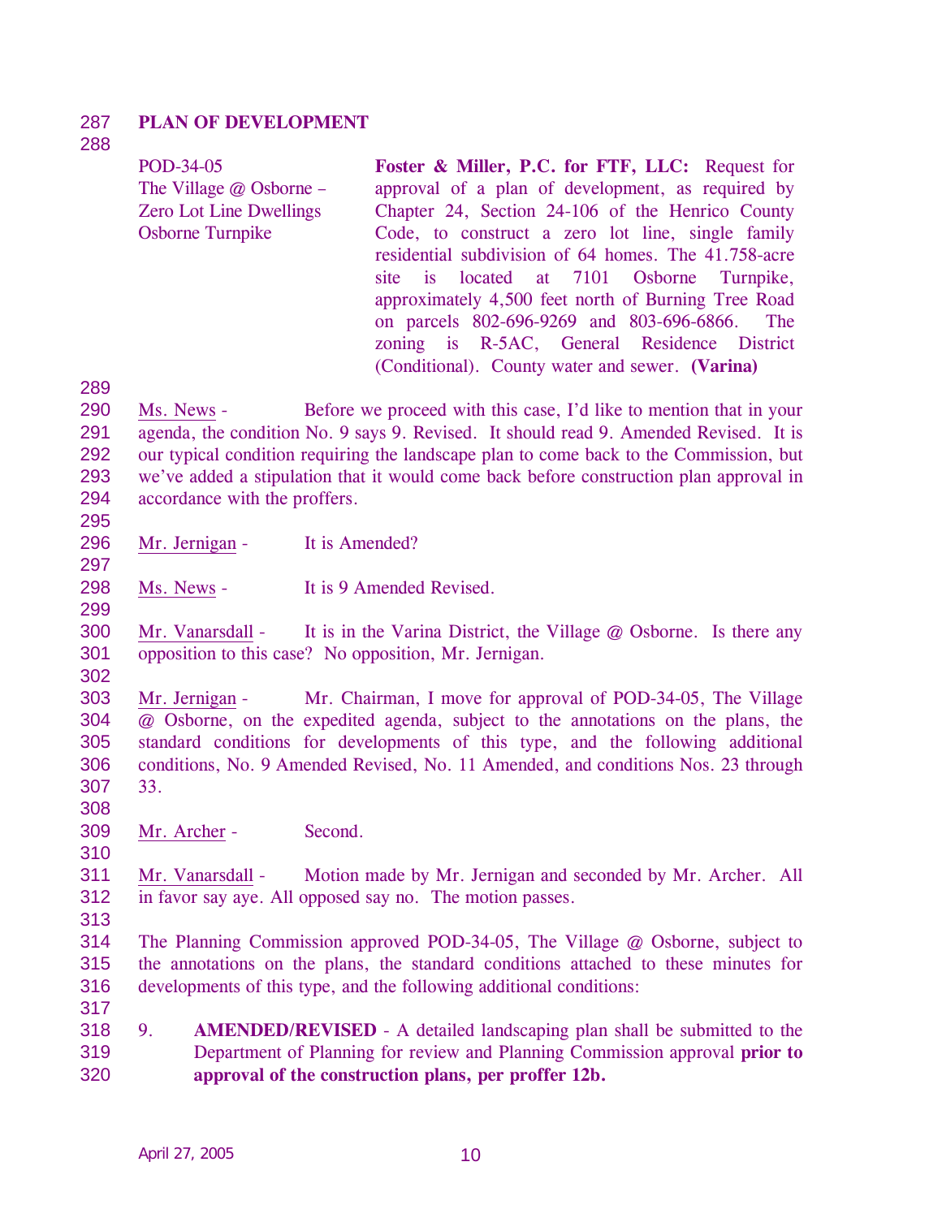**PLAN OF DEVELOPMENT**

POD-34-05
The Village @ Osborne –
Zero Lot Line Dwellings
Osborne Turnpike

**Foster & Miller, P.C. for FTF, LLC:** Request for approval of a plan of development, as required by Chapter 24, Section 24-106 of the Henrico County Code, to construct a zero lot line, single family residential subdivision of 64 homes. The 41.758-acre site is located at 7101 Osborne Turnpike, approximately 4,500 feet north of Burning Tree Road on parcels 802-696-9269 and 803-696-6866. The zoning is R-5AC, General Residence District (Conditional). County water and sewer. **(Varina)**

Ms. News - Before we proceed with this case, I'd like to mention that in your agenda, the condition No. 9 says 9. Revised. It should read 9. Amended Revised. It is our typical condition requiring the landscape plan to come back to the Commission, but we've added a stipulation that it would come back before construction plan approval in accordance with the proffers.

Mr. Jernigan - It is Amended?

Ms. News - It is 9 Amended Revised.

Mr. Vanarsdall - It is in the Varina District, the Village @ Osborne. Is there any opposition to this case? No opposition, Mr. Jernigan.

Mr. Jernigan - Mr. Chairman, I move for approval of POD-34-05, The Village @ Osborne, on the expedited agenda, subject to the annotations on the plans, the standard conditions for developments of this type, and the following additional conditions, No. 9 Amended Revised, No. 11 Amended, and conditions Nos. 23 through 33.

Mr. Archer - Second.

Mr. Vanarsdall - Motion made by Mr. Jernigan and seconded by Mr. Archer. All in favor say aye. All opposed say no. The motion passes.

The Planning Commission approved POD-34-05, The Village @ Osborne, subject to the annotations on the plans, the standard conditions attached to these minutes for developments of this type, and the following additional conditions:

9. **AMENDED/REVISED** - A detailed landscaping plan shall be submitted to the Department of Planning for review and Planning Commission approval **prior to approval of the construction plans, per proffer 12b.**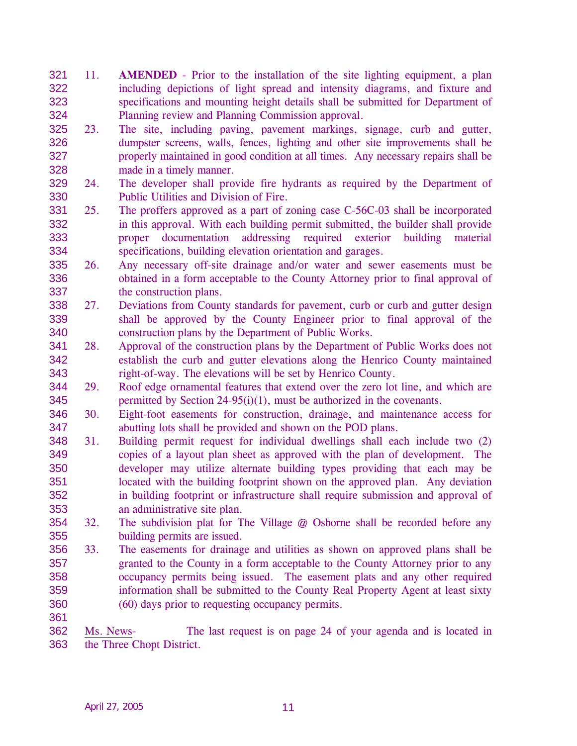11. **AMENDED** - Prior to the installation of the site lighting equipment, a plan including depictions of light spread and intensity diagrams, and fixture and specifications and mounting height details shall be submitted for Department of Planning review and Planning Commission approval.

23. The site, including paving, pavement markings, signage, curb and gutter, dumpster screens, walls, fences, lighting and other site improvements shall be properly maintained in good condition at all times. Any necessary repairs shall be made in a timely manner.

24. The developer shall provide fire hydrants as required by the Department of Public Utilities and Division of Fire.

25. The proffers approved as a part of zoning case C-56C-03 shall be incorporated in this approval. With each building permit submitted, the builder shall provide proper documentation addressing required exterior building material specifications, building elevation orientation and garages.

26. Any necessary off-site drainage and/or water and sewer easements must be obtained in a form acceptable to the County Attorney prior to final approval of the construction plans.

27. Deviations from County standards for pavement, curb or curb and gutter design shall be approved by the County Engineer prior to final approval of the construction plans by the Department of Public Works.

28. Approval of the construction plans by the Department of Public Works does not establish the curb and gutter elevations along the Henrico County maintained right-of-way. The elevations will be set by Henrico County.

29. Roof edge ornamental features that extend over the zero lot line, and which are permitted by Section 24-95(i)(1), must be authorized in the covenants.

30. Eight-foot easements for construction, drainage, and maintenance access for abutting lots shall be provided and shown on the POD plans.

31. Building permit request for individual dwellings shall each include two (2) copies of a layout plan sheet as approved with the plan of development. The developer may utilize alternate building types providing that each may be located with the building footprint shown on the approved plan. Any deviation in building footprint or infrastructure shall require submission and approval of an administrative site plan.

32. The subdivision plat for The Village @ Osborne shall be recorded before any building permits are issued.

33. The easements for drainage and utilities as shown on approved plans shall be granted to the County in a form acceptable to the County Attorney prior to any occupancy permits being issued. The easement plats and any other required information shall be submitted to the County Real Property Agent at least sixty (60) days prior to requesting occupancy permits.

Ms. News- The last request is on page 24 of your agenda and is located in the Three Chopt District.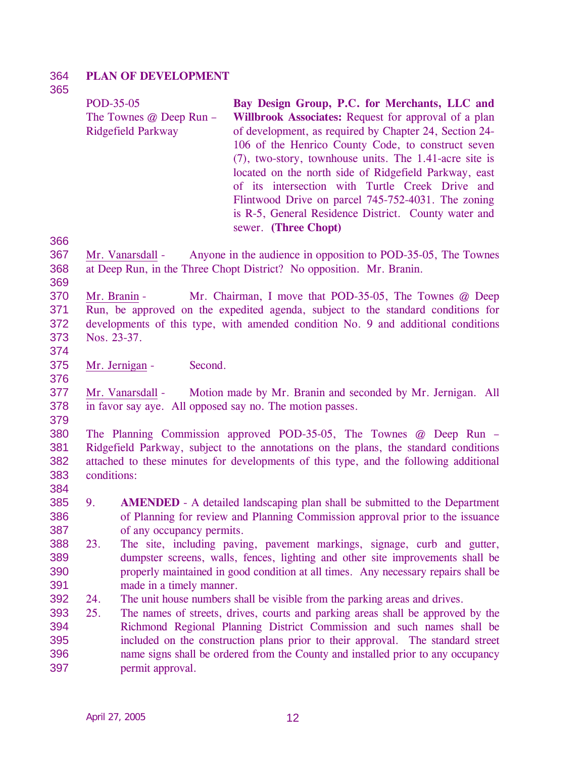**PLAN OF DEVELOPMENT**

POD-35-05
The Townes @ Deep Run – Ridgefield Parkway

**Bay Design Group, P.C. for Merchants, LLC and Willbrook Associates:** Request for approval of a plan of development, as required by Chapter 24, Section 24-106 of the Henrico County Code, to construct seven (7), two-story, townhouse units. The 1.41-acre site is located on the north side of Ridgefield Parkway, east of its intersection with Turtle Creek Drive and Flintwood Drive on parcel 745-752-4031. The zoning is R-5, General Residence District. County water and sewer. **(Three Chopt)**

Mr. Vanarsdall - Anyone in the audience in opposition to POD-35-05, The Townes at Deep Run, in the Three Chopt District? No opposition. Mr. Branin.

Mr. Branin - Mr. Chairman, I move that POD-35-05, The Townes @ Deep Run, be approved on the expedited agenda, subject to the standard conditions for developments of this type, with amended condition No. 9 and additional conditions Nos. 23-37.

Mr. Jernigan - Second.

Mr. Vanarsdall - Motion made by Mr. Branin and seconded by Mr. Jernigan. All in favor say aye. All opposed say no. The motion passes.

The Planning Commission approved POD-35-05, The Townes @ Deep Run – Ridgefield Parkway, subject to the annotations on the plans, the standard conditions attached to these minutes for developments of this type, and the following additional conditions:

9. **AMENDED** - A detailed landscaping plan shall be submitted to the Department of Planning for review and Planning Commission approval prior to the issuance of any occupancy permits.
23. The site, including paving, pavement markings, signage, curb and gutter, dumpster screens, walls, fences, lighting and other site improvements shall be properly maintained in good condition at all times. Any necessary repairs shall be made in a timely manner.
24. The unit house numbers shall be visible from the parking areas and drives.
25. The names of streets, drives, courts and parking areas shall be approved by the Richmond Regional Planning District Commission and such names shall be included on the construction plans prior to their approval. The standard street name signs shall be ordered from the County and installed prior to any occupancy permit approval.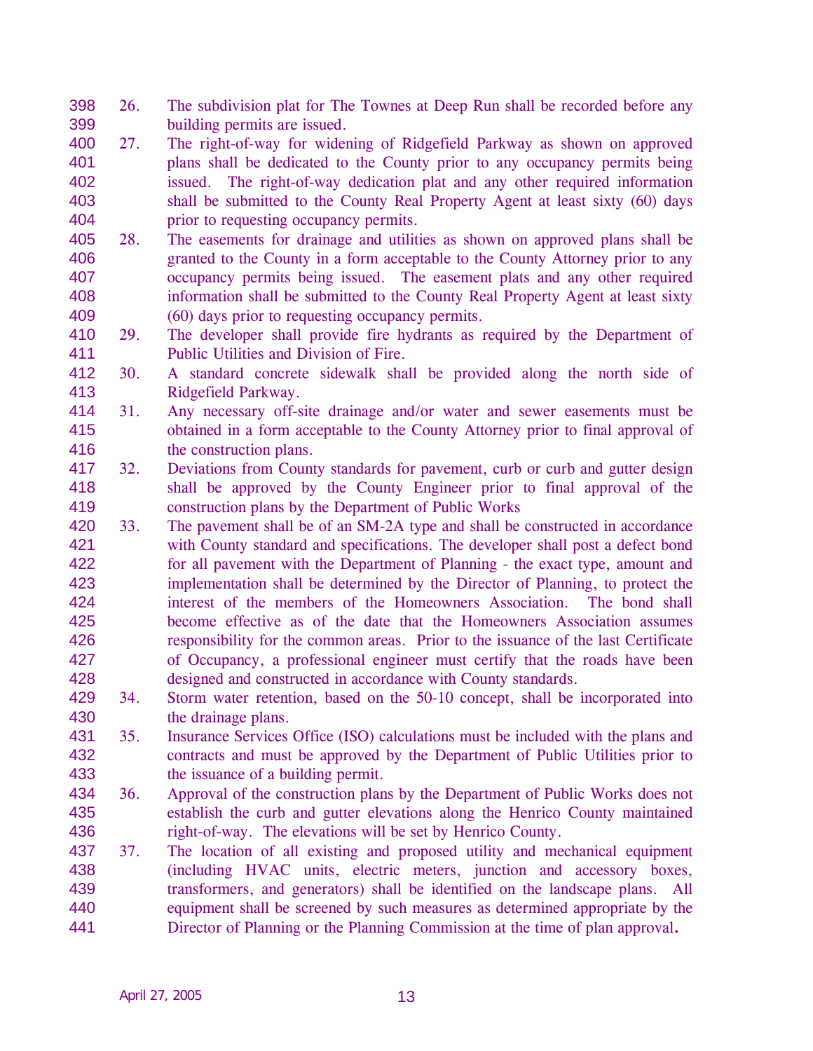26. The subdivision plat for The Townes at Deep Run shall be recorded before any building permits are issued.
27. The right-of-way for widening of Ridgefield Parkway as shown on approved plans shall be dedicated to the County prior to any occupancy permits being issued. The right-of-way dedication plat and any other required information shall be submitted to the County Real Property Agent at least sixty (60) days prior to requesting occupancy permits.
28. The easements for drainage and utilities as shown on approved plans shall be granted to the County in a form acceptable to the County Attorney prior to any occupancy permits being issued. The easement plats and any other required information shall be submitted to the County Real Property Agent at least sixty (60) days prior to requesting occupancy permits.
29. The developer shall provide fire hydrants as required by the Department of Public Utilities and Division of Fire.
30. A standard concrete sidewalk shall be provided along the north side of Ridgefield Parkway.
31. Any necessary off-site drainage and/or water and sewer easements must be obtained in a form acceptable to the County Attorney prior to final approval of the construction plans.
32. Deviations from County standards for pavement, curb or curb and gutter design shall be approved by the County Engineer prior to final approval of the construction plans by the Department of Public Works
33. The pavement shall be of an SM-2A type and shall be constructed in accordance with County standard and specifications. The developer shall post a defect bond for all pavement with the Department of Planning - the exact type, amount and implementation shall be determined by the Director of Planning, to protect the interest of the members of the Homeowners Association. The bond shall become effective as of the date that the Homeowners Association assumes responsibility for the common areas. Prior to the issuance of the last Certificate of Occupancy, a professional engineer must certify that the roads have been designed and constructed in accordance with County standards.
34. Storm water retention, based on the 50-10 concept, shall be incorporated into the drainage plans.
35. Insurance Services Office (ISO) calculations must be included with the plans and contracts and must be approved by the Department of Public Utilities prior to the issuance of a building permit.
36. Approval of the construction plans by the Department of Public Works does not establish the curb and gutter elevations along the Henrico County maintained right-of-way. The elevations will be set by Henrico County.
37. The location of all existing and proposed utility and mechanical equipment (including HVAC units, electric meters, junction and accessory boxes, transformers, and generators) shall be identified on the landscape plans. All equipment shall be screened by such measures as determined appropriate by the Director of Planning or the Planning Commission at the time of plan approval.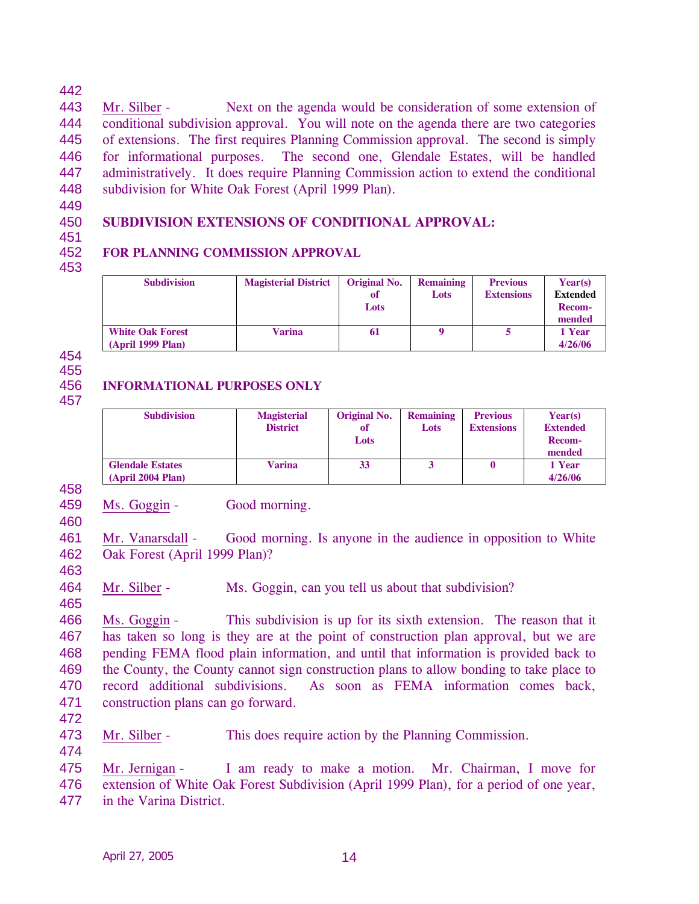Mr. Silber - Next on the agenda would be consideration of some extension of conditional subdivision approval. You will note on the agenda there are two categories of extensions. The first requires Planning Commission approval. The second is simply for informational purposes. The second one, Glendale Estates, will be handled administratively. It does require Planning Commission action to extend the conditional subdivision for White Oak Forest (April 1999 Plan).

## SUBDIVISION EXTENSIONS OF CONDITIONAL APPROVAL:

### FOR PLANNING COMMISSION APPROVAL

| Subdivision | Magisterial District | Original No. of Lots | Remaining Lots | Previous Extensions | Year(s) Extended Recom-mended |
|---|---|---|---|---|---|
| **White Oak Forest (April 1999 Plan)** | **Varina** | **61** | **9** | **5** | **1 Year 4/26/06** |

### INFORMATIONAL PURPOSES ONLY

| Subdivision | Magisterial District | Original No. of Lots | Remaining Lots | Previous Extensions | Year(s) Extended Recom-mended |
|---|---|---|---|---|---|
| **Glendale Estates (April 2004 Plan)** | **Varina** | **33** | **3** | **0** | **1 Year 4/26/06** |

Ms. Goggin - Good morning.

Mr. Vanarsdall - Good morning. Is anyone in the audience in opposition to White Oak Forest (April 1999 Plan)?

Mr. Silber - Ms. Goggin, can you tell us about that subdivision?

Ms. Goggin - This subdivision is up for its sixth extension. The reason that it has taken so long is they are at the point of construction plan approval, but we are pending FEMA flood plain information, and until that information is provided back to the County, the County cannot sign construction plans to allow bonding to take place to record additional subdivisions. As soon as FEMA information comes back, construction plans can go forward.

Mr. Silber - This does require action by the Planning Commission.

Mr. Jernigan - I am ready to make a motion. Mr. Chairman, I move for extension of White Oak Forest Subdivision (April 1999 Plan), for a period of one year, in the Varina District.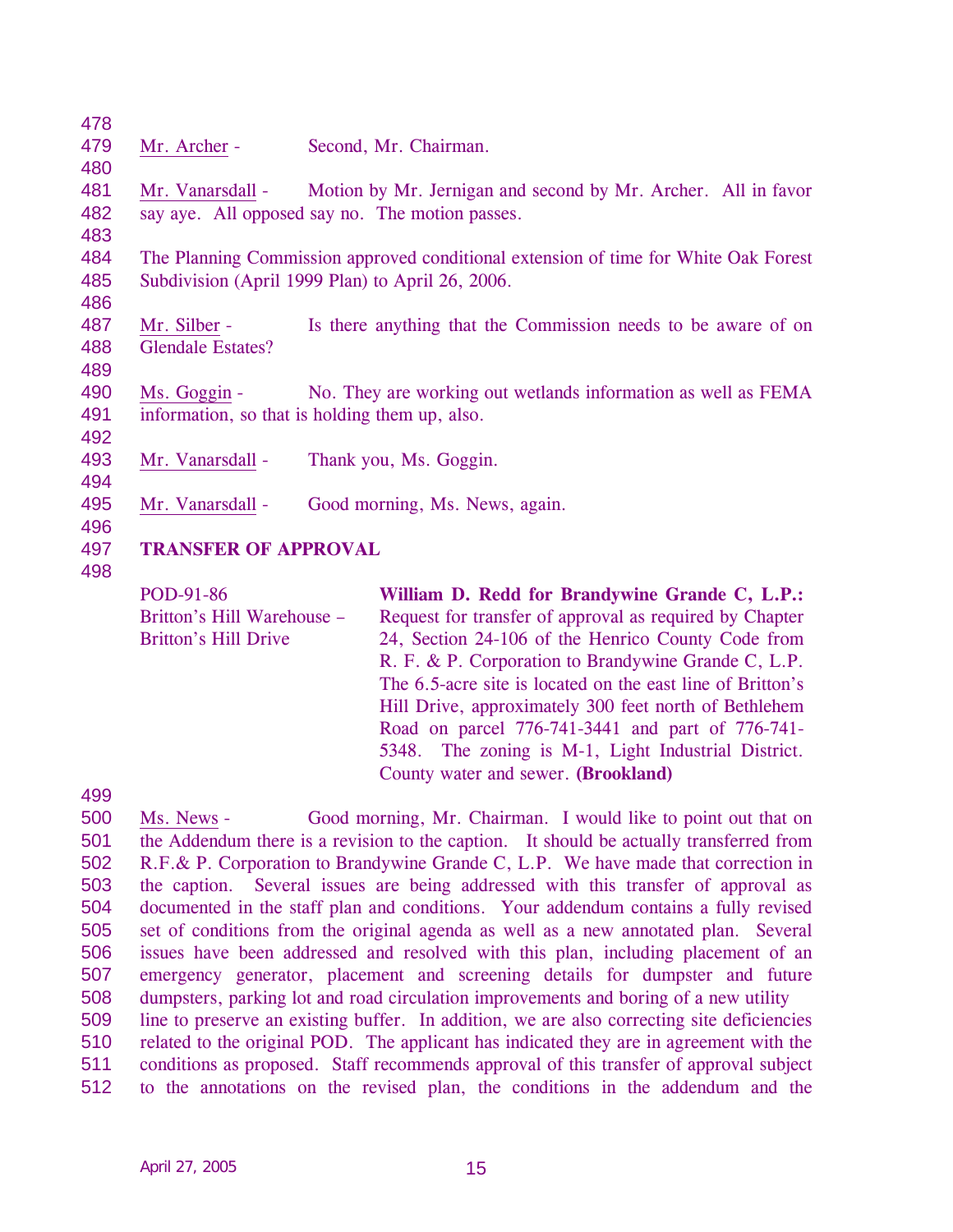Mr. Archer - Second, Mr. Chairman.

Mr. Vanarsdall - Motion by Mr. Jernigan and second by Mr. Archer. All in favor say aye. All opposed say no. The motion passes.

The Planning Commission approved conditional extension of time for White Oak Forest Subdivision (April 1999 Plan) to April 26, 2006.

Mr. Silber - Is there anything that the Commission needs to be aware of on Glendale Estates?

Ms. Goggin - No. They are working out wetlands information as well as FEMA information, so that is holding them up, also.

Mr. Vanarsdall - Thank you, Ms. Goggin.

Mr. Vanarsdall - Good morning, Ms. News, again.

**TRANSFER OF APPROVAL**

| | |
|---|---|
| POD-91-86<br>Britton's Hill Warehouse – Britton's Hill Drive | **William D. Redd for Brandywine Grande C, L.P.:** Request for transfer of approval as required by Chapter 24, Section 24-106 of the Henrico County Code from R. F. & P. Corporation to Brandywine Grande C, L.P. The 6.5-acre site is located on the east line of Britton's Hill Drive, approximately 300 feet north of Bethlehem Road on parcel 776-741-3441 and part of 776-741-5348. The zoning is M-1, Light Industrial District. County water and sewer. **(Brookland)** |

Ms. News - Good morning, Mr. Chairman. I would like to point out that on the Addendum there is a revision to the caption. It should be actually transferred from R.F.& P. Corporation to Brandywine Grande C, L.P. We have made that correction in the caption. Several issues are being addressed with this transfer of approval as documented in the staff plan and conditions. Your addendum contains a fully revised set of conditions from the original agenda as well as a new annotated plan. Several issues have been addressed and resolved with this plan, including placement of an emergency generator, placement and screening details for dumpster and future dumpsters, parking lot and road circulation improvements and boring of a new utility line to preserve an existing buffer. In addition, we are also correcting site deficiencies related to the original POD. The applicant has indicated they are in agreement with the conditions as proposed. Staff recommends approval of this transfer of approval subject to the annotations on the revised plan, the conditions in the addendum and the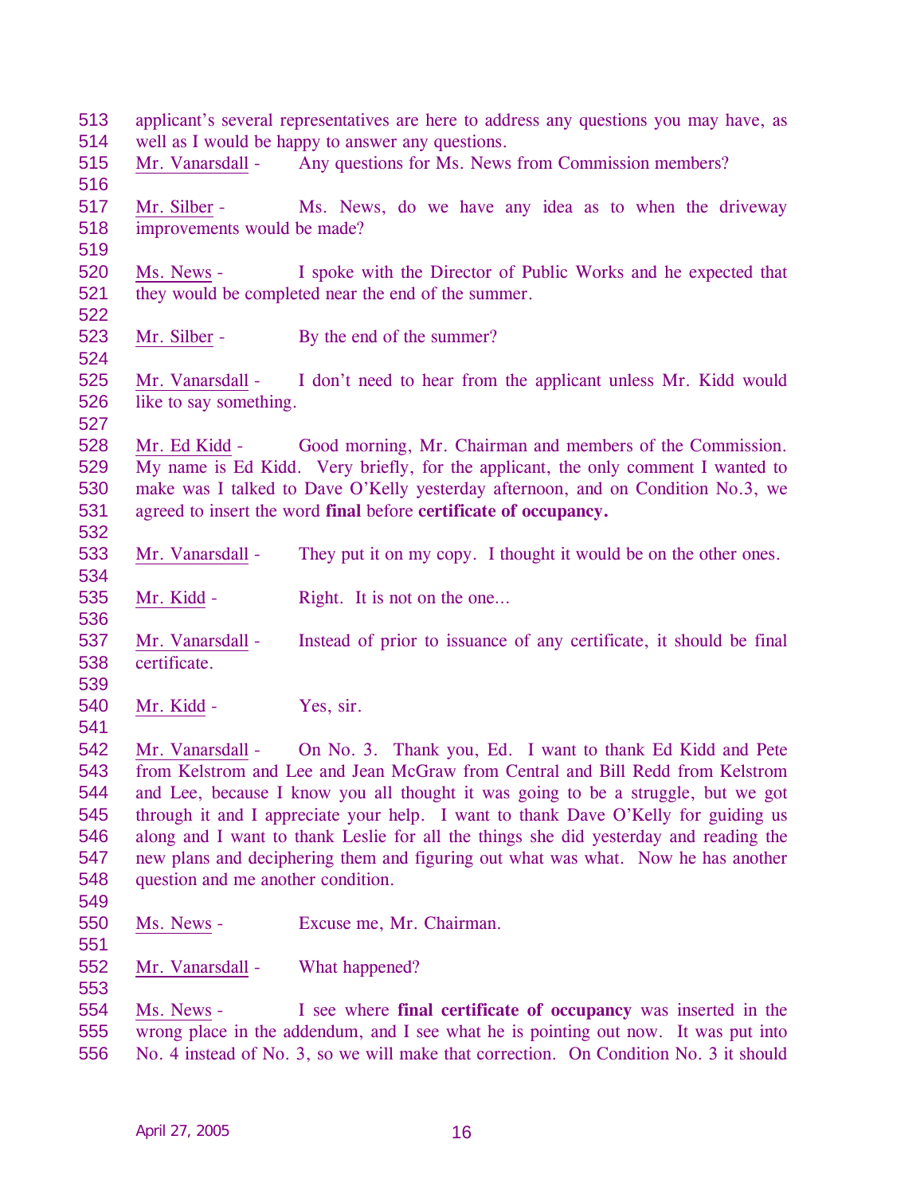applicant's several representatives are here to address any questions you may have, as well as I would be happy to answer any questions.

Mr. Vanarsdall - Any questions for Ms. News from Commission members?

Mr. Silber - Ms. News, do we have any idea as to when the driveway improvements would be made?

Ms. News - I spoke with the Director of Public Works and he expected that they would be completed near the end of the summer.

Mr. Silber - By the end of the summer?

Mr. Vanarsdall - I don't need to hear from the applicant unless Mr. Kidd would like to say something.

Mr. Ed Kidd - Good morning, Mr. Chairman and members of the Commission. My name is Ed Kidd. Very briefly, for the applicant, the only comment I wanted to make was I talked to Dave O'Kelly yesterday afternoon, and on Condition No.3, we agreed to insert the word **final** before **certificate of occupancy.**

Mr. Vanarsdall - They put it on my copy. I thought it would be on the other ones.

Mr. Kidd - Right. It is not on the one...

Mr. Vanarsdall - Instead of prior to issuance of any certificate, it should be final certificate.

Mr. Kidd - Yes, sir.

Mr. Vanarsdall - On No. 3. Thank you, Ed. I want to thank Ed Kidd and Pete from Kelstrom and Lee and Jean McGraw from Central and Bill Redd from Kelstrom and Lee, because I know you all thought it was going to be a struggle, but we got through it and I appreciate your help. I want to thank Dave O'Kelly for guiding us along and I want to thank Leslie for all the things she did yesterday and reading the new plans and deciphering them and figuring out what was what. Now he has another question and me another condition.

Ms. News - Excuse me, Mr. Chairman.

Mr. Vanarsdall - What happened?

Ms. News - I see where **final certificate of occupancy** was inserted in the wrong place in the addendum, and I see what he is pointing out now. It was put into No. 4 instead of No. 3, so we will make that correction. On Condition No. 3 it should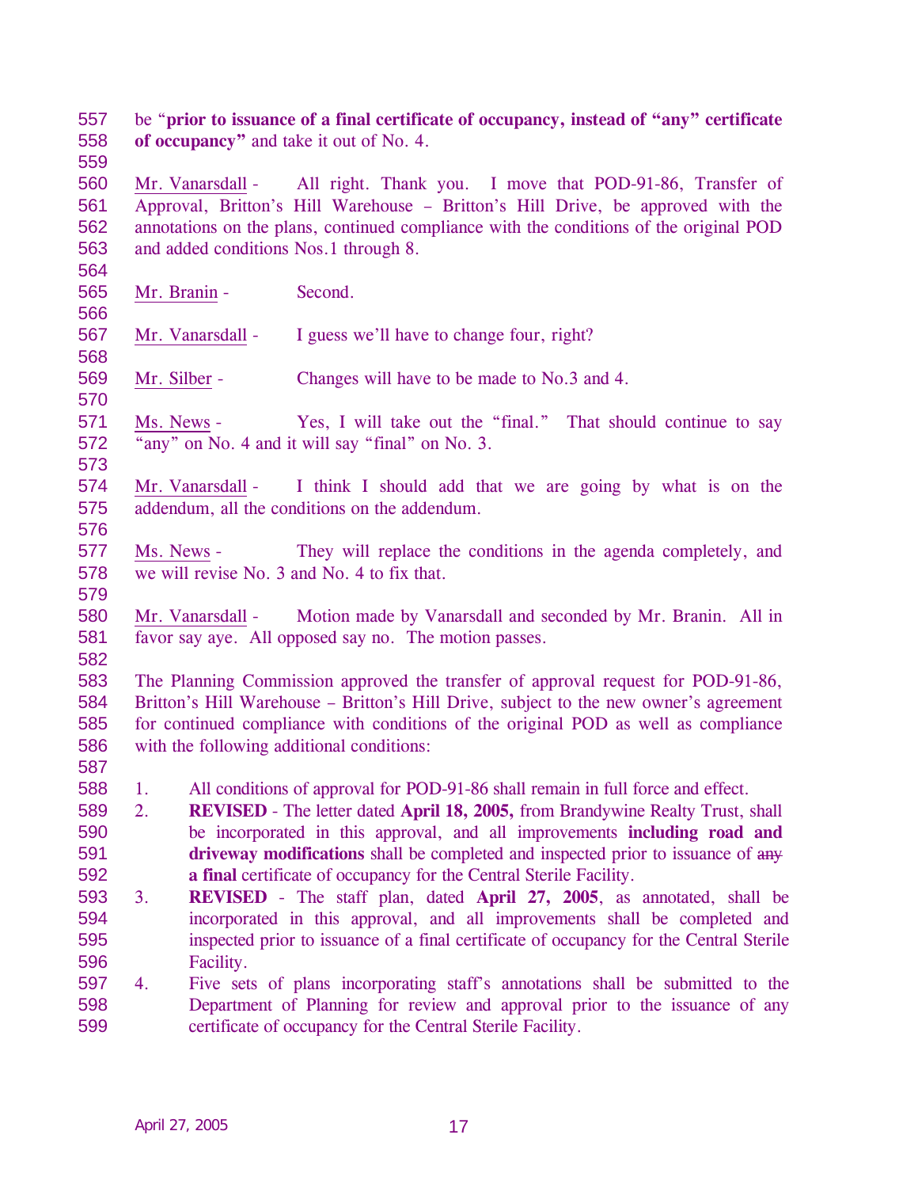be "**prior to issuance of a final certificate of occupancy, instead of "any" certificate of occupancy"** and take it out of No. 4.

Mr. Vanarsdall - All right. Thank you. I move that POD-91-86, Transfer of Approval, Britton's Hill Warehouse – Britton's Hill Drive, be approved with the annotations on the plans, continued compliance with the conditions of the original POD and added conditions Nos.1 through 8.

Mr. Branin - Second.

Mr. Vanarsdall - I guess we'll have to change four, right?

Mr. Silber - Changes will have to be made to No.3 and 4.

Ms. News - Yes, I will take out the "final." That should continue to say "any" on No. 4 and it will say "final" on No. 3.

Mr. Vanarsdall - I think I should add that we are going by what is on the addendum, all the conditions on the addendum.

Ms. News - They will replace the conditions in the agenda completely, and we will revise No. 3 and No. 4 to fix that.

Mr. Vanarsdall - Motion made by Vanarsdall and seconded by Mr. Branin. All in favor say aye. All opposed say no. The motion passes.

The Planning Commission approved the transfer of approval request for POD-91-86, Britton's Hill Warehouse – Britton's Hill Drive, subject to the new owner's agreement for continued compliance with conditions of the original POD as well as compliance with the following additional conditions:

1. All conditions of approval for POD-91-86 shall remain in full force and effect.
2. **REVISED** - The letter dated **April 18, 2005,** from Brandywine Realty Trust, shall be incorporated in this approval, and all improvements **including road and driveway modifications** shall be completed and inspected prior to issuance of ~~any~~ **a final** certificate of occupancy for the Central Sterile Facility.
3. **REVISED** - The staff plan, dated **April 27, 2005**, as annotated, shall be incorporated in this approval, and all improvements shall be completed and inspected prior to issuance of a final certificate of occupancy for the Central Sterile Facility.
4. Five sets of plans incorporating staff's annotations shall be submitted to the Department of Planning for review and approval prior to the issuance of any certificate of occupancy for the Central Sterile Facility.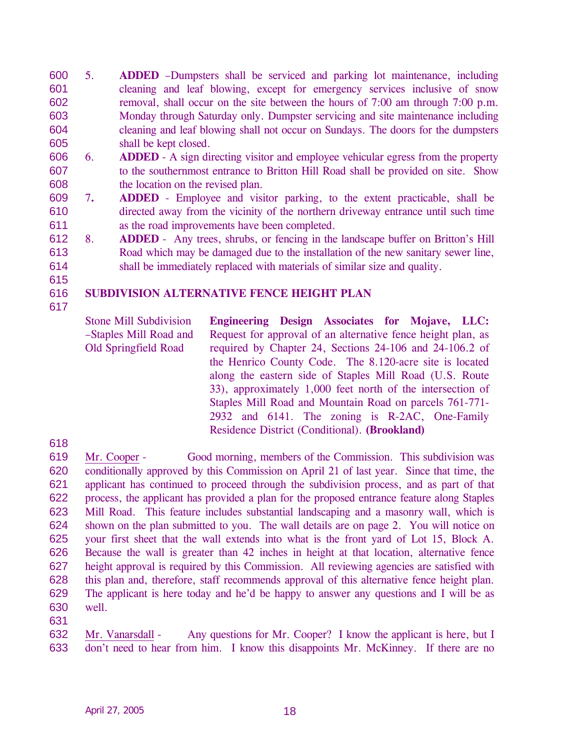5. **ADDED** –Dumpsters shall be serviced and parking lot maintenance, including cleaning and leaf blowing, except for emergency services inclusive of snow removal, shall occur on the site between the hours of 7:00 am through 7:00 p.m. Monday through Saturday only. Dumpster servicing and site maintenance including cleaning and leaf blowing shall not occur on Sundays. The doors for the dumpsters shall be kept closed.
6. **ADDED** - A sign directing visitor and employee vehicular egress from the property to the southernmost entrance to Britton Hill Road shall be provided on site. Show the location on the revised plan.
7. **ADDED** - Employee and visitor parking, to the extent practicable, shall be directed away from the vicinity of the northern driveway entrance until such time as the road improvements have been completed.
8. **ADDED** - Any trees, shrubs, or fencing in the landscape buffer on Britton's Hill Road which may be damaged due to the installation of the new sanitary sewer line, shall be immediately replaced with materials of similar size and quality.

**SUBDIVISION ALTERNATIVE FENCE HEIGHT PLAN**

Stone Mill Subdivision –Staples Mill Road and Old Springfield Road

**Engineering Design Associates for Mojave, LLC:** Request for approval of an alternative fence height plan, as required by Chapter 24, Sections 24-106 and 24-106.2 of the Henrico County Code. The 8.120-acre site is located along the eastern side of Staples Mill Road (U.S. Route 33), approximately 1,000 feet north of the intersection of Staples Mill Road and Mountain Road on parcels 761-771-2932 and 6141. The zoning is R-2AC, One-Family Residence District (Conditional). **(Brookland)**

Mr. Cooper - Good morning, members of the Commission. This subdivision was conditionally approved by this Commission on April 21 of last year. Since that time, the applicant has continued to proceed through the subdivision process, and as part of that process, the applicant has provided a plan for the proposed entrance feature along Staples Mill Road. This feature includes substantial landscaping and a masonry wall, which is shown on the plan submitted to you. The wall details are on page 2. You will notice on your first sheet that the wall extends into what is the front yard of Lot 15, Block A. Because the wall is greater than 42 inches in height at that location, alternative fence height approval is required by this Commission. All reviewing agencies are satisfied with this plan and, therefore, staff recommends approval of this alternative fence height plan. The applicant is here today and he'd be happy to answer any questions and I will be as well.

Mr. Vanarsdall - Any questions for Mr. Cooper? I know the applicant is here, but I don't need to hear from him. I know this disappoints Mr. McKinney. If there are no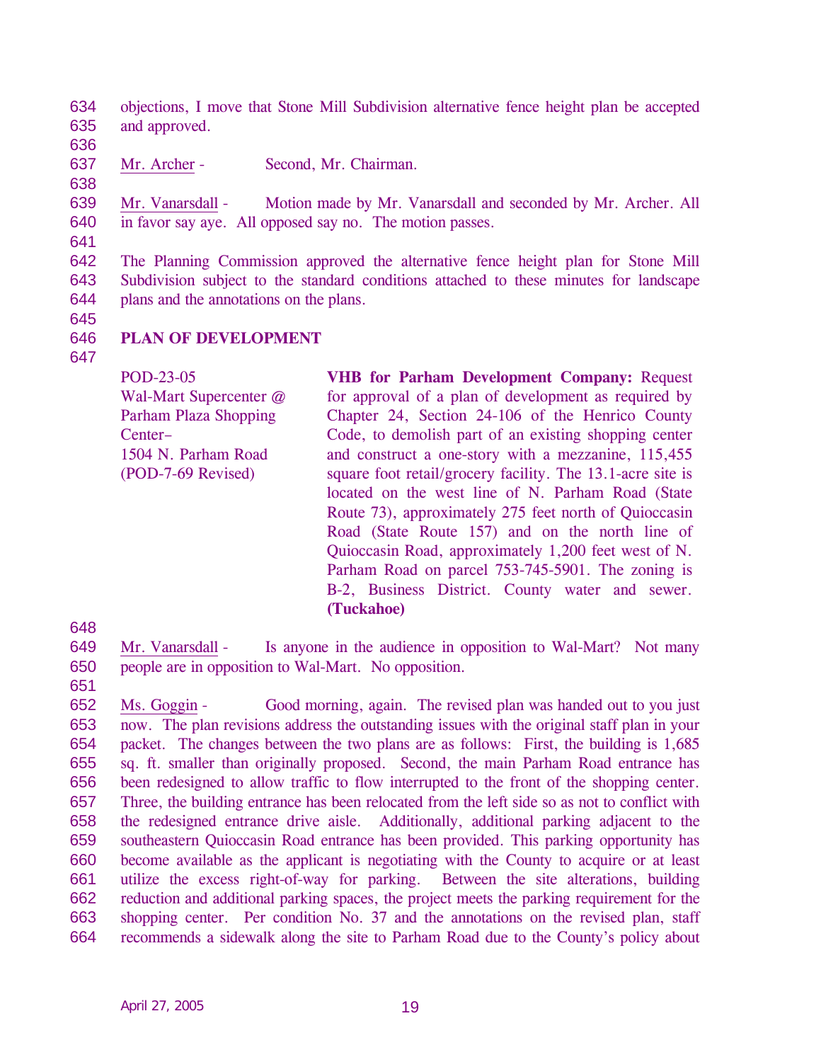objections, I move that Stone Mill Subdivision alternative fence height plan be accepted and approved.

Mr. Archer - Second, Mr. Chairman.

Mr. Vanarsdall - Motion made by Mr. Vanarsdall and seconded by Mr. Archer. All in favor say aye. All opposed say no. The motion passes.

The Planning Commission approved the alternative fence height plan for Stone Mill Subdivision subject to the standard conditions attached to these minutes for landscape plans and the annotations on the plans.

**PLAN OF DEVELOPMENT**

| | |
|---|---|
| POD-23-05<br>Wal-Mart Supercenter @ Parham Plaza Shopping Center–<br>1504 N. Parham Road<br>(POD-7-69 Revised) | **VHB for Parham Development Company:** Request for approval of a plan of development as required by Chapter 24, Section 24-106 of the Henrico County Code, to demolish part of an existing shopping center and construct a one-story with a mezzanine, 115,455 square foot retail/grocery facility. The 13.1-acre site is located on the west line of N. Parham Road (State Route 73), approximately 275 feet north of Quioccasin Road (State Route 157) and on the north line of Quioccasin Road, approximately 1,200 feet west of N. Parham Road on parcel 753-745-5901. The zoning is B-2, Business District. County water and sewer. **(Tuckahoe)** |

Mr. Vanarsdall - Is anyone in the audience in opposition to Wal-Mart? Not many people are in opposition to Wal-Mart. No opposition.

Ms. Goggin - Good morning, again. The revised plan was handed out to you just now. The plan revisions address the outstanding issues with the original staff plan in your packet. The changes between the two plans are as follows: First, the building is 1,685 sq. ft. smaller than originally proposed. Second, the main Parham Road entrance has been redesigned to allow traffic to flow interrupted to the front of the shopping center. Three, the building entrance has been relocated from the left side so as not to conflict with the redesigned entrance drive aisle. Additionally, additional parking adjacent to the southeastern Quioccasin Road entrance has been provided. This parking opportunity has become available as the applicant is negotiating with the County to acquire or at least utilize the excess right-of-way for parking. Between the site alterations, building reduction and additional parking spaces, the project meets the parking requirement for the shopping center. Per condition No. 37 and the annotations on the revised plan, staff recommends a sidewalk along the site to Parham Road due to the County's policy about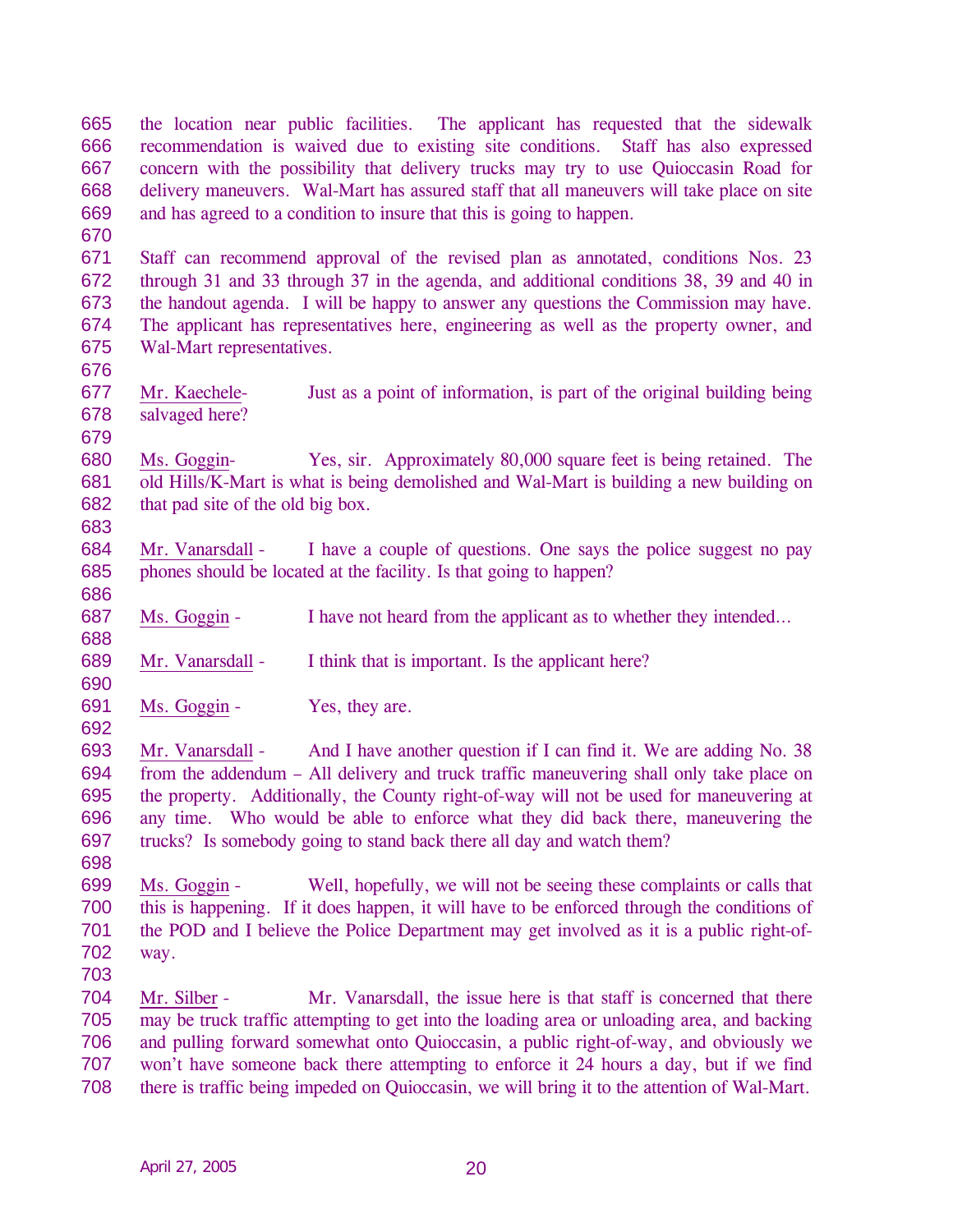the location near public facilities. The applicant has requested that the sidewalk recommendation is waived due to existing site conditions. Staff has also expressed concern with the possibility that delivery trucks may try to use Quioccasin Road for delivery maneuvers. Wal-Mart has assured staff that all maneuvers will take place on site and has agreed to a condition to insure that this is going to happen.

Staff can recommend approval of the revised plan as annotated, conditions Nos. 23 through 31 and 33 through 37 in the agenda, and additional conditions 38, 39 and 40 in the handout agenda. I will be happy to answer any questions the Commission may have. The applicant has representatives here, engineering as well as the property owner, and Wal-Mart representatives.

Mr. Kaechele- Just as a point of information, is part of the original building being salvaged here?

Ms. Goggin- Yes, sir. Approximately 80,000 square feet is being retained. The old Hills/K-Mart is what is being demolished and Wal-Mart is building a new building on that pad site of the old big box.

Mr. Vanarsdall - I have a couple of questions. One says the police suggest no pay phones should be located at the facility. Is that going to happen?

Ms. Goggin - I have not heard from the applicant as to whether they intended…

Mr. Vanarsdall - I think that is important. Is the applicant here?

Ms. Goggin - Yes, they are.

Mr. Vanarsdall - And I have another question if I can find it. We are adding No. 38 from the addendum – All delivery and truck traffic maneuvering shall only take place on the property. Additionally, the County right-of-way will not be used for maneuvering at any time. Who would be able to enforce what they did back there, maneuvering the trucks? Is somebody going to stand back there all day and watch them?

Ms. Goggin - Well, hopefully, we will not be seeing these complaints or calls that this is happening. If it does happen, it will have to be enforced through the conditions of the POD and I believe the Police Department may get involved as it is a public right-of-way.

Mr. Silber - Mr. Vanarsdall, the issue here is that staff is concerned that there may be truck traffic attempting to get into the loading area or unloading area, and backing and pulling forward somewhat onto Quioccasin, a public right-of-way, and obviously we won't have someone back there attempting to enforce it 24 hours a day, but if we find there is traffic being impeded on Quioccasin, we will bring it to the attention of Wal-Mart.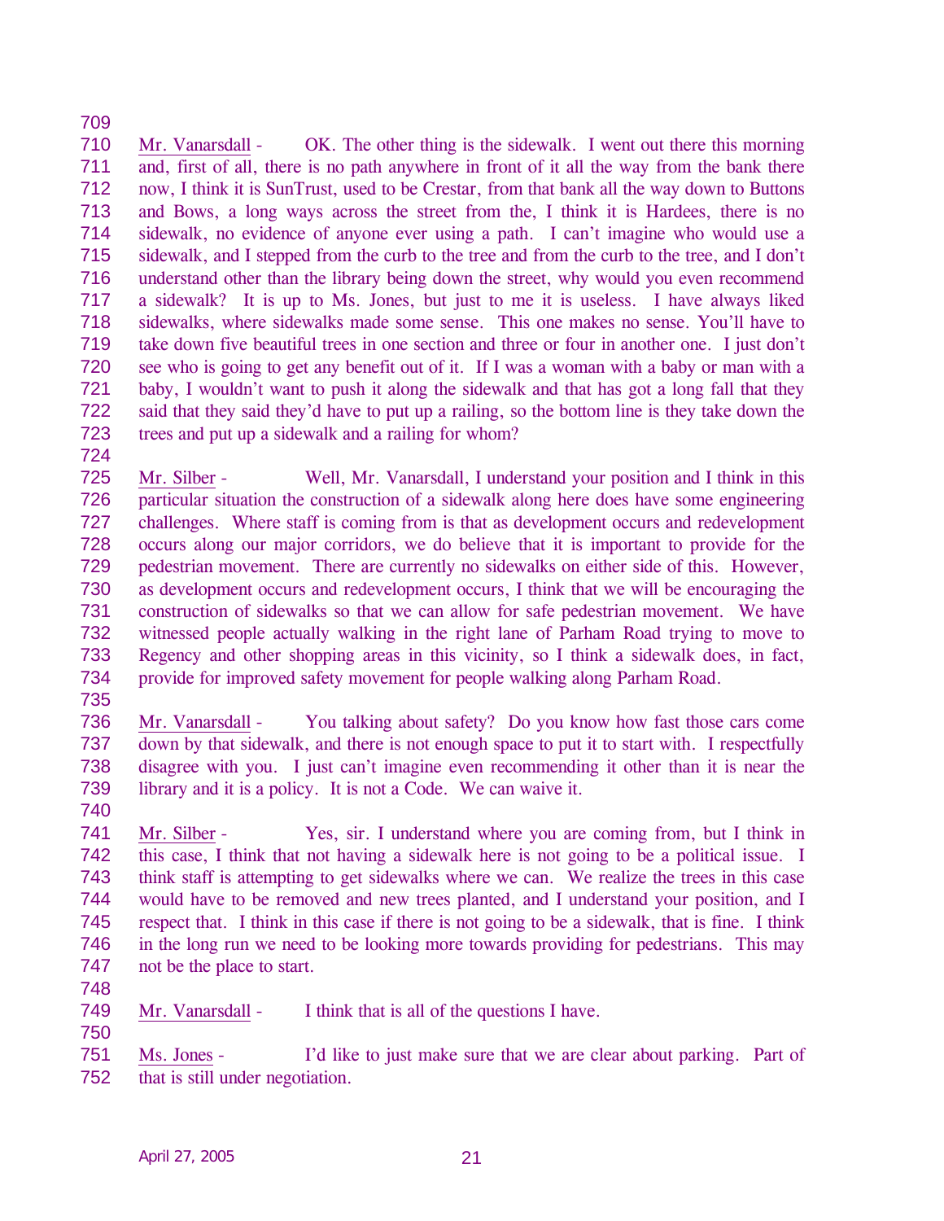Mr. Vanarsdall - OK. The other thing is the sidewalk. I went out there this morning and, first of all, there is no path anywhere in front of it all the way from the bank there now, I think it is SunTrust, used to be Crestar, from that bank all the way down to Buttons and Bows, a long ways across the street from the, I think it is Hardees, there is no sidewalk, no evidence of anyone ever using a path. I can't imagine who would use a sidewalk, and I stepped from the curb to the tree and from the curb to the tree, and I don't understand other than the library being down the street, why would you even recommend a sidewalk? It is up to Ms. Jones, but just to me it is useless. I have always liked sidewalks, where sidewalks made some sense. This one makes no sense. You'll have to take down five beautiful trees in one section and three or four in another one. I just don't see who is going to get any benefit out of it. If I was a woman with a baby or man with a baby, I wouldn't want to push it along the sidewalk and that has got a long fall that they said that they said they'd have to put up a railing, so the bottom line is they take down the trees and put up a sidewalk and a railing for whom?

Mr. Silber - Well, Mr. Vanarsdall, I understand your position and I think in this particular situation the construction of a sidewalk along here does have some engineering challenges. Where staff is coming from is that as development occurs and redevelopment occurs along our major corridors, we do believe that it is important to provide for the pedestrian movement. There are currently no sidewalks on either side of this. However, as development occurs and redevelopment occurs, I think that we will be encouraging the construction of sidewalks so that we can allow for safe pedestrian movement. We have witnessed people actually walking in the right lane of Parham Road trying to move to Regency and other shopping areas in this vicinity, so I think a sidewalk does, in fact, provide for improved safety movement for people walking along Parham Road.

Mr. Vanarsdall - You talking about safety? Do you know how fast those cars come down by that sidewalk, and there is not enough space to put it to start with. I respectfully disagree with you. I just can't imagine even recommending it other than it is near the library and it is a policy. It is not a Code. We can waive it.

Mr. Silber - Yes, sir. I understand where you are coming from, but I think in this case, I think that not having a sidewalk here is not going to be a political issue. I think staff is attempting to get sidewalks where we can. We realize the trees in this case would have to be removed and new trees planted, and I understand your position, and I respect that. I think in this case if there is not going to be a sidewalk, that is fine. I think in the long run we need to be looking more towards providing for pedestrians. This may not be the place to start.

Mr. Vanarsdall - I think that is all of the questions I have.

Ms. Jones - I'd like to just make sure that we are clear about parking. Part of that is still under negotiation.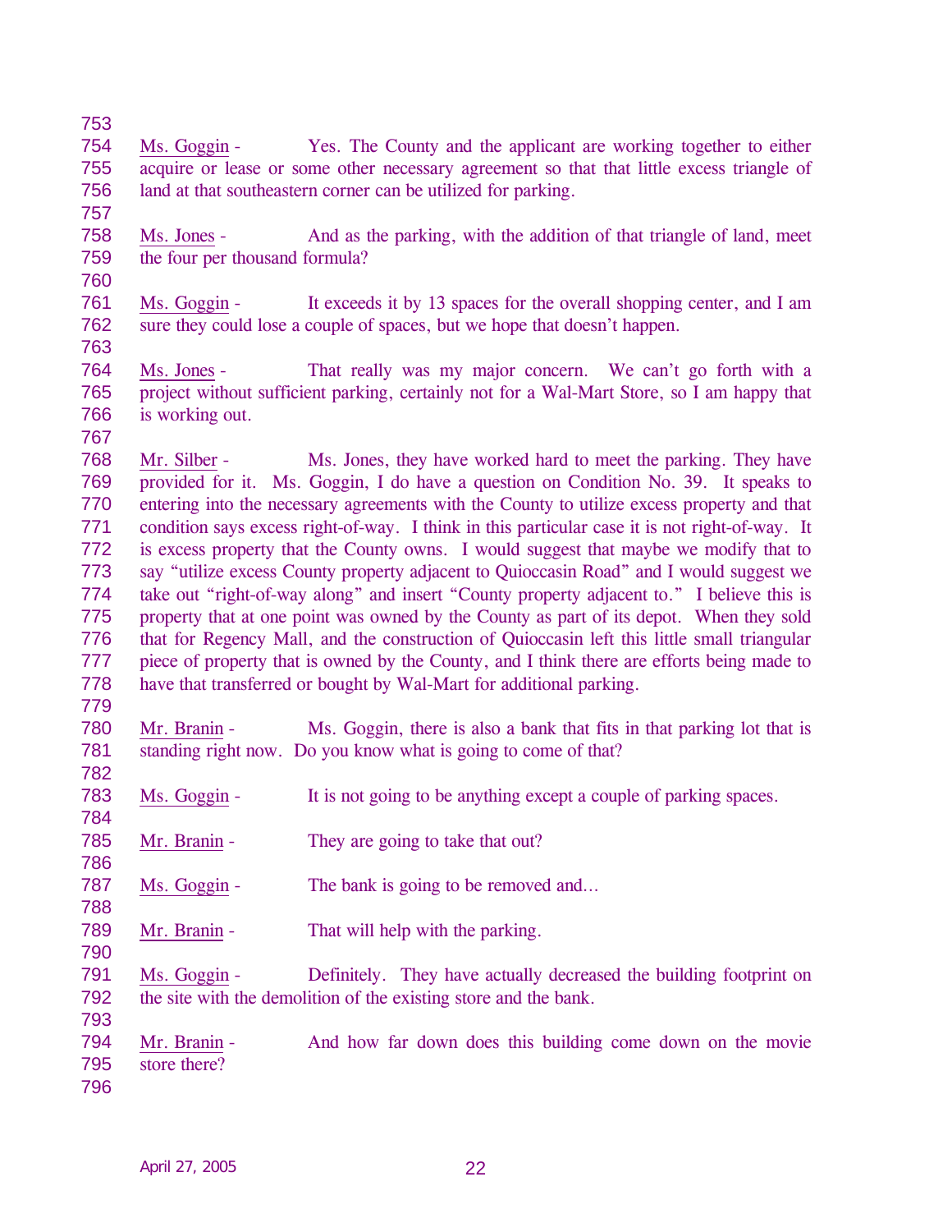Ms. Goggin - Yes. The County and the applicant are working together to either acquire or lease or some other necessary agreement so that that little excess triangle of land at that southeastern corner can be utilized for parking.

Ms. Jones - And as the parking, with the addition of that triangle of land, meet the four per thousand formula?

Ms. Goggin - It exceeds it by 13 spaces for the overall shopping center, and I am sure they could lose a couple of spaces, but we hope that doesn't happen.

Ms. Jones - That really was my major concern. We can't go forth with a project without sufficient parking, certainly not for a Wal-Mart Store, so I am happy that is working out.

Mr. Silber - Ms. Jones, they have worked hard to meet the parking. They have provided for it. Ms. Goggin, I do have a question on Condition No. 39. It speaks to entering into the necessary agreements with the County to utilize excess property and that condition says excess right-of-way. I think in this particular case it is not right-of-way. It is excess property that the County owns. I would suggest that maybe we modify that to say "utilize excess County property adjacent to Quioccasin Road" and I would suggest we take out "right-of-way along" and insert "County property adjacent to." I believe this is property that at one point was owned by the County as part of its depot. When they sold that for Regency Mall, and the construction of Quioccasin left this little small triangular piece of property that is owned by the County, and I think there are efforts being made to have that transferred or bought by Wal-Mart for additional parking.

Mr. Branin - Ms. Goggin, there is also a bank that fits in that parking lot that is standing right now. Do you know what is going to come of that?

Ms. Goggin - It is not going to be anything except a couple of parking spaces.

Mr. Branin - They are going to take that out?

Ms. Goggin - The bank is going to be removed and…

Mr. Branin - That will help with the parking.

Ms. Goggin - Definitely. They have actually decreased the building footprint on the site with the demolition of the existing store and the bank.

Mr. Branin - And how far down does this building come down on the movie store there?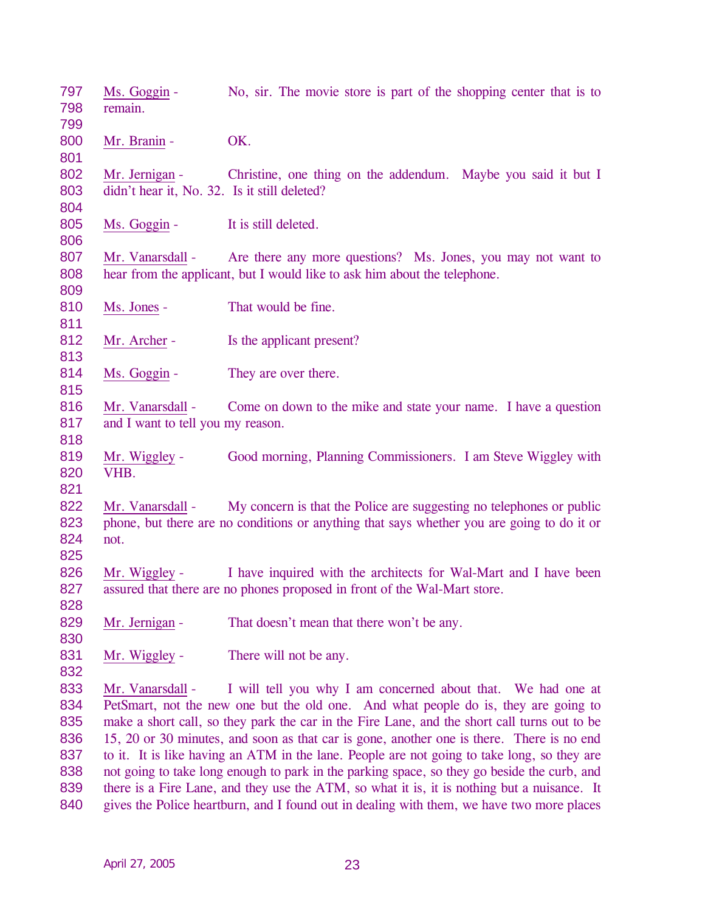Ms. Goggin - No, sir. The movie store is part of the shopping center that is to remain.

Mr. Branin - OK.

Mr. Jernigan - Christine, one thing on the addendum. Maybe you said it but I didn't hear it, No. 32. Is it still deleted?

Ms. Goggin - It is still deleted.

Mr. Vanarsdall - Are there any more questions? Ms. Jones, you may not want to hear from the applicant, but I would like to ask him about the telephone.

Ms. Jones - That would be fine.

Mr. Archer - Is the applicant present?

Ms. Goggin - They are over there.

Mr. Vanarsdall - Come on down to the mike and state your name. I have a question and I want to tell you my reason.

Mr. Wiggley - Good morning, Planning Commissioners. I am Steve Wiggley with VHB.

Mr. Vanarsdall - My concern is that the Police are suggesting no telephones or public phone, but there are no conditions or anything that says whether you are going to do it or not.

Mr. Wiggley - I have inquired with the architects for Wal-Mart and I have been assured that there are no phones proposed in front of the Wal-Mart store.

Mr. Jernigan - That doesn't mean that there won't be any.

Mr. Wiggley - There will not be any.

Mr. Vanarsdall - I will tell you why I am concerned about that. We had one at PetSmart, not the new one but the old one. And what people do is, they are going to make a short call, so they park the car in the Fire Lane, and the short call turns out to be 15, 20 or 30 minutes, and soon as that car is gone, another one is there. There is no end to it. It is like having an ATM in the lane. People are not going to take long, so they are not going to take long enough to park in the parking space, so they go beside the curb, and there is a Fire Lane, and they use the ATM, so what it is, it is nothing but a nuisance. It gives the Police heartburn, and I found out in dealing with them, we have two more places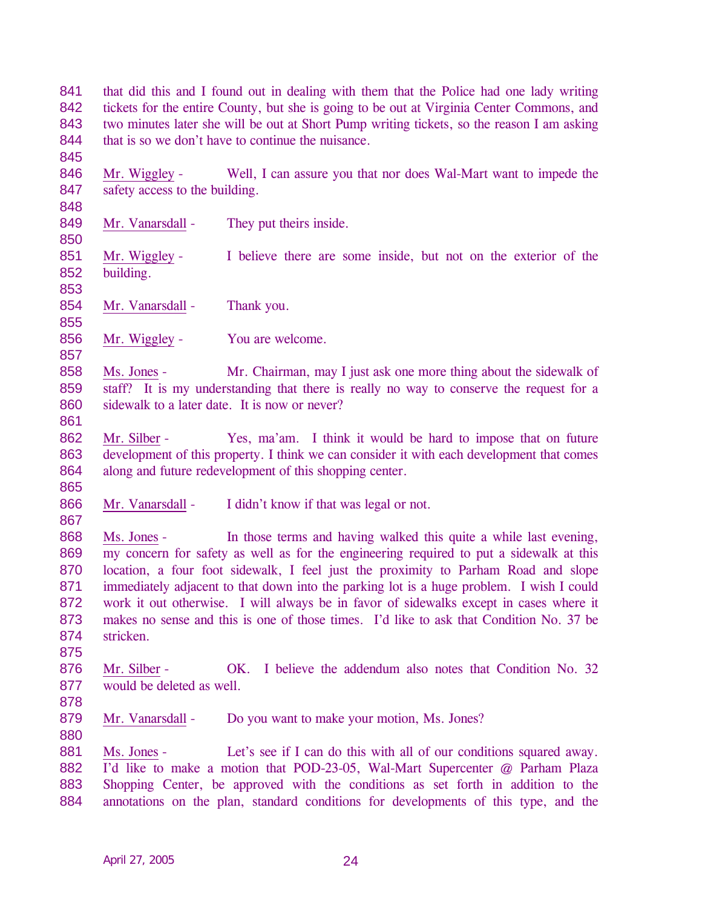that did this and I found out in dealing with them that the Police had one lady writing tickets for the entire County, but she is going to be out at Virginia Center Commons, and two minutes later she will be out at Short Pump writing tickets, so the reason I am asking that is so we don't have to continue the nuisance.

Mr. Wiggley - Well, I can assure you that nor does Wal-Mart want to impede the safety access to the building.

Mr. Vanarsdall - They put theirs inside.

Mr. Wiggley - I believe there are some inside, but not on the exterior of the building.

Mr. Vanarsdall - Thank you.

Mr. Wiggley - You are welcome.

Ms. Jones - Mr. Chairman, may I just ask one more thing about the sidewalk of staff? It is my understanding that there is really no way to conserve the request for a sidewalk to a later date. It is now or never?

Mr. Silber - Yes, ma'am. I think it would be hard to impose that on future development of this property. I think we can consider it with each development that comes along and future redevelopment of this shopping center.

Mr. Vanarsdall - I didn't know if that was legal or not.

Ms. Jones - In those terms and having walked this quite a while last evening, my concern for safety as well as for the engineering required to put a sidewalk at this location, a four foot sidewalk, I feel just the proximity to Parham Road and slope immediately adjacent to that down into the parking lot is a huge problem. I wish I could work it out otherwise. I will always be in favor of sidewalks except in cases where it makes no sense and this is one of those times. I'd like to ask that Condition No. 37 be stricken.

Mr. Silber - OK. I believe the addendum also notes that Condition No. 32 would be deleted as well.

Mr. Vanarsdall - Do you want to make your motion, Ms. Jones?

Ms. Jones - Let's see if I can do this with all of our conditions squared away. I'd like to make a motion that POD-23-05, Wal-Mart Supercenter @ Parham Plaza Shopping Center, be approved with the conditions as set forth in addition to the annotations on the plan, standard conditions for developments of this type, and the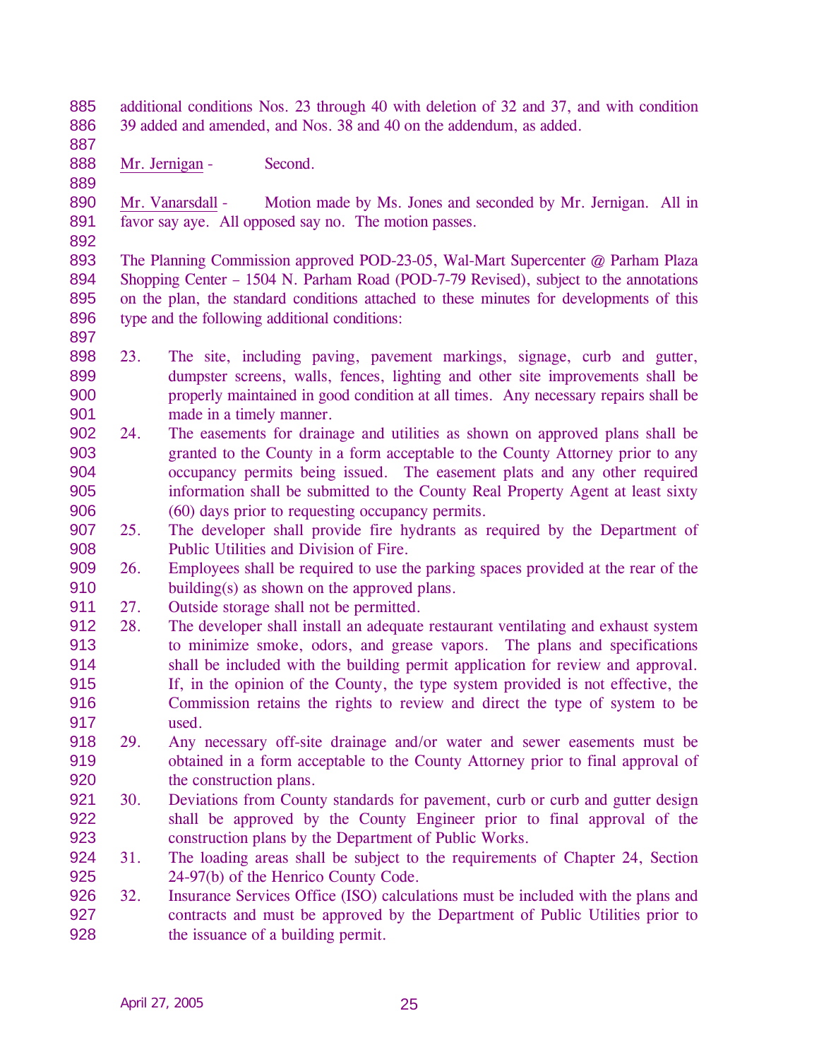additional conditions Nos. 23 through 40 with deletion of 32 and 37, and with condition 39 added and amended, and Nos. 38 and 40 on the addendum, as added.

Mr. Jernigan - Second.

Mr. Vanarsdall - Motion made by Ms. Jones and seconded by Mr. Jernigan. All in favor say aye. All opposed say no. The motion passes.

The Planning Commission approved POD-23-05, Wal-Mart Supercenter @ Parham Plaza Shopping Center – 1504 N. Parham Road (POD-7-79 Revised), subject to the annotations on the plan, the standard conditions attached to these minutes for developments of this type and the following additional conditions:

23. The site, including paving, pavement markings, signage, curb and gutter, dumpster screens, walls, fences, lighting and other site improvements shall be properly maintained in good condition at all times. Any necessary repairs shall be made in a timely manner.
24. The easements for drainage and utilities as shown on approved plans shall be granted to the County in a form acceptable to the County Attorney prior to any occupancy permits being issued. The easement plats and any other required information shall be submitted to the County Real Property Agent at least sixty (60) days prior to requesting occupancy permits.
25. The developer shall provide fire hydrants as required by the Department of Public Utilities and Division of Fire.
26. Employees shall be required to use the parking spaces provided at the rear of the building(s) as shown on the approved plans.
27. Outside storage shall not be permitted.
28. The developer shall install an adequate restaurant ventilating and exhaust system to minimize smoke, odors, and grease vapors. The plans and specifications shall be included with the building permit application for review and approval. If, in the opinion of the County, the type system provided is not effective, the Commission retains the rights to review and direct the type of system to be used.
29. Any necessary off-site drainage and/or water and sewer easements must be obtained in a form acceptable to the County Attorney prior to final approval of the construction plans.
30. Deviations from County standards for pavement, curb or curb and gutter design shall be approved by the County Engineer prior to final approval of the construction plans by the Department of Public Works.
31. The loading areas shall be subject to the requirements of Chapter 24, Section 24-97(b) of the Henrico County Code.
32. Insurance Services Office (ISO) calculations must be included with the plans and contracts and must be approved by the Department of Public Utilities prior to the issuance of a building permit.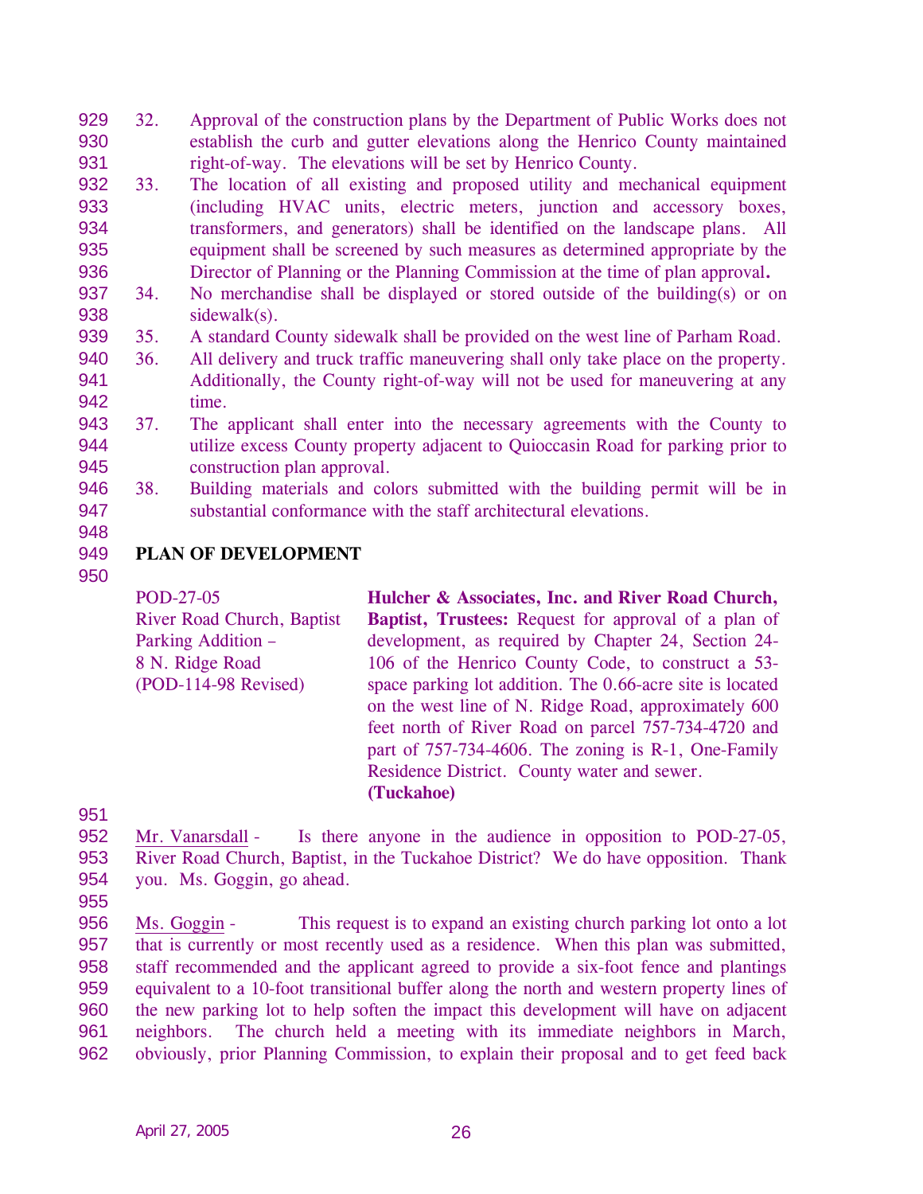32. Approval of the construction plans by the Department of Public Works does not establish the curb and gutter elevations along the Henrico County maintained right-of-way. The elevations will be set by Henrico County.
33. The location of all existing and proposed utility and mechanical equipment (including HVAC units, electric meters, junction and accessory boxes, transformers, and generators) shall be identified on the landscape plans. All equipment shall be screened by such measures as determined appropriate by the Director of Planning or the Planning Commission at the time of plan approval**.**
34. No merchandise shall be displayed or stored outside of the building(s) or on sidewalk(s).
35. A standard County sidewalk shall be provided on the west line of Parham Road.
36. All delivery and truck traffic maneuvering shall only take place on the property. Additionally, the County right-of-way will not be used for maneuvering at any time.
37. The applicant shall enter into the necessary agreements with the County to utilize excess County property adjacent to Quioccasin Road for parking prior to construction plan approval.
38. Building materials and colors submitted with the building permit will be in substantial conformance with the staff architectural elevations.

**PLAN OF DEVELOPMENT**

POD-27-05
River Road Church, Baptist
Parking Addition –
8 N. Ridge Road
(POD-114-98 Revised)

**Hulcher & Associates, Inc. and River Road Church, Baptist, Trustees:** Request for approval of a plan of development, as required by Chapter 24, Section 24-106 of the Henrico County Code, to construct a 53-space parking lot addition. The 0.66-acre site is located on the west line of N. Ridge Road, approximately 600 feet north of River Road on parcel 757-734-4720 and part of 757-734-4606. The zoning is R-1, One-Family Residence District. County water and sewer. **(Tuckahoe)**

Mr. Vanarsdall - Is there anyone in the audience in opposition to POD-27-05, River Road Church, Baptist, in the Tuckahoe District? We do have opposition. Thank you. Ms. Goggin, go ahead.

Ms. Goggin - This request is to expand an existing church parking lot onto a lot that is currently or most recently used as a residence. When this plan was submitted, staff recommended and the applicant agreed to provide a six-foot fence and plantings equivalent to a 10-foot transitional buffer along the north and western property lines of the new parking lot to help soften the impact this development will have on adjacent neighbors. The church held a meeting with its immediate neighbors in March, obviously, prior Planning Commission, to explain their proposal and to get feed back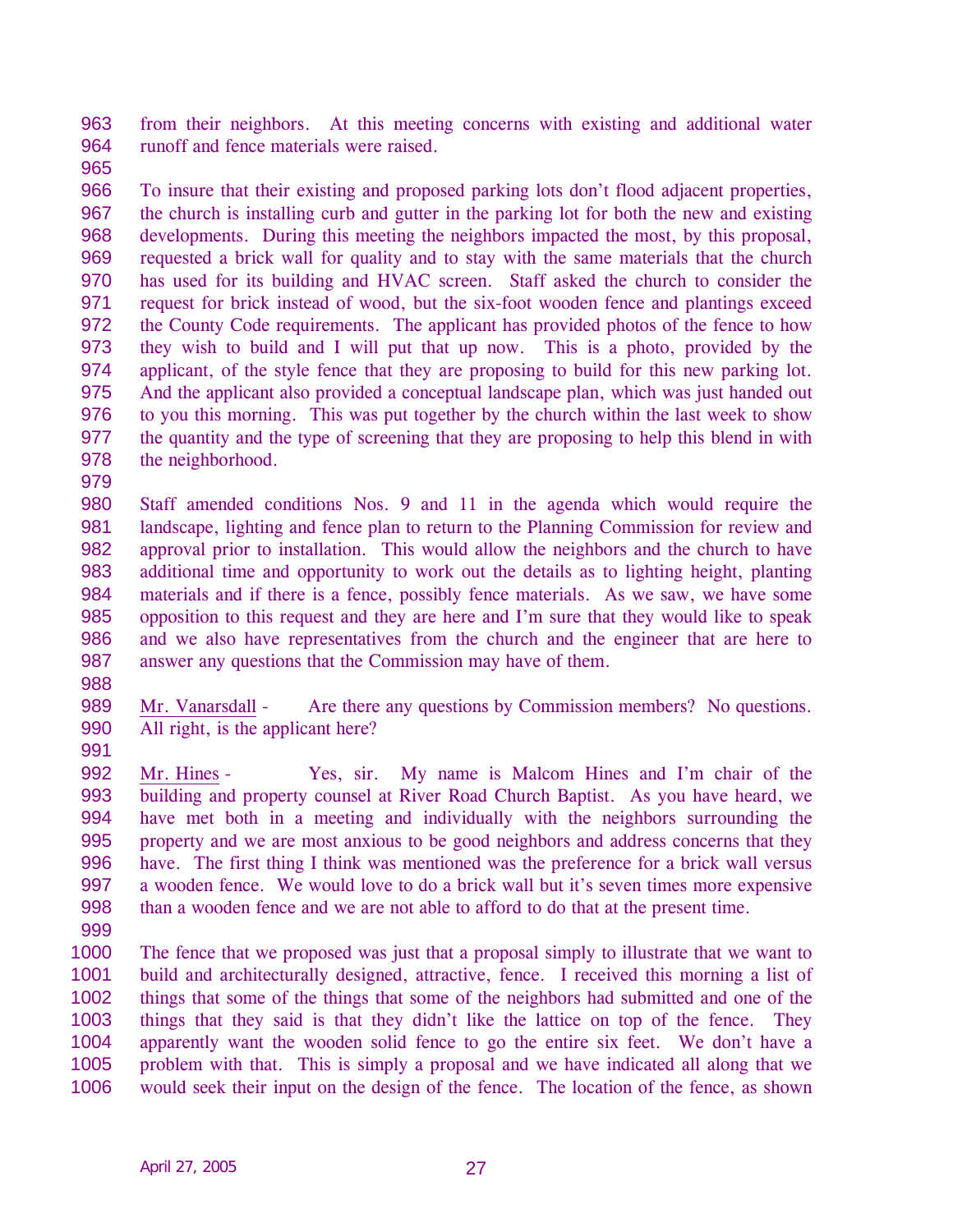from their neighbors. At this meeting concerns with existing and additional water runoff and fence materials were raised.

To insure that their existing and proposed parking lots don't flood adjacent properties, the church is installing curb and gutter in the parking lot for both the new and existing developments. During this meeting the neighbors impacted the most, by this proposal, requested a brick wall for quality and to stay with the same materials that the church has used for its building and HVAC screen. Staff asked the church to consider the request for brick instead of wood, but the six-foot wooden fence and plantings exceed the County Code requirements. The applicant has provided photos of the fence to how they wish to build and I will put that up now. This is a photo, provided by the applicant, of the style fence that they are proposing to build for this new parking lot. And the applicant also provided a conceptual landscape plan, which was just handed out to you this morning. This was put together by the church within the last week to show the quantity and the type of screening that they are proposing to help this blend in with the neighborhood.

Staff amended conditions Nos. 9 and 11 in the agenda which would require the landscape, lighting and fence plan to return to the Planning Commission for review and approval prior to installation. This would allow the neighbors and the church to have additional time and opportunity to work out the details as to lighting height, planting materials and if there is a fence, possibly fence materials. As we saw, we have some opposition to this request and they are here and I'm sure that they would like to speak and we also have representatives from the church and the engineer that are here to answer any questions that the Commission may have of them.

Mr. Vanarsdall - Are there any questions by Commission members? No questions. All right, is the applicant here?

Mr. Hines - Yes, sir. My name is Malcom Hines and I'm chair of the building and property counsel at River Road Church Baptist. As you have heard, we have met both in a meeting and individually with the neighbors surrounding the property and we are most anxious to be good neighbors and address concerns that they have. The first thing I think was mentioned was the preference for a brick wall versus a wooden fence. We would love to do a brick wall but it's seven times more expensive than a wooden fence and we are not able to afford to do that at the present time.

The fence that we proposed was just that a proposal simply to illustrate that we want to build and architecturally designed, attractive, fence. I received this morning a list of things that some of the things that some of the neighbors had submitted and one of the things that they said is that they didn't like the lattice on top of the fence. They apparently want the wooden solid fence to go the entire six feet. We don't have a problem with that. This is simply a proposal and we have indicated all along that we would seek their input on the design of the fence. The location of the fence, as shown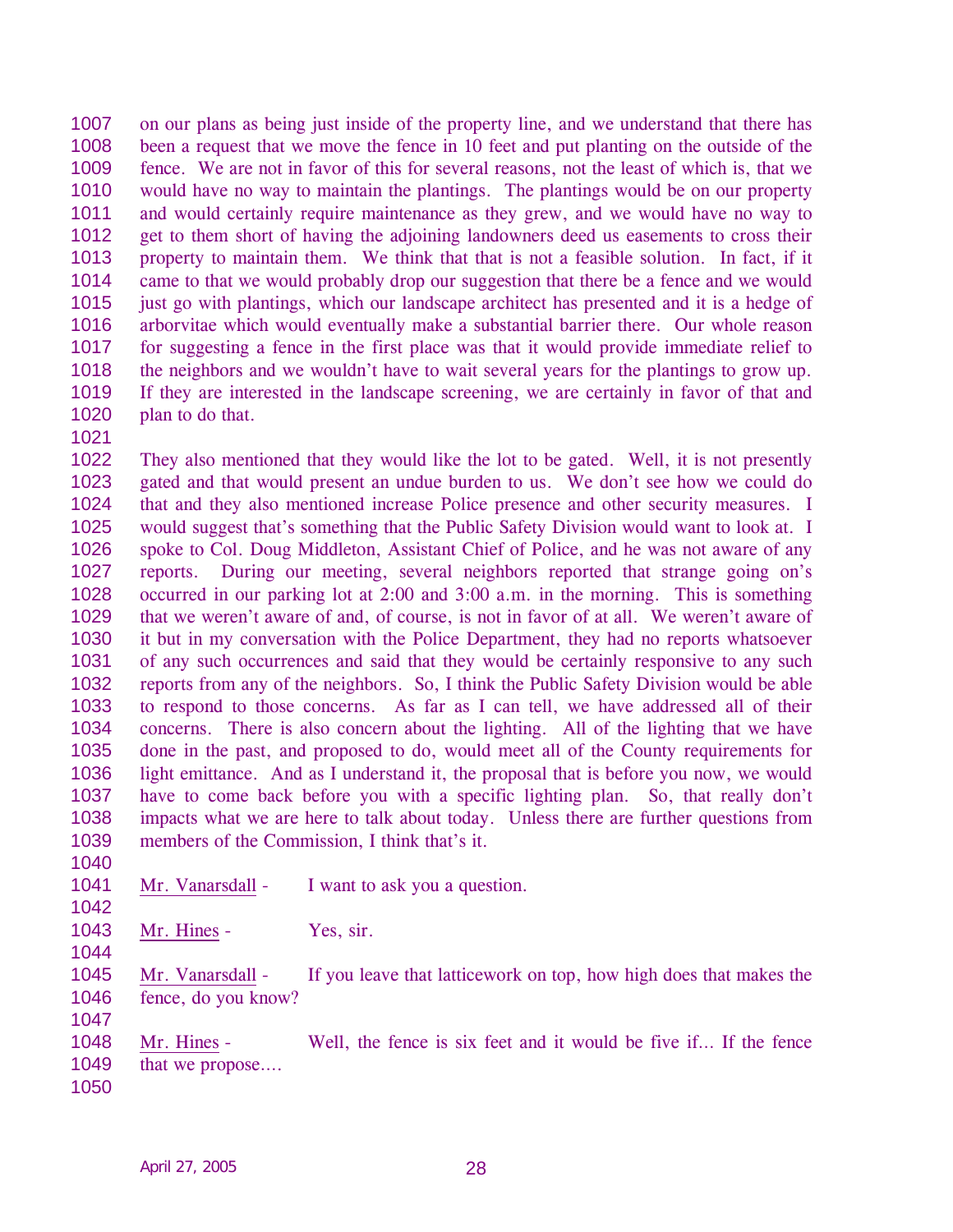on our plans as being just inside of the property line, and we understand that there has been a request that we move the fence in 10 feet and put planting on the outside of the fence. We are not in favor of this for several reasons, not the least of which is, that we would have no way to maintain the plantings. The plantings would be on our property and would certainly require maintenance as they grew, and we would have no way to get to them short of having the adjoining landowners deed us easements to cross their property to maintain them. We think that that is not a feasible solution. In fact, if it came to that we would probably drop our suggestion that there be a fence and we would just go with plantings, which our landscape architect has presented and it is a hedge of arborvitae which would eventually make a substantial barrier there. Our whole reason for suggesting a fence in the first place was that it would provide immediate relief to the neighbors and we wouldn't have to wait several years for the plantings to grow up. If they are interested in the landscape screening, we are certainly in favor of that and plan to do that.

They also mentioned that they would like the lot to be gated. Well, it is not presently gated and that would present an undue burden to us. We don't see how we could do that and they also mentioned increase Police presence and other security measures. I would suggest that's something that the Public Safety Division would want to look at. I spoke to Col. Doug Middleton, Assistant Chief of Police, and he was not aware of any reports. During our meeting, several neighbors reported that strange going on's occurred in our parking lot at 2:00 and 3:00 a.m. in the morning. This is something that we weren't aware of and, of course, is not in favor of at all. We weren't aware of it but in my conversation with the Police Department, they had no reports whatsoever of any such occurrences and said that they would be certainly responsive to any such reports from any of the neighbors. So, I think the Public Safety Division would be able to respond to those concerns. As far as I can tell, we have addressed all of their concerns. There is also concern about the lighting. All of the lighting that we have done in the past, and proposed to do, would meet all of the County requirements for light emittance. And as I understand it, the proposal that is before you now, we would have to come back before you with a specific lighting plan. So, that really don't impacts what we are here to talk about today. Unless there are further questions from members of the Commission, I think that's it.

Mr. Vanarsdall - I want to ask you a question.

Mr. Hines - Yes, sir.

Mr. Vanarsdall - If you leave that latticework on top, how high does that makes the fence, do you know?

Mr. Hines - Well, the fence is six feet and it would be five if... If the fence that we propose....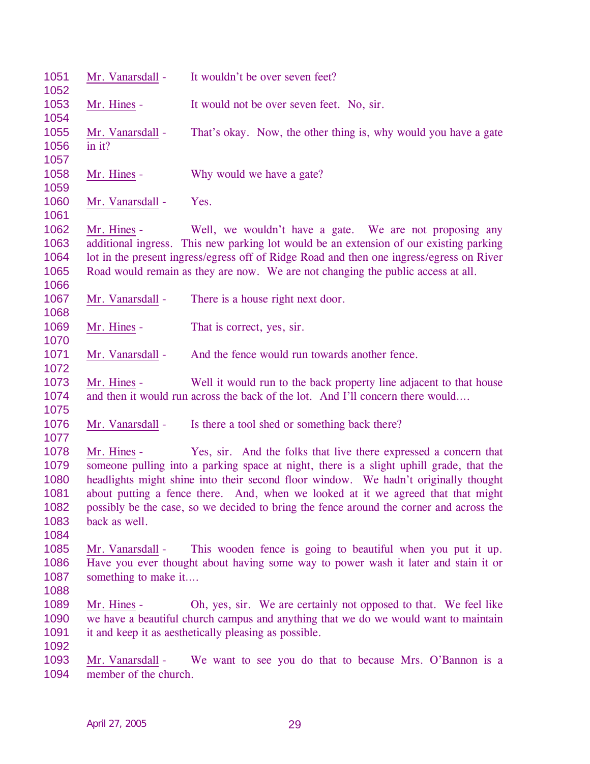Mr. Vanarsdall - It wouldn't be over seven feet?

Mr. Hines - It would not be over seven feet. No, sir.

Mr. Vanarsdall - That's okay. Now, the other thing is, why would you have a gate in it?

Mr. Hines - Why would we have a gate?

Mr. Vanarsdall - Yes.

Mr. Hines - Well, we wouldn't have a gate. We are not proposing any additional ingress. This new parking lot would be an extension of our existing parking lot in the present ingress/egress off of Ridge Road and then one ingress/egress on River Road would remain as they are now. We are not changing the public access at all.

Mr. Vanarsdall - There is a house right next door.

Mr. Hines - That is correct, yes, sir.

Mr. Vanarsdall - And the fence would run towards another fence.

Mr. Hines - Well it would run to the back property line adjacent to that house and then it would run across the back of the lot. And I'll concern there would….

Mr. Vanarsdall - Is there a tool shed or something back there?

Mr. Hines - Yes, sir. And the folks that live there expressed a concern that someone pulling into a parking space at night, there is a slight uphill grade, that the headlights might shine into their second floor window. We hadn't originally thought about putting a fence there. And, when we looked at it we agreed that that might possibly be the case, so we decided to bring the fence around the corner and across the back as well.

Mr. Vanarsdall - This wooden fence is going to beautiful when you put it up. Have you ever thought about having some way to power wash it later and stain it or something to make it….

Mr. Hines - Oh, yes, sir. We are certainly not opposed to that. We feel like we have a beautiful church campus and anything that we do we would want to maintain it and keep it as aesthetically pleasing as possible.

Mr. Vanarsdall - We want to see you do that to because Mrs. O'Bannon is a member of the church.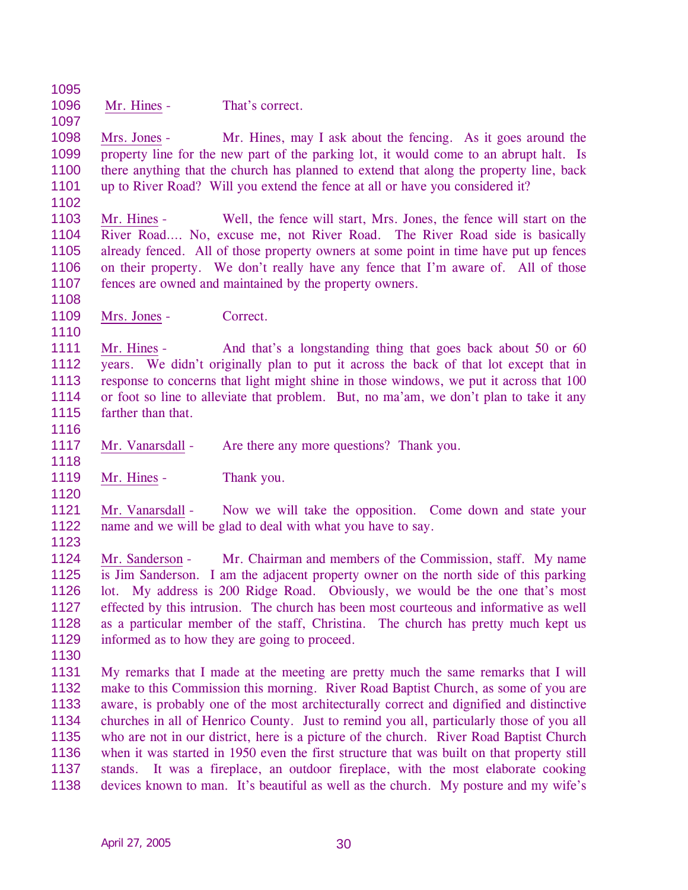Mr. Hines - That's correct.

Mrs. Jones - Mr. Hines, may I ask about the fencing. As it goes around the property line for the new part of the parking lot, it would come to an abrupt halt. Is there anything that the church has planned to extend that along the property line, back up to River Road? Will you extend the fence at all or have you considered it?

Mr. Hines - Well, the fence will start, Mrs. Jones, the fence will start on the River Road…. No, excuse me, not River Road. The River Road side is basically already fenced. All of those property owners at some point in time have put up fences on their property. We don't really have any fence that I'm aware of. All of those fences are owned and maintained by the property owners.

Mrs. Jones - Correct.

Mr. Hines - And that's a longstanding thing that goes back about 50 or 60 years. We didn't originally plan to put it across the back of that lot except that in response to concerns that light might shine in those windows, we put it across that 100 or foot so line to alleviate that problem. But, no ma'am, we don't plan to take it any farther than that.

Mr. Vanarsdall - Are there any more questions? Thank you.

Mr. Hines - Thank you.

Mr. Vanarsdall - Now we will take the opposition. Come down and state your name and we will be glad to deal with what you have to say.

Mr. Sanderson - Mr. Chairman and members of the Commission, staff. My name is Jim Sanderson. I am the adjacent property owner on the north side of this parking lot. My address is 200 Ridge Road. Obviously, we would be the one that's most effected by this intrusion. The church has been most courteous and informative as well as a particular member of the staff, Christina. The church has pretty much kept us informed as to how they are going to proceed.

My remarks that I made at the meeting are pretty much the same remarks that I will make to this Commission this morning. River Road Baptist Church, as some of you are aware, is probably one of the most architecturally correct and dignified and distinctive churches in all of Henrico County. Just to remind you all, particularly those of you all who are not in our district, here is a picture of the church. River Road Baptist Church when it was started in 1950 even the first structure that was built on that property still stands. It was a fireplace, an outdoor fireplace, with the most elaborate cooking devices known to man. It's beautiful as well as the church. My posture and my wife's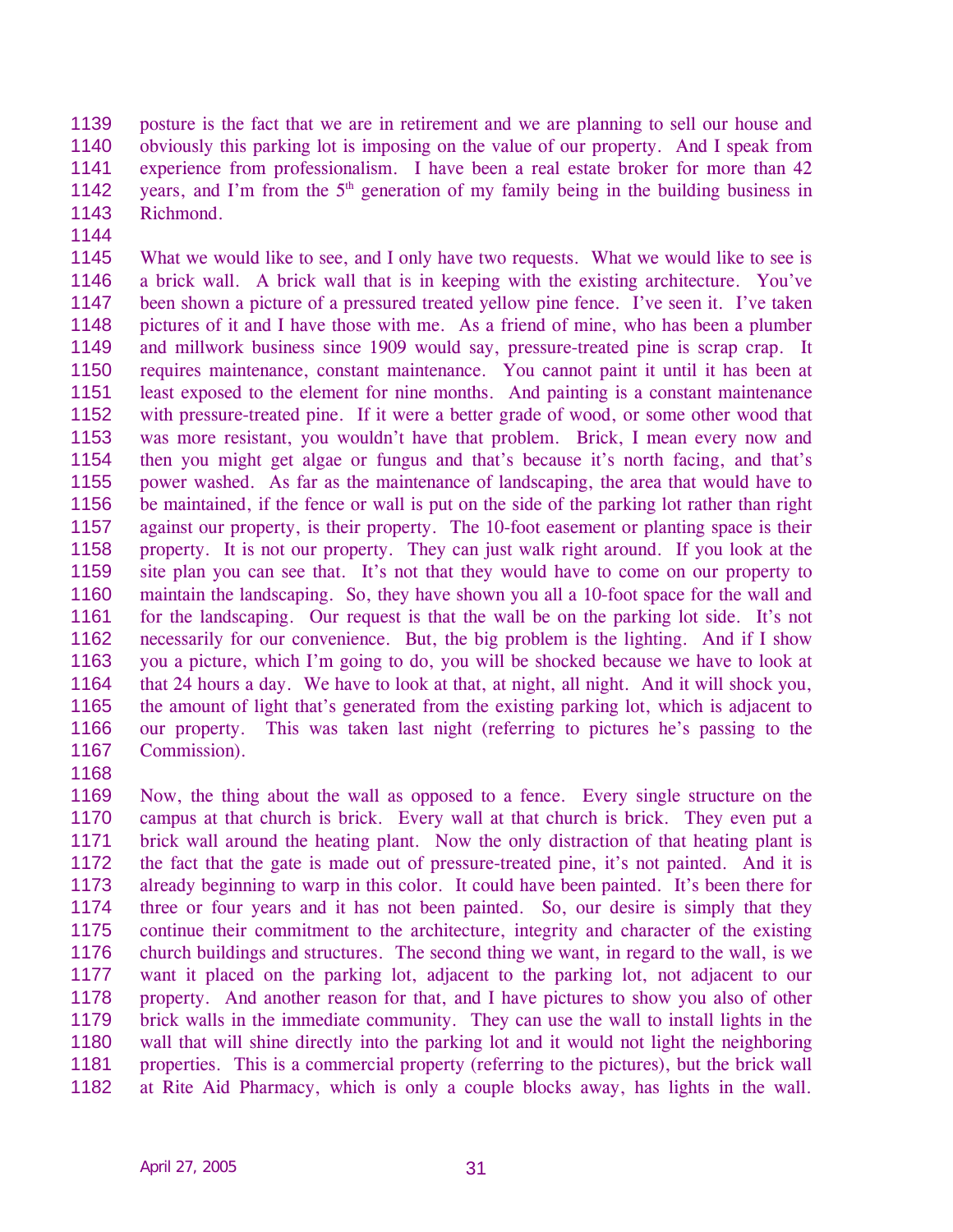posture is the fact that we are in retirement and we are planning to sell our house and obviously this parking lot is imposing on the value of our property. And I speak from experience from professionalism. I have been a real estate broker for more than 42 years, and I'm from the 5th generation of my family being in the building business in Richmond.

What we would like to see, and I only have two requests. What we would like to see is a brick wall. A brick wall that is in keeping with the existing architecture. You've been shown a picture of a pressured treated yellow pine fence. I've seen it. I've taken pictures of it and I have those with me. As a friend of mine, who has been a plumber and millwork business since 1909 would say, pressure-treated pine is scrap crap. It requires maintenance, constant maintenance. You cannot paint it until it has been at least exposed to the element for nine months. And painting is a constant maintenance with pressure-treated pine. If it were a better grade of wood, or some other wood that was more resistant, you wouldn't have that problem. Brick, I mean every now and then you might get algae or fungus and that's because it's north facing, and that's power washed. As far as the maintenance of landscaping, the area that would have to be maintained, if the fence or wall is put on the side of the parking lot rather than right against our property, is their property. The 10-foot easement or planting space is their property. It is not our property. They can just walk right around. If you look at the site plan you can see that. It's not that they would have to come on our property to maintain the landscaping. So, they have shown you all a 10-foot space for the wall and for the landscaping. Our request is that the wall be on the parking lot side. It's not necessarily for our convenience. But, the big problem is the lighting. And if I show you a picture, which I'm going to do, you will be shocked because we have to look at that 24 hours a day. We have to look at that, at night, all night. And it will shock you, the amount of light that's generated from the existing parking lot, which is adjacent to our property. This was taken last night (referring to pictures he's passing to the Commission).

Now, the thing about the wall as opposed to a fence. Every single structure on the campus at that church is brick. Every wall at that church is brick. They even put a brick wall around the heating plant. Now the only distraction of that heating plant is the fact that the gate is made out of pressure-treated pine, it's not painted. And it is already beginning to warp in this color. It could have been painted. It's been there for three or four years and it has not been painted. So, our desire is simply that they continue their commitment to the architecture, integrity and character of the existing church buildings and structures. The second thing we want, in regard to the wall, is we want it placed on the parking lot, adjacent to the parking lot, not adjacent to our property. And another reason for that, and I have pictures to show you also of other brick walls in the immediate community. They can use the wall to install lights in the wall that will shine directly into the parking lot and it would not light the neighboring properties. This is a commercial property (referring to the pictures), but the brick wall at Rite Aid Pharmacy, which is only a couple blocks away, has lights in the wall.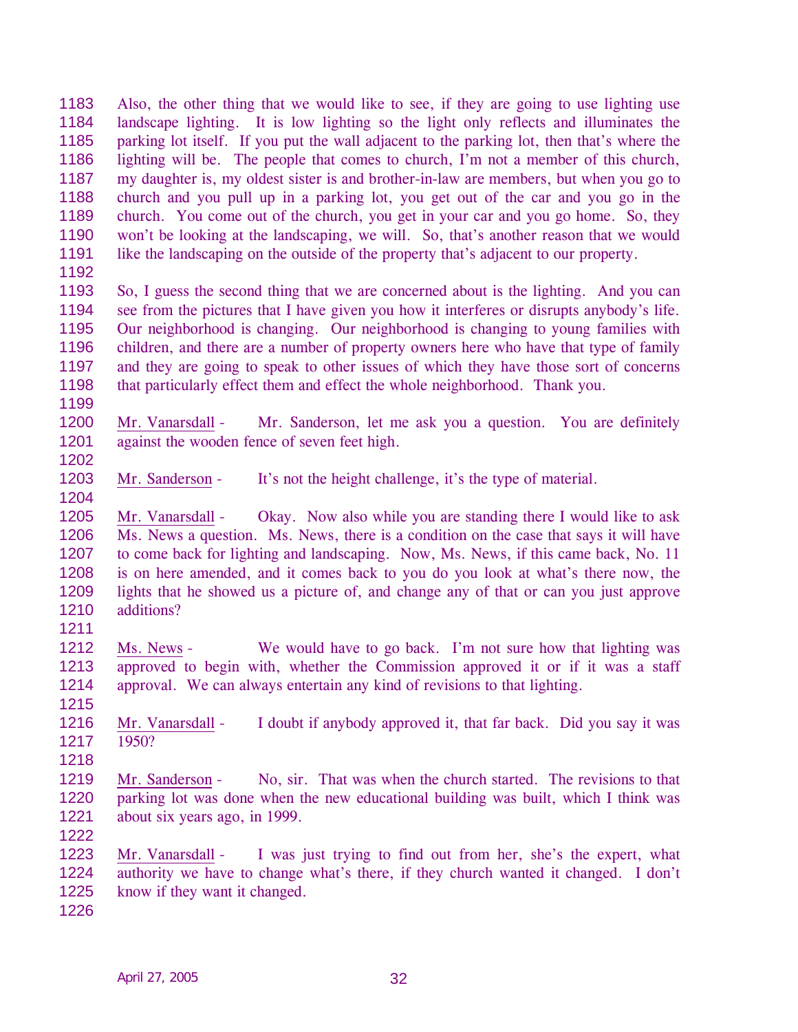Also, the other thing that we would like to see, if they are going to use lighting use landscape lighting. It is low lighting so the light only reflects and illuminates the parking lot itself. If you put the wall adjacent to the parking lot, then that's where the lighting will be. The people that comes to church, I'm not a member of this church, my daughter is, my oldest sister is and brother-in-law are members, but when you go to church and you pull up in a parking lot, you get out of the car and you go in the church. You come out of the church, you get in your car and you go home. So, they won't be looking at the landscaping, we will. So, that's another reason that we would like the landscaping on the outside of the property that's adjacent to our property.

So, I guess the second thing that we are concerned about is the lighting. And you can see from the pictures that I have given you how it interferes or disrupts anybody's life. Our neighborhood is changing. Our neighborhood is changing to young families with children, and there are a number of property owners here who have that type of family and they are going to speak to other issues of which they have those sort of concerns that particularly effect them and effect the whole neighborhood. Thank you.

Mr. Vanarsdall - Mr. Sanderson, let me ask you a question. You are definitely against the wooden fence of seven feet high.

Mr. Sanderson - It's not the height challenge, it's the type of material.

Mr. Vanarsdall - Okay. Now also while you are standing there I would like to ask Ms. News a question. Ms. News, there is a condition on the case that says it will have to come back for lighting and landscaping. Now, Ms. News, if this came back, No. 11 is on here amended, and it comes back to you do you look at what's there now, the lights that he showed us a picture of, and change any of that or can you just approve additions?

Ms. News - We would have to go back. I'm not sure how that lighting was approved to begin with, whether the Commission approved it or if it was a staff approval. We can always entertain any kind of revisions to that lighting.

Mr. Vanarsdall - I doubt if anybody approved it, that far back. Did you say it was 1950?

Mr. Sanderson - No, sir. That was when the church started. The revisions to that parking lot was done when the new educational building was built, which I think was about six years ago, in 1999.

Mr. Vanarsdall - I was just trying to find out from her, she's the expert, what authority we have to change what's there, if they church wanted it changed. I don't know if they want it changed.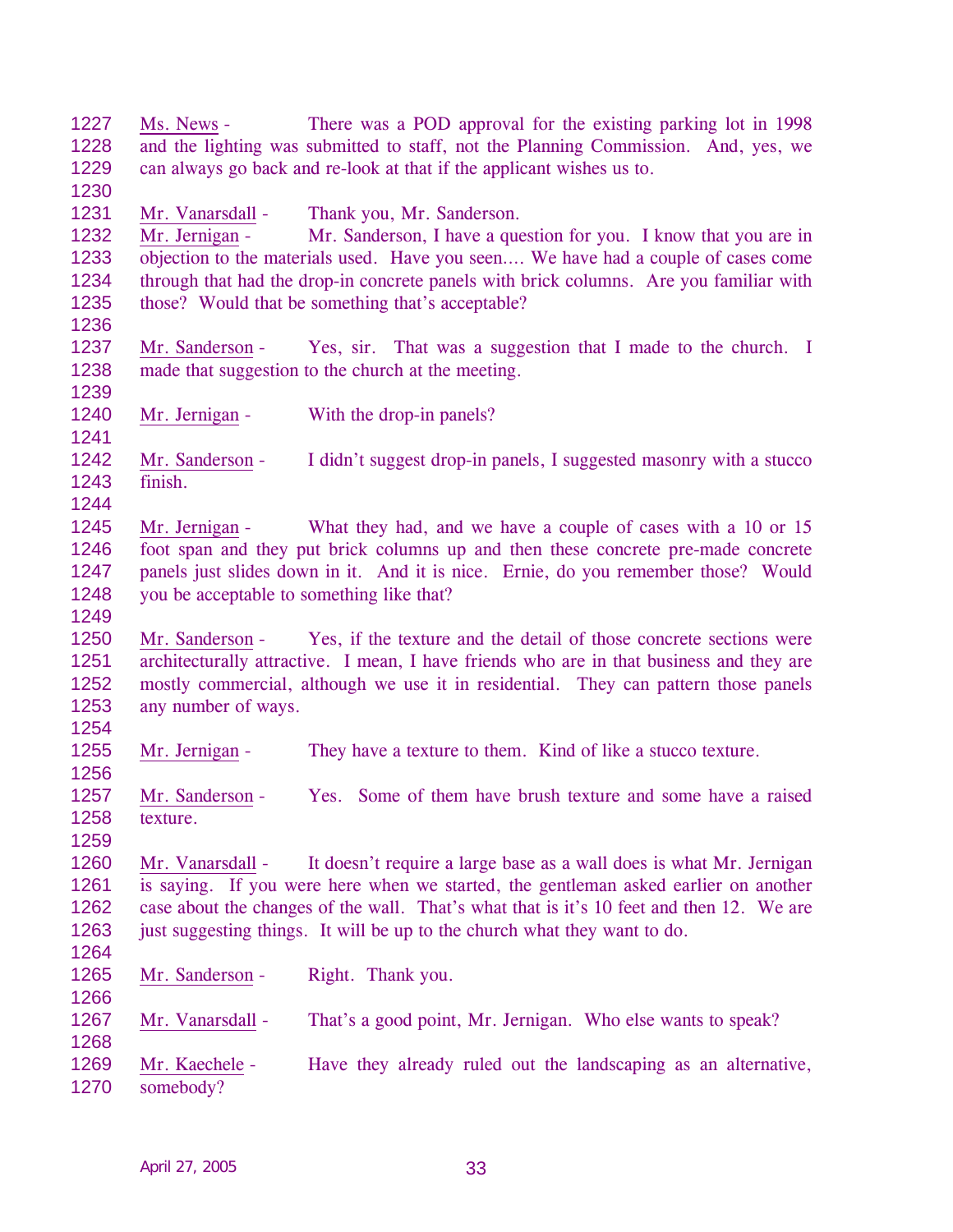Ms. News - There was a POD approval for the existing parking lot in 1998 and the lighting was submitted to staff, not the Planning Commission. And, yes, we can always go back and re-look at that if the applicant wishes us to.

Mr. Vanarsdall - Thank you, Mr. Sanderson.

Mr. Jernigan - Mr. Sanderson, I have a question for you. I know that you are in objection to the materials used. Have you seen.... We have had a couple of cases come through that had the drop-in concrete panels with brick columns. Are you familiar with those? Would that be something that's acceptable?

Mr. Sanderson - Yes, sir. That was a suggestion that I made to the church. I made that suggestion to the church at the meeting.

Mr. Jernigan - With the drop-in panels?

Mr. Sanderson - I didn't suggest drop-in panels, I suggested masonry with a stucco finish.

Mr. Jernigan - What they had, and we have a couple of cases with a 10 or 15 foot span and they put brick columns up and then these concrete pre-made concrete panels just slides down in it. And it is nice. Ernie, do you remember those? Would you be acceptable to something like that?

Mr. Sanderson - Yes, if the texture and the detail of those concrete sections were architecturally attractive. I mean, I have friends who are in that business and they are mostly commercial, although we use it in residential. They can pattern those panels any number of ways.

Mr. Jernigan - They have a texture to them. Kind of like a stucco texture.

Mr. Sanderson - Yes. Some of them have brush texture and some have a raised texture.

Mr. Vanarsdall - It doesn't require a large base as a wall does is what Mr. Jernigan is saying. If you were here when we started, the gentleman asked earlier on another case about the changes of the wall. That's what that is it's 10 feet and then 12. We are just suggesting things. It will be up to the church what they want to do.

Mr. Sanderson - Right. Thank you.

Mr. Vanarsdall - That's a good point, Mr. Jernigan. Who else wants to speak?

Mr. Kaechele - Have they already ruled out the landscaping as an alternative, somebody?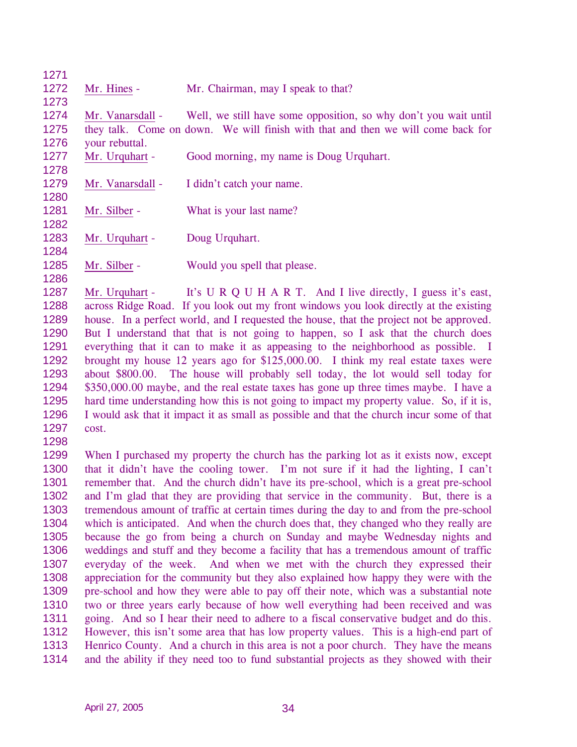Mr. Hines - Mr. Chairman, may I speak to that?

Mr. Vanarsdall - Well, we still have some opposition, so why don't you wait until they talk. Come on down. We will finish with that and then we will come back for your rebuttal.

Mr. Urquhart - Good morning, my name is Doug Urquhart.

Mr. Vanarsdall - I didn't catch your name.

Mr. Silber - What is your last name?

Mr. Urquhart - Doug Urquhart.

Mr. Silber - Would you spell that please.

Mr. Urquhart - It's U R Q U H A R T. And I live directly, I guess it's east, across Ridge Road. If you look out my front windows you look directly at the existing house. In a perfect world, and I requested the house, that the project not be approved. But I understand that that is not going to happen, so I ask that the church does everything that it can to make it as appeasing to the neighborhood as possible. I brought my house 12 years ago for $125,000.00. I think my real estate taxes were about $800.00. The house will probably sell today, the lot would sell today for $350,000.00 maybe, and the real estate taxes has gone up three times maybe. I have a hard time understanding how this is not going to impact my property value. So, if it is, I would ask that it impact it as small as possible and that the church incur some of that cost.

When I purchased my property the church has the parking lot as it exists now, except that it didn't have the cooling tower. I'm not sure if it had the lighting, I can't remember that. And the church didn't have its pre-school, which is a great pre-school and I'm glad that they are providing that service in the community. But, there is a tremendous amount of traffic at certain times during the day to and from the pre-school which is anticipated. And when the church does that, they changed who they really are because the go from being a church on Sunday and maybe Wednesday nights and weddings and stuff and they become a facility that has a tremendous amount of traffic everyday of the week. And when we met with the church they expressed their appreciation for the community but they also explained how happy they were with the pre-school and how they were able to pay off their note, which was a substantial note two or three years early because of how well everything had been received and was going. And so I hear their need to adhere to a fiscal conservative budget and do this. However, this isn't some area that has low property values. This is a high-end part of Henrico County. And a church in this area is not a poor church. They have the means and the ability if they need too to fund substantial projects as they showed with their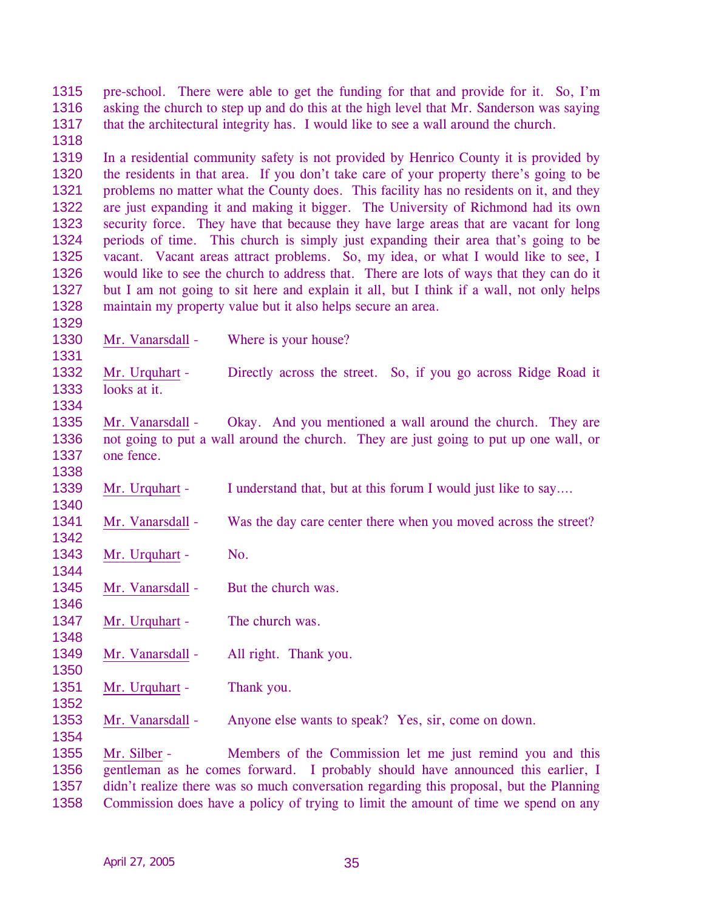pre-school. There were able to get the funding for that and provide for it. So, I'm asking the church to step up and do this at the high level that Mr. Sanderson was saying that the architectural integrity has. I would like to see a wall around the church.

In a residential community safety is not provided by Henrico County it is provided by the residents in that area. If you don't take care of your property there's going to be problems no matter what the County does. This facility has no residents on it, and they are just expanding it and making it bigger. The University of Richmond had its own security force. They have that because they have large areas that are vacant for long periods of time. This church is simply just expanding their area that's going to be vacant. Vacant areas attract problems. So, my idea, or what I would like to see, I would like to see the church to address that. There are lots of ways that they can do it but I am not going to sit here and explain it all, but I think if a wall, not only helps maintain my property value but it also helps secure an area.

Mr. Vanarsdall - Where is your house?

Mr. Urquhart - Directly across the street. So, if you go across Ridge Road it looks at it.

Mr. Vanarsdall - Okay. And you mentioned a wall around the church. They are not going to put a wall around the church. They are just going to put up one wall, or one fence.

Mr. Urquhart - I understand that, but at this forum I would just like to say….

Mr. Vanarsdall - Was the day care center there when you moved across the street?

Mr. Urquhart - No.

Mr. Vanarsdall - But the church was.

Mr. Urquhart - The church was.

Mr. Vanarsdall - All right. Thank you.

Mr. Urquhart - Thank you.

Mr. Vanarsdall - Anyone else wants to speak? Yes, sir, come on down.

Mr. Silber - Members of the Commission let me just remind you and this gentleman as he comes forward. I probably should have announced this earlier, I didn't realize there was so much conversation regarding this proposal, but the Planning Commission does have a policy of trying to limit the amount of time we spend on any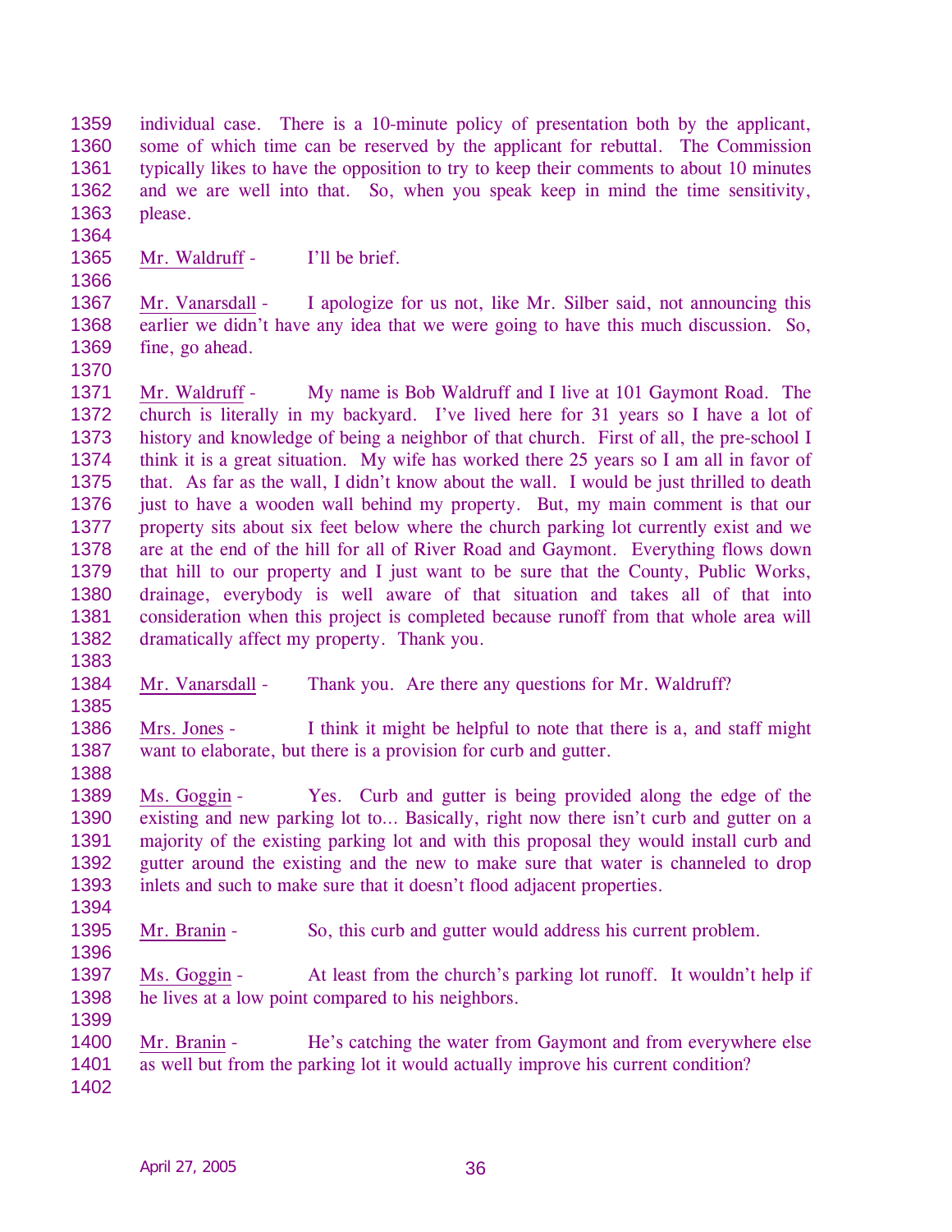individual case. There is a 10-minute policy of presentation both by the applicant, some of which time can be reserved by the applicant for rebuttal. The Commission typically likes to have the opposition to try to keep their comments to about 10 minutes and we are well into that. So, when you speak keep in mind the time sensitivity, please.

Mr. Waldruff - I'll be brief.

Mr. Vanarsdall - I apologize for us not, like Mr. Silber said, not announcing this earlier we didn't have any idea that we were going to have this much discussion. So, fine, go ahead.

Mr. Waldruff - My name is Bob Waldruff and I live at 101 Gaymont Road. The church is literally in my backyard. I've lived here for 31 years so I have a lot of history and knowledge of being a neighbor of that church. First of all, the pre-school I think it is a great situation. My wife has worked there 25 years so I am all in favor of that. As far as the wall, I didn't know about the wall. I would be just thrilled to death just to have a wooden wall behind my property. But, my main comment is that our property sits about six feet below where the church parking lot currently exist and we are at the end of the hill for all of River Road and Gaymont. Everything flows down that hill to our property and I just want to be sure that the County, Public Works, drainage, everybody is well aware of that situation and takes all of that into consideration when this project is completed because runoff from that whole area will dramatically affect my property. Thank you.

Mr. Vanarsdall - Thank you. Are there any questions for Mr. Waldruff?

Mrs. Jones - I think it might be helpful to note that there is a, and staff might want to elaborate, but there is a provision for curb and gutter.

Ms. Goggin - Yes. Curb and gutter is being provided along the edge of the existing and new parking lot to... Basically, right now there isn't curb and gutter on a majority of the existing parking lot and with this proposal they would install curb and gutter around the existing and the new to make sure that water is channeled to drop inlets and such to make sure that it doesn't flood adjacent properties.

Mr. Branin - So, this curb and gutter would address his current problem.

Ms. Goggin - At least from the church's parking lot runoff. It wouldn't help if he lives at a low point compared to his neighbors.

Mr. Branin - He's catching the water from Gaymont and from everywhere else as well but from the parking lot it would actually improve his current condition?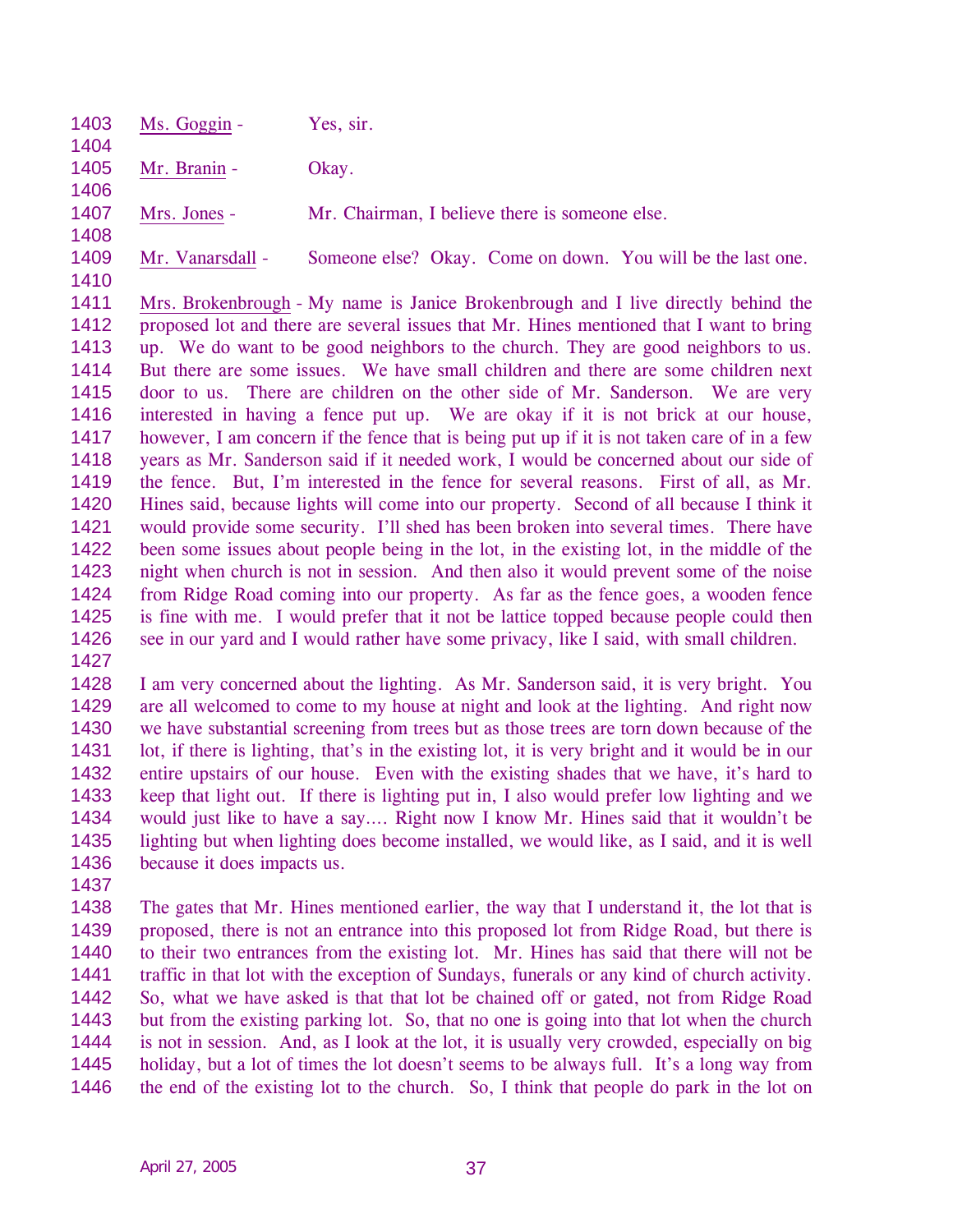1403 Ms. Goggin - Yes, sir.
1404
1405 Mr. Branin - Okay.
1406
1407 Mrs. Jones - Mr. Chairman, I believe there is someone else.
1408
1409 Mr. Vanarsdall - Someone else? Okay. Come on down. You will be the last one.
1410
1411 Mrs. Brokenbrough - My name is Janice Brokenbrough and I live directly behind the
1412 proposed lot and there are several issues that Mr. Hines mentioned that I want to bring
1413 up. We do want to be good neighbors to the church. They are good neighbors to us.
1414 But there are some issues. We have small children and there are some children next
1415 door to us. There are children on the other side of Mr. Sanderson. We are very
1416 interested in having a fence put up. We are okay if it is not brick at our house,
1417 however, I am concern if the fence that is being put up if it is not taken care of in a few
1418 years as Mr. Sanderson said if it needed work, I would be concerned about our side of
1419 the fence. But, I'm interested in the fence for several reasons. First of all, as Mr.
1420 Hines said, because lights will come into our property. Second of all because I think it
1421 would provide some security. I'll shed has been broken into several times. There have
1422 been some issues about people being in the lot, in the existing lot, in the middle of the
1423 night when church is not in session. And then also it would prevent some of the noise
1424 from Ridge Road coming into our property. As far as the fence goes, a wooden fence
1425 is fine with me. I would prefer that it not be lattice topped because people could then
1426 see in our yard and I would rather have some privacy, like I said, with small children.
1427
1428 I am very concerned about the lighting. As Mr. Sanderson said, it is very bright. You
1429 are all welcomed to come to my house at night and look at the lighting. And right now
1430 we have substantial screening from trees but as those trees are torn down because of the
1431 lot, if there is lighting, that's in the existing lot, it is very bright and it would be in our
1432 entire upstairs of our house. Even with the existing shades that we have, it's hard to
1433 keep that light out. If there is lighting put in, I also would prefer low lighting and we
1434 would just like to have a say.... Right now I know Mr. Hines said that it wouldn't be
1435 lighting but when lighting does become installed, we would like, as I said, and it is well
1436 because it does impacts us.
1437
1438 The gates that Mr. Hines mentioned earlier, the way that I understand it, the lot that is
1439 proposed, there is not an entrance into this proposed lot from Ridge Road, but there is
1440 to their two entrances from the existing lot. Mr. Hines has said that there will not be
1441 traffic in that lot with the exception of Sundays, funerals or any kind of church activity.
1442 So, what we have asked is that that lot be chained off or gated, not from Ridge Road
1443 but from the existing parking lot. So, that no one is going into that lot when the church
1444 is not in session. And, as I look at the lot, it is usually very crowded, especially on big
1445 holiday, but a lot of times the lot doesn't seems to be always full. It's a long way from
1446 the end of the existing lot to the church. So, I think that people do park in the lot on

April 27, 2005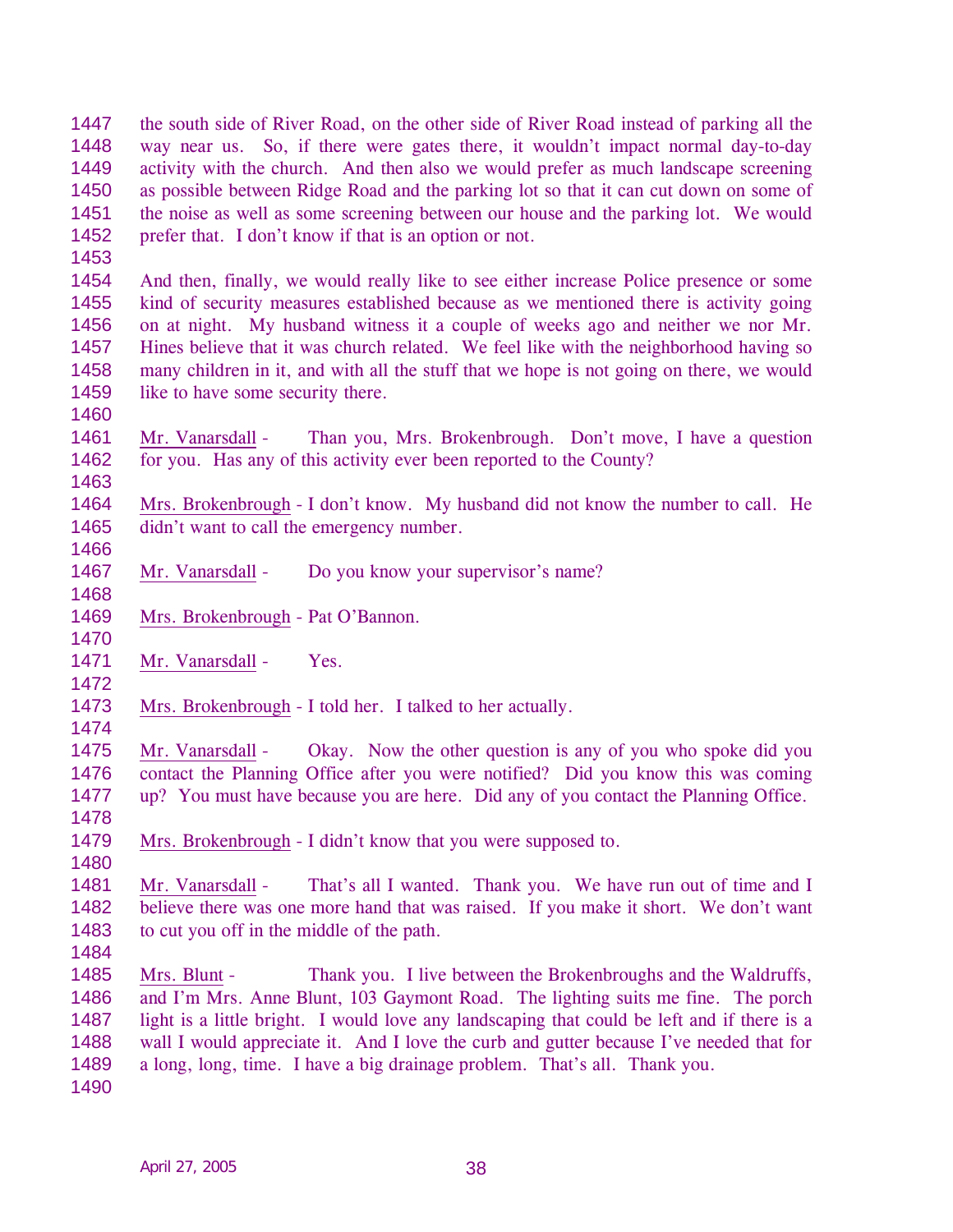the south side of River Road, on the other side of River Road instead of parking all the way near us. So, if there were gates there, it wouldn't impact normal day-to-day activity with the church. And then also we would prefer as much landscape screening as possible between Ridge Road and the parking lot so that it can cut down on some of the noise as well as some screening between our house and the parking lot. We would prefer that. I don't know if that is an option or not.

And then, finally, we would really like to see either increase Police presence or some kind of security measures established because as we mentioned there is activity going on at night. My husband witness it a couple of weeks ago and neither we nor Mr. Hines believe that it was church related. We feel like with the neighborhood having so many children in it, and with all the stuff that we hope is not going on there, we would like to have some security there.

Mr. Vanarsdall - Than you, Mrs. Brokenbrough. Don't move, I have a question for you. Has any of this activity ever been reported to the County?

Mrs. Brokenbrough - I don't know. My husband did not know the number to call. He didn't want to call the emergency number.

Mr. Vanarsdall - Do you know your supervisor's name?

Mrs. Brokenbrough - Pat O'Bannon.

Mr. Vanarsdall - Yes.

Mrs. Brokenbrough - I told her. I talked to her actually.

Mr. Vanarsdall - Okay. Now the other question is any of you who spoke did you contact the Planning Office after you were notified? Did you know this was coming up? You must have because you are here. Did any of you contact the Planning Office.

Mrs. Brokenbrough - I didn't know that you were supposed to.

Mr. Vanarsdall - That's all I wanted. Thank you. We have run out of time and I believe there was one more hand that was raised. If you make it short. We don't want to cut you off in the middle of the path.

Mrs. Blunt - Thank you. I live between the Brokenbroughs and the Waldruffs, and I'm Mrs. Anne Blunt, 103 Gaymont Road. The lighting suits me fine. The porch light is a little bright. I would love any landscaping that could be left and if there is a wall I would appreciate it. And I love the curb and gutter because I've needed that for a long, long, time. I have a big drainage problem. That's all. Thank you.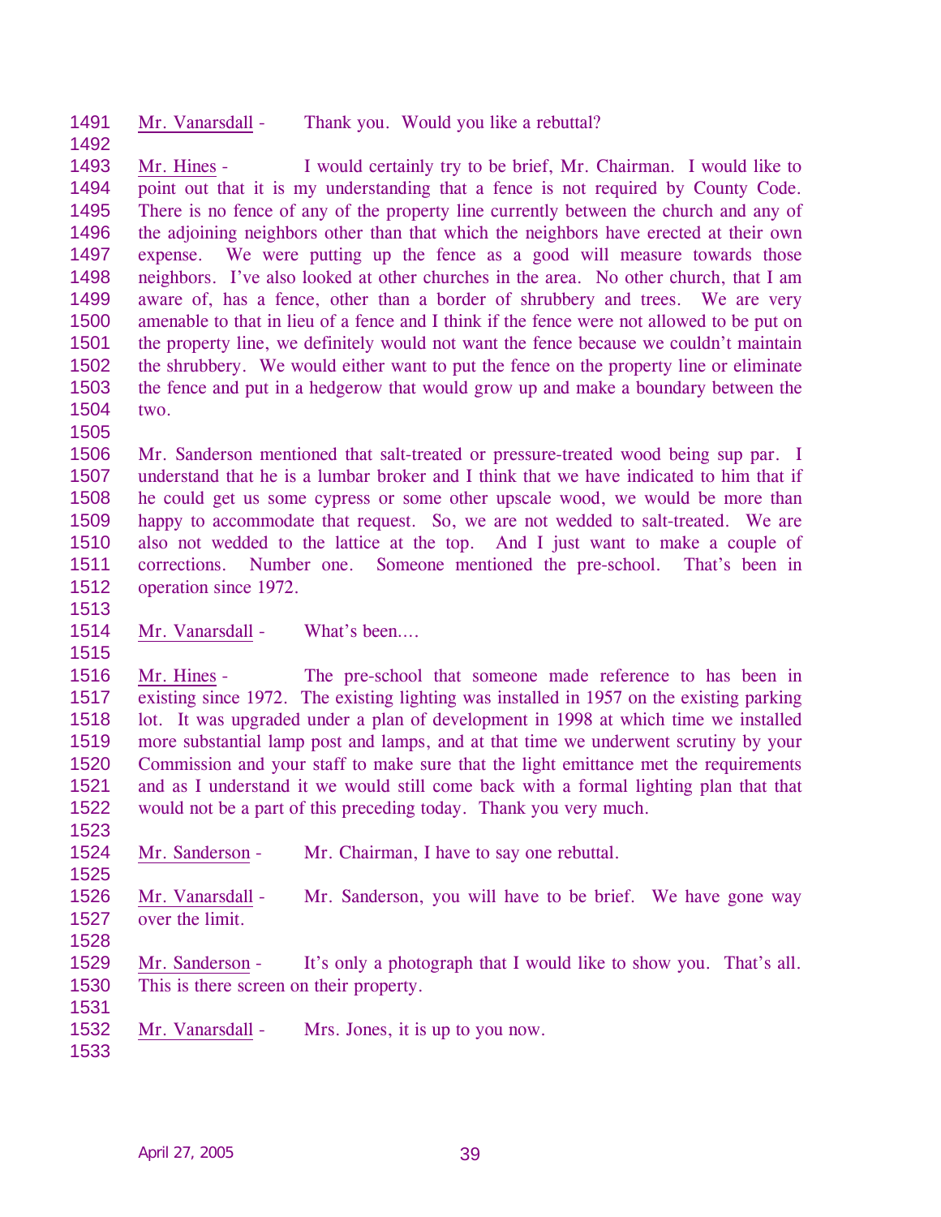Mr. Vanarsdall - Thank you. Would you like a rebuttal?

Mr. Hines - I would certainly try to be brief, Mr. Chairman. I would like to point out that it is my understanding that a fence is not required by County Code. There is no fence of any of the property line currently between the church and any of the adjoining neighbors other than that which the neighbors have erected at their own expense. We were putting up the fence as a good will measure towards those neighbors. I've also looked at other churches in the area. No other church, that I am aware of, has a fence, other than a border of shrubbery and trees. We are very amenable to that in lieu of a fence and I think if the fence were not allowed to be put on the property line, we definitely would not want the fence because we couldn't maintain the shrubbery. We would either want to put the fence on the property line or eliminate the fence and put in a hedgerow that would grow up and make a boundary between the two.

Mr. Sanderson mentioned that salt-treated or pressure-treated wood being sup par. I understand that he is a lumbar broker and I think that we have indicated to him that if he could get us some cypress or some other upscale wood, we would be more than happy to accommodate that request. So, we are not wedded to salt-treated. We are also not wedded to the lattice at the top. And I just want to make a couple of corrections. Number one. Someone mentioned the pre-school. That's been in operation since 1972.

Mr. Vanarsdall - What's been….

Mr. Hines - The pre-school that someone made reference to has been in existing since 1972. The existing lighting was installed in 1957 on the existing parking lot. It was upgraded under a plan of development in 1998 at which time we installed more substantial lamp post and lamps, and at that time we underwent scrutiny by your Commission and your staff to make sure that the light emittance met the requirements and as I understand it we would still come back with a formal lighting plan that that would not be a part of this preceding today. Thank you very much.

Mr. Sanderson - Mr. Chairman, I have to say one rebuttal.

Mr. Vanarsdall - Mr. Sanderson, you will have to be brief. We have gone way over the limit.

Mr. Sanderson - It's only a photograph that I would like to show you. That's all. This is there screen on their property.

Mr. Vanarsdall - Mrs. Jones, it is up to you now.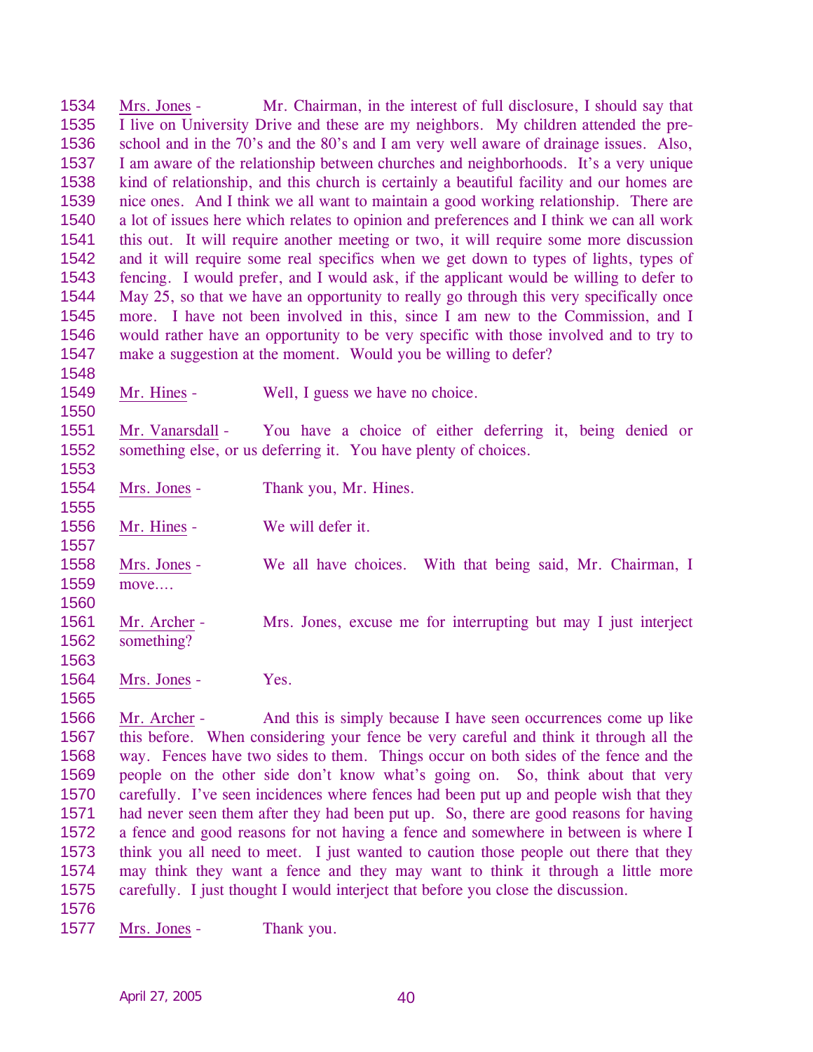1534 Mrs. Jones - Mr. Chairman, in the interest of full disclosure, I should say that
1535 I live on University Drive and these are my neighbors. My children attended the pre-
1536 school and in the 70's and the 80's and I am very well aware of drainage issues. Also,
1537 I am aware of the relationship between churches and neighborhoods. It's a very unique
1538 kind of relationship, and this church is certainly a beautiful facility and our homes are
1539 nice ones. And I think we all want to maintain a good working relationship. There are
1540 a lot of issues here which relates to opinion and preferences and I think we can all work
1541 this out. It will require another meeting or two, it will require some more discussion
1542 and it will require some real specifics when we get down to types of lights, types of
1543 fencing. I would prefer, and I would ask, if the applicant would be willing to defer to
1544 May 25, so that we have an opportunity to really go through this very specifically once
1545 more. I have not been involved in this, since I am new to the Commission, and I
1546 would rather have an opportunity to be very specific with those involved and to try to
1547 make a suggestion at the moment. Would you be willing to defer?
1548
1549 Mr. Hines - Well, I guess we have no choice.
1550
1551 Mr. Vanarsdall - You have a choice of either deferring it, being denied or
1552 something else, or us deferring it. You have plenty of choices.
1553
1554 Mrs. Jones - Thank you, Mr. Hines.
1555
1556 Mr. Hines - We will defer it.
1557
1558 Mrs. Jones - We all have choices. With that being said, Mr. Chairman, I
1559 move….
1560
1561 Mr. Archer - Mrs. Jones, excuse me for interrupting but may I just interject
1562 something?
1563
1564 Mrs. Jones - Yes.
1565
1566 Mr. Archer - And this is simply because I have seen occurrences come up like
1567 this before. When considering your fence be very careful and think it through all the
1568 way. Fences have two sides to them. Things occur on both sides of the fence and the
1569 people on the other side don't know what's going on. So, think about that very
1570 carefully. I've seen incidences where fences had been put up and people wish that they
1571 had never seen them after they had been put up. So, there are good reasons for having
1572 a fence and good reasons for not having a fence and somewhere in between is where I
1573 think you all need to meet. I just wanted to caution those people out there that they
1574 may think they want a fence and they may want to think it through a little more
1575 carefully. I just thought I would interject that before you close the discussion.
1576
1577 Mrs. Jones - Thank you.

April 27, 2005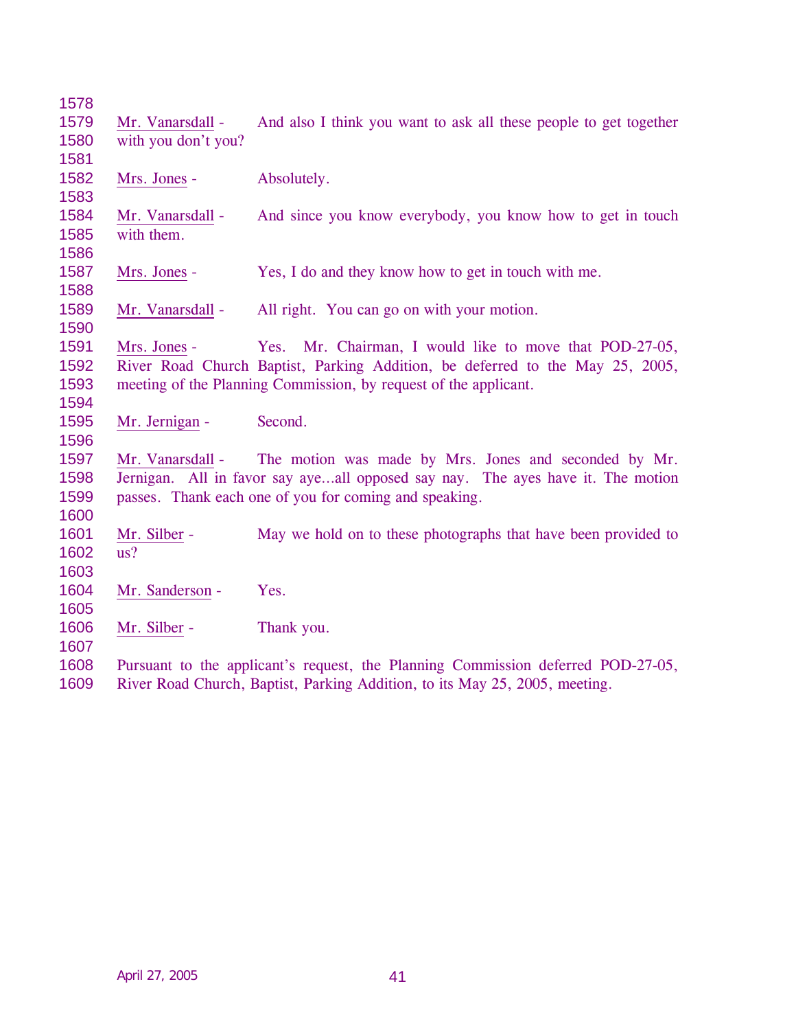Mr. Vanarsdall - And also I think you want to ask all these people to get together with you don't you?

Mrs. Jones - Absolutely.

Mr. Vanarsdall - And since you know everybody, you know how to get in touch with them.

Mrs. Jones - Yes, I do and they know how to get in touch with me.

Mr. Vanarsdall - All right. You can go on with your motion.

Mrs. Jones - Yes. Mr. Chairman, I would like to move that POD-27-05, River Road Church Baptist, Parking Addition, be deferred to the May 25, 2005, meeting of the Planning Commission, by request of the applicant.

Mr. Jernigan - Second.

Mr. Vanarsdall - The motion was made by Mrs. Jones and seconded by Mr. Jernigan. All in favor say aye…all opposed say nay. The ayes have it. The motion passes. Thank each one of you for coming and speaking.

Mr. Silber - May we hold on to these photographs that have been provided to us?

Mr. Sanderson - Yes.

Mr. Silber - Thank you.

Pursuant to the applicant's request, the Planning Commission deferred POD-27-05, River Road Church, Baptist, Parking Addition, to its May 25, 2005, meeting.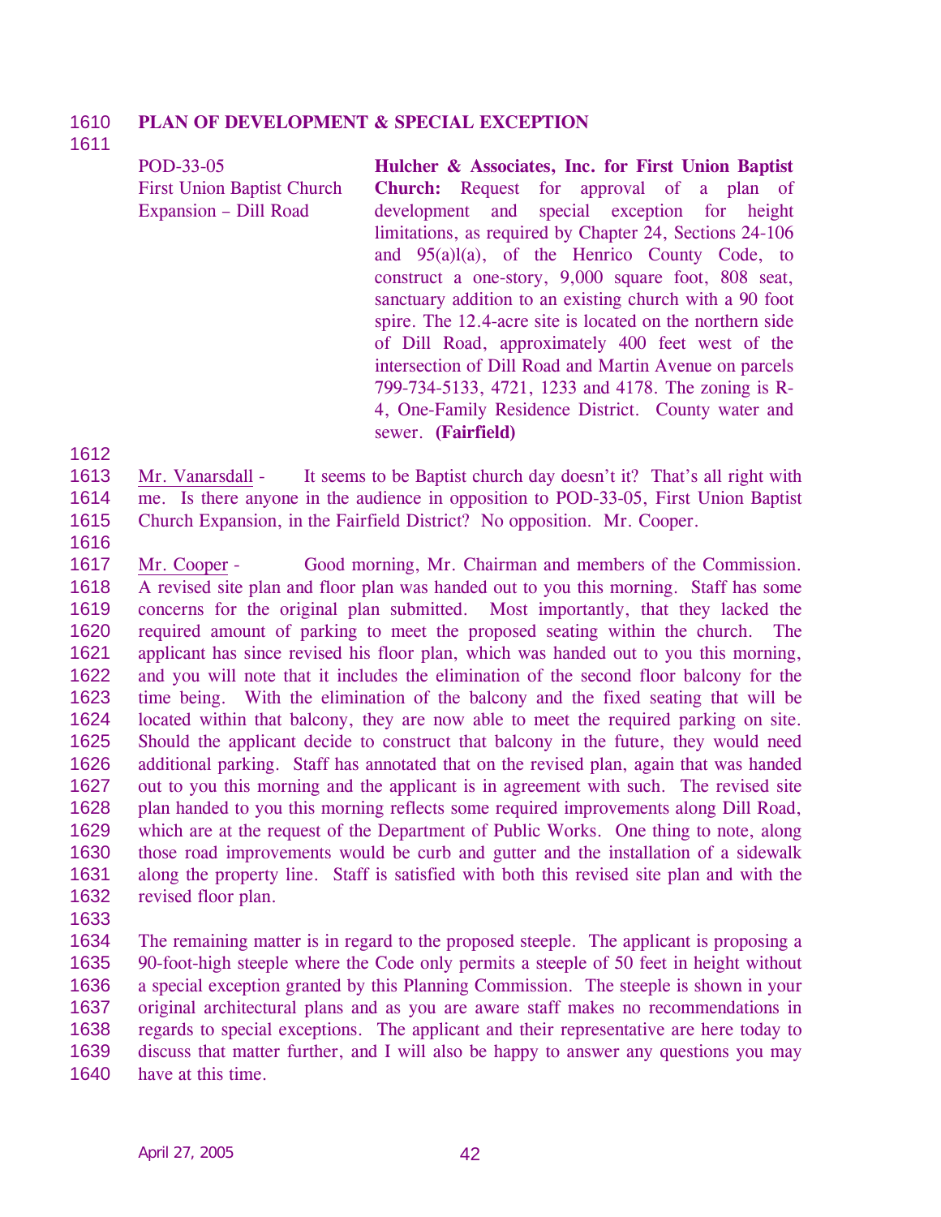**PLAN OF DEVELOPMENT & SPECIAL EXCEPTION**

POD-33-05
First Union Baptist Church
Expansion – Dill Road

**Hulcher & Associates, Inc. for First Union Baptist Church:** Request for approval of a plan of development and special exception for height limitations, as required by Chapter 24, Sections 24-106 and 95(a)l(a), of the Henrico County Code, to construct a one-story, 9,000 square foot, 808 seat, sanctuary addition to an existing church with a 90 foot spire. The 12.4-acre site is located on the northern side of Dill Road, approximately 400 feet west of the intersection of Dill Road and Martin Avenue on parcels 799-734-5133, 4721, 1233 and 4178. The zoning is R-4, One-Family Residence District. County water and sewer. **(Fairfield)**

Mr. Vanarsdall - It seems to be Baptist church day doesn't it? That's all right with me. Is there anyone in the audience in opposition to POD-33-05, First Union Baptist Church Expansion, in the Fairfield District? No opposition. Mr. Cooper.

Mr. Cooper - Good morning, Mr. Chairman and members of the Commission. A revised site plan and floor plan was handed out to you this morning. Staff has some concerns for the original plan submitted. Most importantly, that they lacked the required amount of parking to meet the proposed seating within the church. The applicant has since revised his floor plan, which was handed out to you this morning, and you will note that it includes the elimination of the second floor balcony for the time being. With the elimination of the balcony and the fixed seating that will be located within that balcony, they are now able to meet the required parking on site. Should the applicant decide to construct that balcony in the future, they would need additional parking. Staff has annotated that on the revised plan, again that was handed out to you this morning and the applicant is in agreement with such. The revised site plan handed to you this morning reflects some required improvements along Dill Road, which are at the request of the Department of Public Works. One thing to note, along those road improvements would be curb and gutter and the installation of a sidewalk along the property line. Staff is satisfied with both this revised site plan and with the revised floor plan.

The remaining matter is in regard to the proposed steeple. The applicant is proposing a 90-foot-high steeple where the Code only permits a steeple of 50 feet in height without a special exception granted by this Planning Commission. The steeple is shown in your original architectural plans and as you are aware staff makes no recommendations in regards to special exceptions. The applicant and their representative are here today to discuss that matter further, and I will also be happy to answer any questions you may have at this time.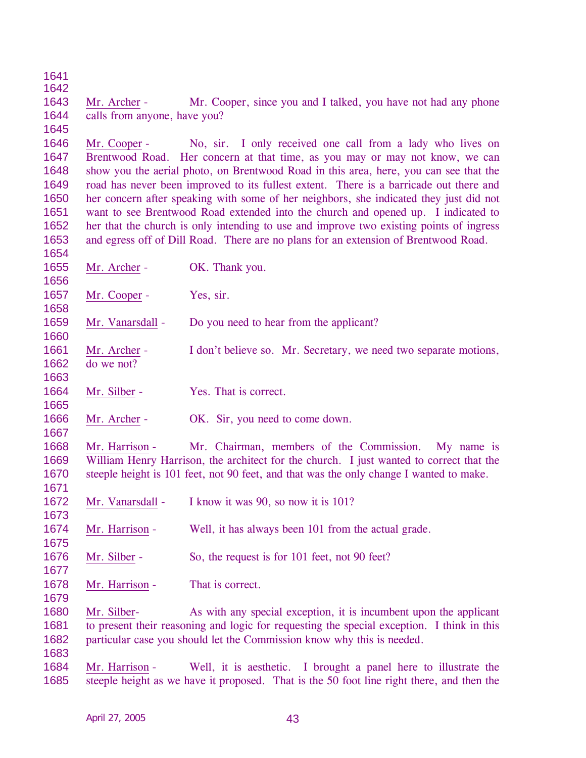1641
1642
1643 Mr. Archer - Mr. Cooper, since you and I talked, you have not had any phone
1644 calls from anyone, have you?
1645
1646 Mr. Cooper - No, sir. I only received one call from a lady who lives on
1647 Brentwood Road. Her concern at that time, as you may or may not know, we can
1648 show you the aerial photo, on Brentwood Road in this area, here, you can see that the
1649 road has never been improved to its fullest extent. There is a barricade out there and
1650 her concern after speaking with some of her neighbors, she indicated they just did not
1651 want to see Brentwood Road extended into the church and opened up. I indicated to
1652 her that the church is only intending to use and improve two existing points of ingress
1653 and egress off of Dill Road. There are no plans for an extension of Brentwood Road.
1654
1655 Mr. Archer - OK. Thank you.
1656
1657 Mr. Cooper - Yes, sir.
1658
1659 Mr. Vanarsdall - Do you need to hear from the applicant?
1660
1661 Mr. Archer - I don't believe so. Mr. Secretary, we need two separate motions,
1662 do we not?
1663
1664 Mr. Silber - Yes. That is correct.
1665
1666 Mr. Archer - OK. Sir, you need to come down.
1667
1668 Mr. Harrison - Mr. Chairman, members of the Commission. My name is
1669 William Henry Harrison, the architect for the church. I just wanted to correct that the
1670 steeple height is 101 feet, not 90 feet, and that was the only change I wanted to make.
1671
1672 Mr. Vanarsdall - I know it was 90, so now it is 101?
1673
1674 Mr. Harrison - Well, it has always been 101 from the actual grade.
1675
1676 Mr. Silber - So, the request is for 101 feet, not 90 feet?
1677
1678 Mr. Harrison - That is correct.
1679
1680 Mr. Silber- As with any special exception, it is incumbent upon the applicant
1681 to present their reasoning and logic for requesting the special exception. I think in this
1682 particular case you should let the Commission know why this is needed.
1683
1684 Mr. Harrison - Well, it is aesthetic. I brought a panel here to illustrate the
1685 steeple height as we have it proposed. That is the 50 foot line right there, and then the

April 27, 2005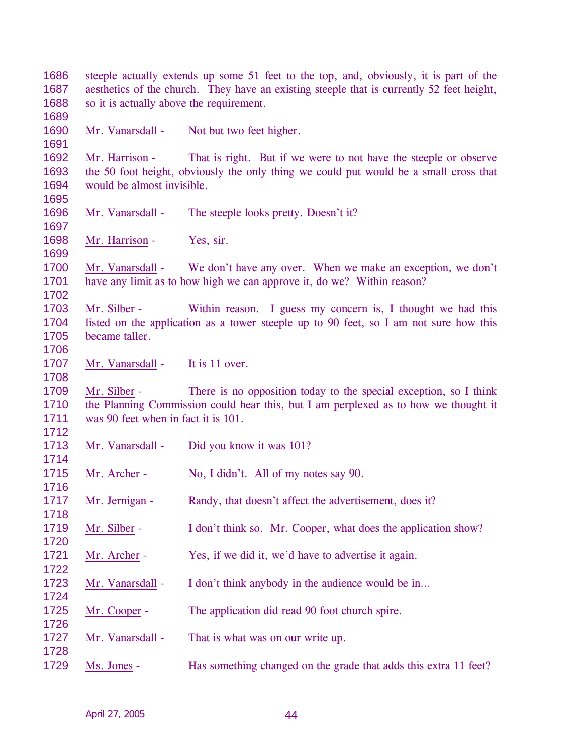steeple actually extends up some 51 feet to the top, and, obviously, it is part of the aesthetics of the church. They have an existing steeple that is currently 52 feet height, so it is actually above the requirement.

Mr. Vanarsdall - Not but two feet higher.

Mr. Harrison - That is right. But if we were to not have the steeple or observe the 50 foot height, obviously the only thing we could put would be a small cross that would be almost invisible.

Mr. Vanarsdall - The steeple looks pretty. Doesn't it?

Mr. Harrison - Yes, sir.

Mr. Vanarsdall - We don't have any over. When we make an exception, we don't have any limit as to how high we can approve it, do we? Within reason?

Mr. Silber - Within reason. I guess my concern is, I thought we had this listed on the application as a tower steeple up to 90 feet, so I am not sure how this became taller.

Mr. Vanarsdall - It is 11 over.

Mr. Silber - There is no opposition today to the special exception, so I think the Planning Commission could hear this, but I am perplexed as to how we thought it was 90 feet when in fact it is 101.

Mr. Vanarsdall - Did you know it was 101?

Mr. Archer - No, I didn't. All of my notes say 90.

Mr. Jernigan - Randy, that doesn't affect the advertisement, does it?

Mr. Silber - I don't think so. Mr. Cooper, what does the application show?

Mr. Archer - Yes, if we did it, we'd have to advertise it again.

Mr. Vanarsdall - I don't think anybody in the audience would be in…

Mr. Cooper - The application did read 90 foot church spire.

Mr. Vanarsdall - That is what was on our write up.

Ms. Jones - Has something changed on the grade that adds this extra 11 feet?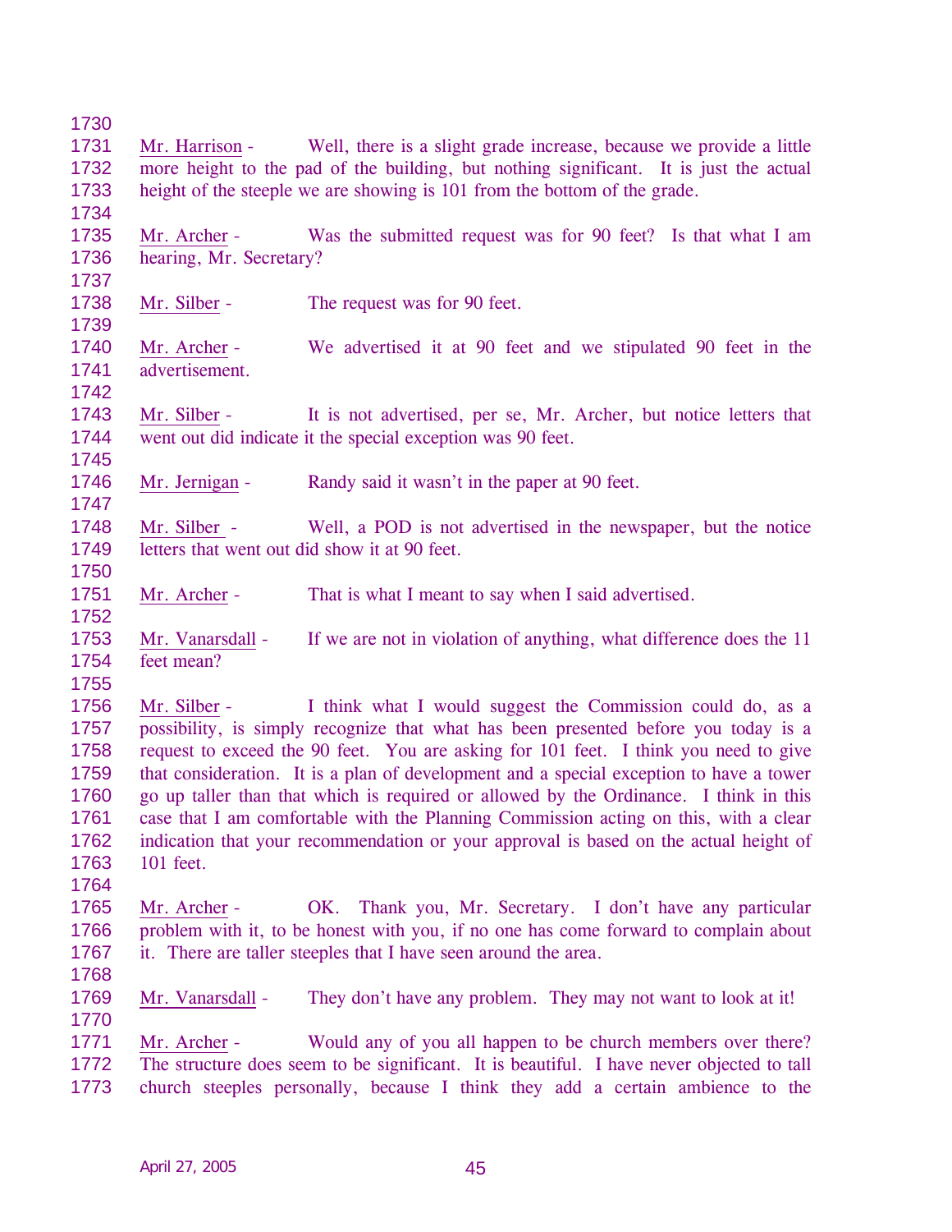1730

1731 Mr. Harrison - Well, there is a slight grade increase, because we provide a little
1732 more height to the pad of the building, but nothing significant. It is just the actual
1733 height of the steeple we are showing is 101 from the bottom of the grade.

1734

1735 Mr. Archer - Was the submitted request was for 90 feet? Is that what I am
1736 hearing, Mr. Secretary?

1737

1738 Mr. Silber - The request was for 90 feet.

1739

1740 Mr. Archer - We advertised it at 90 feet and we stipulated 90 feet in the
1741 advertisement.

1742

1743 Mr. Silber - It is not advertised, per se, Mr. Archer, but notice letters that
1744 went out did indicate it the special exception was 90 feet.

1745

1746 Mr. Jernigan - Randy said it wasn't in the paper at 90 feet.

1747

1748 Mr. Silber - Well, a POD is not advertised in the newspaper, but the notice
1749 letters that went out did show it at 90 feet.

1750

1751 Mr. Archer - That is what I meant to say when I said advertised.

1752

1753 Mr. Vanarsdall - If we are not in violation of anything, what difference does the 11
1754 feet mean?

1755

1756 Mr. Silber - I think what I would suggest the Commission could do, as a
1757 possibility, is simply recognize that what has been presented before you today is a
1758 request to exceed the 90 feet. You are asking for 101 feet. I think you need to give
1759 that consideration. It is a plan of development and a special exception to have a tower
1760 go up taller than that which is required or allowed by the Ordinance. I think in this
1761 case that I am comfortable with the Planning Commission acting on this, with a clear
1762 indication that your recommendation or your approval is based on the actual height of
1763 101 feet.

1764

1765 Mr. Archer - OK. Thank you, Mr. Secretary. I don't have any particular
1766 problem with it, to be honest with you, if no one has come forward to complain about
1767 it. There are taller steeples that I have seen around the area.

1768

1769 Mr. Vanarsdall - They don't have any problem. They may not want to look at it!

1770

1771 Mr. Archer - Would any of you all happen to be church members over there?
1772 The structure does seem to be significant. It is beautiful. I have never objected to tall
1773 church steeples personally, because I think they add a certain ambience to the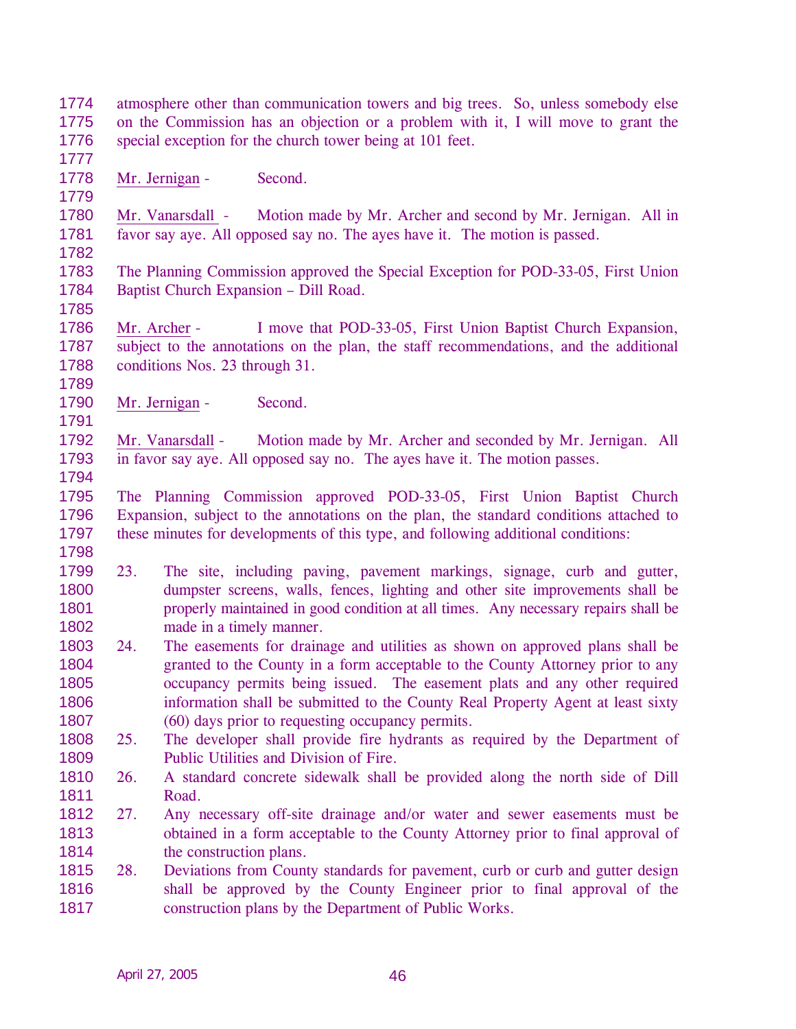atmosphere other than communication towers and big trees. So, unless somebody else on the Commission has an objection or a problem with it, I will move to grant the special exception for the church tower being at 101 feet.

Mr. Jernigan - Second.

Mr. Vanarsdall - Motion made by Mr. Archer and second by Mr. Jernigan. All in favor say aye. All opposed say no. The ayes have it. The motion is passed.

The Planning Commission approved the Special Exception for POD-33-05, First Union Baptist Church Expansion – Dill Road.

Mr. Archer - I move that POD-33-05, First Union Baptist Church Expansion, subject to the annotations on the plan, the staff recommendations, and the additional conditions Nos. 23 through 31.

Mr. Jernigan - Second.

Mr. Vanarsdall - Motion made by Mr. Archer and seconded by Mr. Jernigan. All in favor say aye. All opposed say no. The ayes have it. The motion passes.

The Planning Commission approved POD-33-05, First Union Baptist Church Expansion, subject to the annotations on the plan, the standard conditions attached to these minutes for developments of this type, and following additional conditions:

23. The site, including paving, pavement markings, signage, curb and gutter, dumpster screens, walls, fences, lighting and other site improvements shall be properly maintained in good condition at all times. Any necessary repairs shall be made in a timely manner.
24. The easements for drainage and utilities as shown on approved plans shall be granted to the County in a form acceptable to the County Attorney prior to any occupancy permits being issued. The easement plats and any other required information shall be submitted to the County Real Property Agent at least sixty (60) days prior to requesting occupancy permits.
25. The developer shall provide fire hydrants as required by the Department of Public Utilities and Division of Fire.
26. A standard concrete sidewalk shall be provided along the north side of Dill Road.
27. Any necessary off-site drainage and/or water and sewer easements must be obtained in a form acceptable to the County Attorney prior to final approval of the construction plans.
28. Deviations from County standards for pavement, curb or curb and gutter design shall be approved by the County Engineer prior to final approval of the construction plans by the Department of Public Works.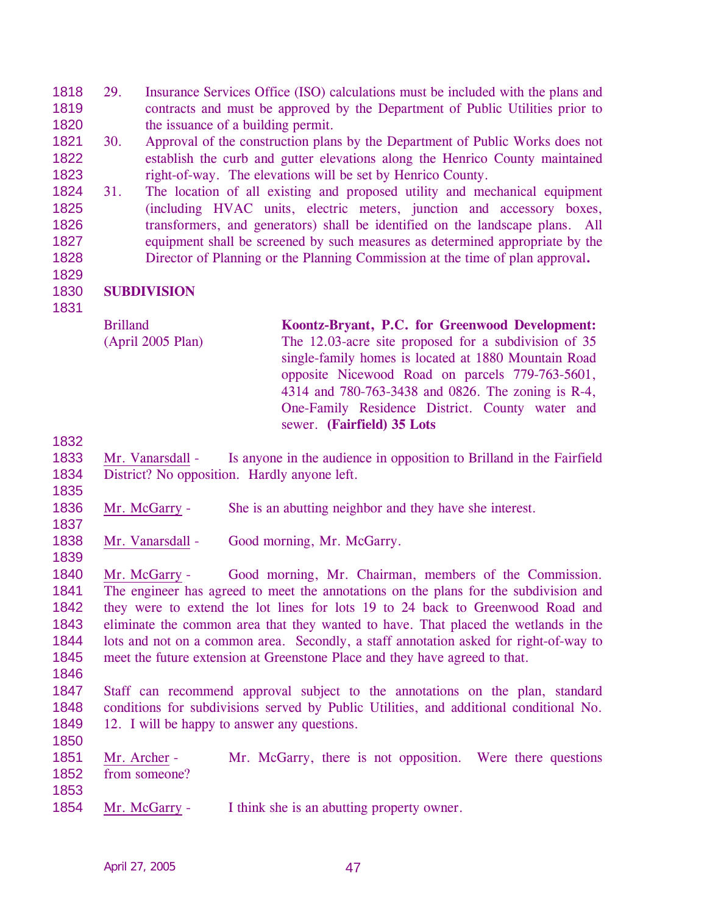29. Insurance Services Office (ISO) calculations must be included with the plans and contracts and must be approved by the Department of Public Utilities prior to the issuance of a building permit.
30. Approval of the construction plans by the Department of Public Works does not establish the curb and gutter elevations along the Henrico County maintained right-of-way. The elevations will be set by Henrico County.
31. The location of all existing and proposed utility and mechanical equipment (including HVAC units, electric meters, junction and accessory boxes, transformers, and generators) shall be identified on the landscape plans. All equipment shall be screened by such measures as determined appropriate by the Director of Planning or the Planning Commission at the time of plan approval**.**

**SUBDIVISION**

| | |
|---|---|
| Brilland (April 2005 Plan) | **Koontz-Bryant, P.C. for Greenwood Development:** The 12.03-acre site proposed for a subdivision of 35 single-family homes is located at 1880 Mountain Road opposite Nicewood Road on parcels 779-763-5601, 4314 and 780-763-3438 and 0826. The zoning is R-4, One-Family Residence District. County water and sewer. **(Fairfield) 35 Lots** |

Mr. Vanarsdall - Is anyone in the audience in opposition to Brilland in the Fairfield District? No opposition. Hardly anyone left.

Mr. McGarry - She is an abutting neighbor and they have she interest.

Mr. Vanarsdall - Good morning, Mr. McGarry.

Mr. McGarry - Good morning, Mr. Chairman, members of the Commission. The engineer has agreed to meet the annotations on the plans for the subdivision and they were to extend the lot lines for lots 19 to 24 back to Greenwood Road and eliminate the common area that they wanted to have. That placed the wetlands in the lots and not on a common area. Secondly, a staff annotation asked for right-of-way to meet the future extension at Greenstone Place and they have agreed to that.

Staff can recommend approval subject to the annotations on the plan, standard conditions for subdivisions served by Public Utilities, and additional conditional No. 12. I will be happy to answer any questions.

Mr. Archer - Mr. McGarry, there is not opposition. Were there questions from someone?

Mr. McGarry - I think she is an abutting property owner.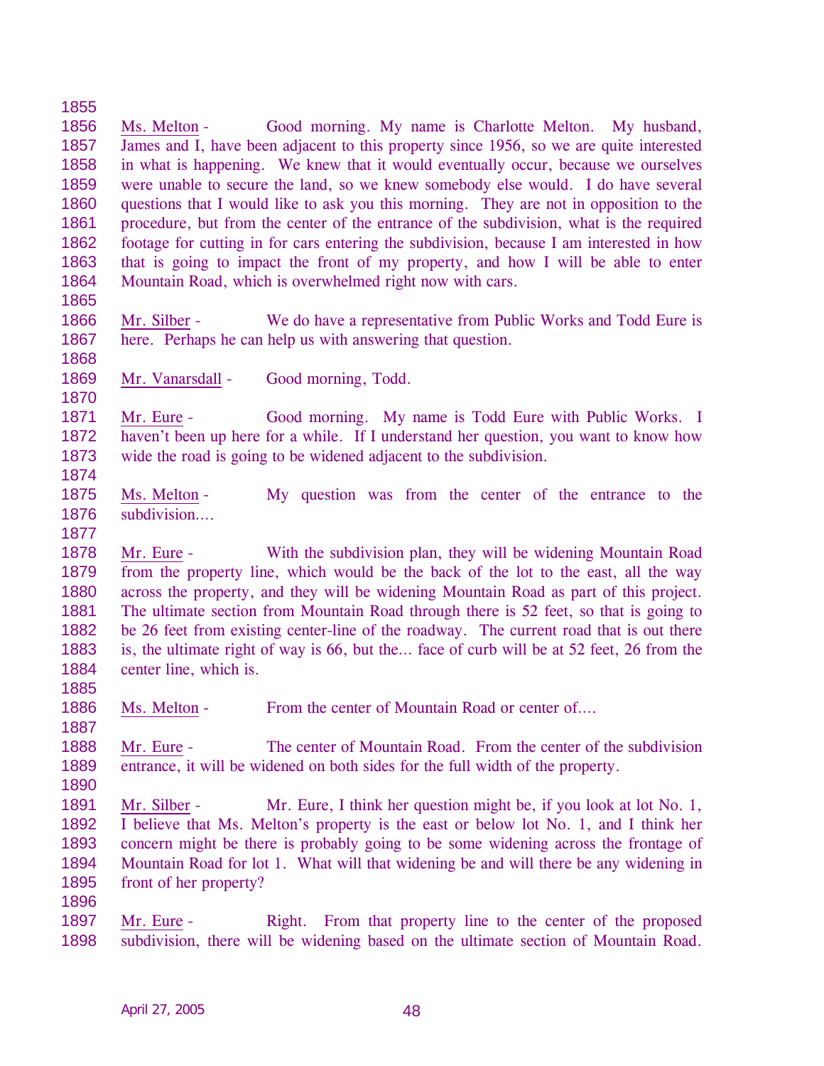Ms. Melton - Good morning. My name is Charlotte Melton. My husband, James and I, have been adjacent to this property since 1956, so we are quite interested in what is happening. We knew that it would eventually occur, because we ourselves were unable to secure the land, so we knew somebody else would. I do have several questions that I would like to ask you this morning. They are not in opposition to the procedure, but from the center of the entrance of the subdivision, what is the required footage for cutting in for cars entering the subdivision, because I am interested in how that is going to impact the front of my property, and how I will be able to enter Mountain Road, which is overwhelmed right now with cars.

Mr. Silber - We do have a representative from Public Works and Todd Eure is here. Perhaps he can help us with answering that question.

Mr. Vanarsdall - Good morning, Todd.

Mr. Eure - Good morning. My name is Todd Eure with Public Works. I haven't been up here for a while. If I understand her question, you want to know how wide the road is going to be widened adjacent to the subdivision.

Ms. Melton - My question was from the center of the entrance to the subdivision....

Mr. Eure - With the subdivision plan, they will be widening Mountain Road from the property line, which would be the back of the lot to the east, all the way across the property, and they will be widening Mountain Road as part of this project. The ultimate section from Mountain Road through there is 52 feet, so that is going to be 26 feet from existing center-line of the roadway. The current road that is out there is, the ultimate right of way is 66, but the... face of curb will be at 52 feet, 26 from the center line, which is.

Ms. Melton - From the center of Mountain Road or center of....

Mr. Eure - The center of Mountain Road. From the center of the subdivision entrance, it will be widened on both sides for the full width of the property.

Mr. Silber - Mr. Eure, I think her question might be, if you look at lot No. 1, I believe that Ms. Melton's property is the east or below lot No. 1, and I think her concern might be there is probably going to be some widening across the frontage of Mountain Road for lot 1. What will that widening be and will there be any widening in front of her property?

Mr. Eure - Right. From that property line to the center of the proposed subdivision, there will be widening based on the ultimate section of Mountain Road.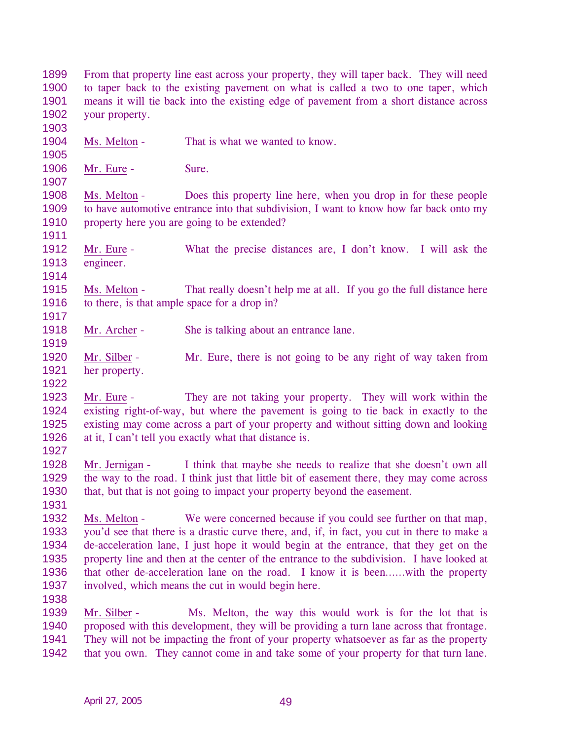From that property line east across your property, they will taper back. They will need to taper back to the existing pavement on what is called a two to one taper, which means it will tie back into the existing edge of pavement from a short distance across your property.

Ms. Melton - That is what we wanted to know.

Mr. Eure - Sure.

Ms. Melton - Does this property line here, when you drop in for these people to have automotive entrance into that subdivision, I want to know how far back onto my property here you are going to be extended?

Mr. Eure - What the precise distances are, I don't know. I will ask the engineer.

Ms. Melton - That really doesn't help me at all. If you go the full distance here to there, is that ample space for a drop in?

Mr. Archer - She is talking about an entrance lane.

Mr. Silber - Mr. Eure, there is not going to be any right of way taken from her property.

Mr. Eure - They are not taking your property. They will work within the existing right-of-way, but where the pavement is going to tie back in exactly to the existing may come across a part of your property and without sitting down and looking at it, I can't tell you exactly what that distance is.

Mr. Jernigan - I think that maybe she needs to realize that she doesn't own all the way to the road. I think just that little bit of easement there, they may come across that, but that is not going to impact your property beyond the easement.

Ms. Melton - We were concerned because if you could see further on that map, you'd see that there is a drastic curve there, and, if, in fact, you cut in there to make a de-acceleration lane, I just hope it would begin at the entrance, that they get on the property line and then at the center of the entrance to the subdivision. I have looked at that other de-acceleration lane on the road. I know it is been......with the property involved, which means the cut in would begin here.

Mr. Silber - Ms. Melton, the way this would work is for the lot that is proposed with this development, they will be providing a turn lane across that frontage. They will not be impacting the front of your property whatsoever as far as the property that you own. They cannot come in and take some of your property for that turn lane.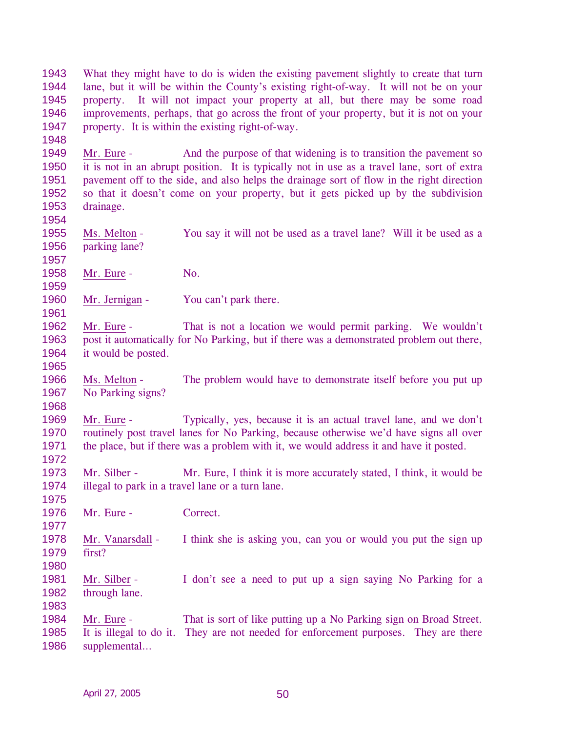What they might have to do is widen the existing pavement slightly to create that turn lane, but it will be within the County's existing right-of-way. It will not be on your property. It will not impact your property at all, but there may be some road improvements, perhaps, that go across the front of your property, but it is not on your property. It is within the existing right-of-way.

Mr. Eure - And the purpose of that widening is to transition the pavement so it is not in an abrupt position. It is typically not in use as a travel lane, sort of extra pavement off to the side, and also helps the drainage sort of flow in the right direction so that it doesn't come on your property, but it gets picked up by the subdivision drainage.

Ms. Melton - You say it will not be used as a travel lane? Will it be used as a parking lane?

Mr. Eure - No.

Mr. Jernigan - You can't park there.

Mr. Eure - That is not a location we would permit parking. We wouldn't post it automatically for No Parking, but if there was a demonstrated problem out there, it would be posted.

Ms. Melton - The problem would have to demonstrate itself before you put up No Parking signs?

Mr. Eure - Typically, yes, because it is an actual travel lane, and we don't routinely post travel lanes for No Parking, because otherwise we'd have signs all over the place, but if there was a problem with it, we would address it and have it posted.

Mr. Silber - Mr. Eure, I think it is more accurately stated, I think, it would be illegal to park in a travel lane or a turn lane.

Mr. Eure - Correct.

Mr. Vanarsdall - I think she is asking you, can you or would you put the sign up first?

Mr. Silber - I don't see a need to put up a sign saying No Parking for a through lane.

Mr. Eure - That is sort of like putting up a No Parking sign on Broad Street. It is illegal to do it. They are not needed for enforcement purposes. They are there supplemental…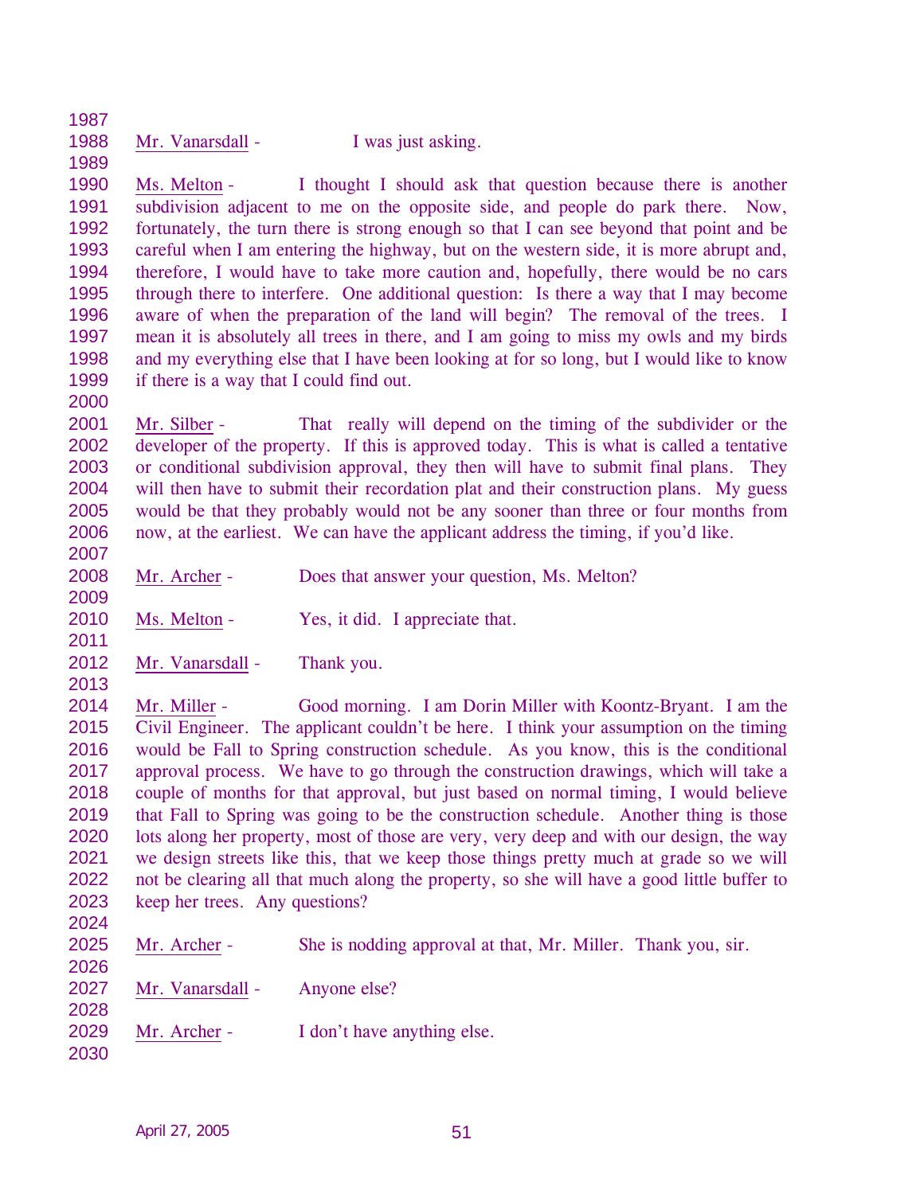Mr. Vanarsdall - I was just asking.

Ms. Melton - I thought I should ask that question because there is another subdivision adjacent to me on the opposite side, and people do park there. Now, fortunately, the turn there is strong enough so that I can see beyond that point and be careful when I am entering the highway, but on the western side, it is more abrupt and, therefore, I would have to take more caution and, hopefully, there would be no cars through there to interfere. One additional question: Is there a way that I may become aware of when the preparation of the land will begin? The removal of the trees. I mean it is absolutely all trees in there, and I am going to miss my owls and my birds and my everything else that I have been looking at for so long, but I would like to know if there is a way that I could find out.

Mr. Silber - That really will depend on the timing of the subdivider or the developer of the property. If this is approved today. This is what is called a tentative or conditional subdivision approval, they then will have to submit final plans. They will then have to submit their recordation plat and their construction plans. My guess would be that they probably would not be any sooner than three or four months from now, at the earliest. We can have the applicant address the timing, if you'd like.

Mr. Archer - Does that answer your question, Ms. Melton?

Ms. Melton - Yes, it did. I appreciate that.

Mr. Vanarsdall - Thank you.

Mr. Miller - Good morning. I am Dorin Miller with Koontz-Bryant. I am the Civil Engineer. The applicant couldn't be here. I think your assumption on the timing would be Fall to Spring construction schedule. As you know, this is the conditional approval process. We have to go through the construction drawings, which will take a couple of months for that approval, but just based on normal timing, I would believe that Fall to Spring was going to be the construction schedule. Another thing is those lots along her property, most of those are very, very deep and with our design, the way we design streets like this, that we keep those things pretty much at grade so we will not be clearing all that much along the property, so she will have a good little buffer to keep her trees. Any questions?

Mr. Archer - She is nodding approval at that, Mr. Miller. Thank you, sir.

Mr. Vanarsdall - Anyone else?

Mr. Archer - I don't have anything else.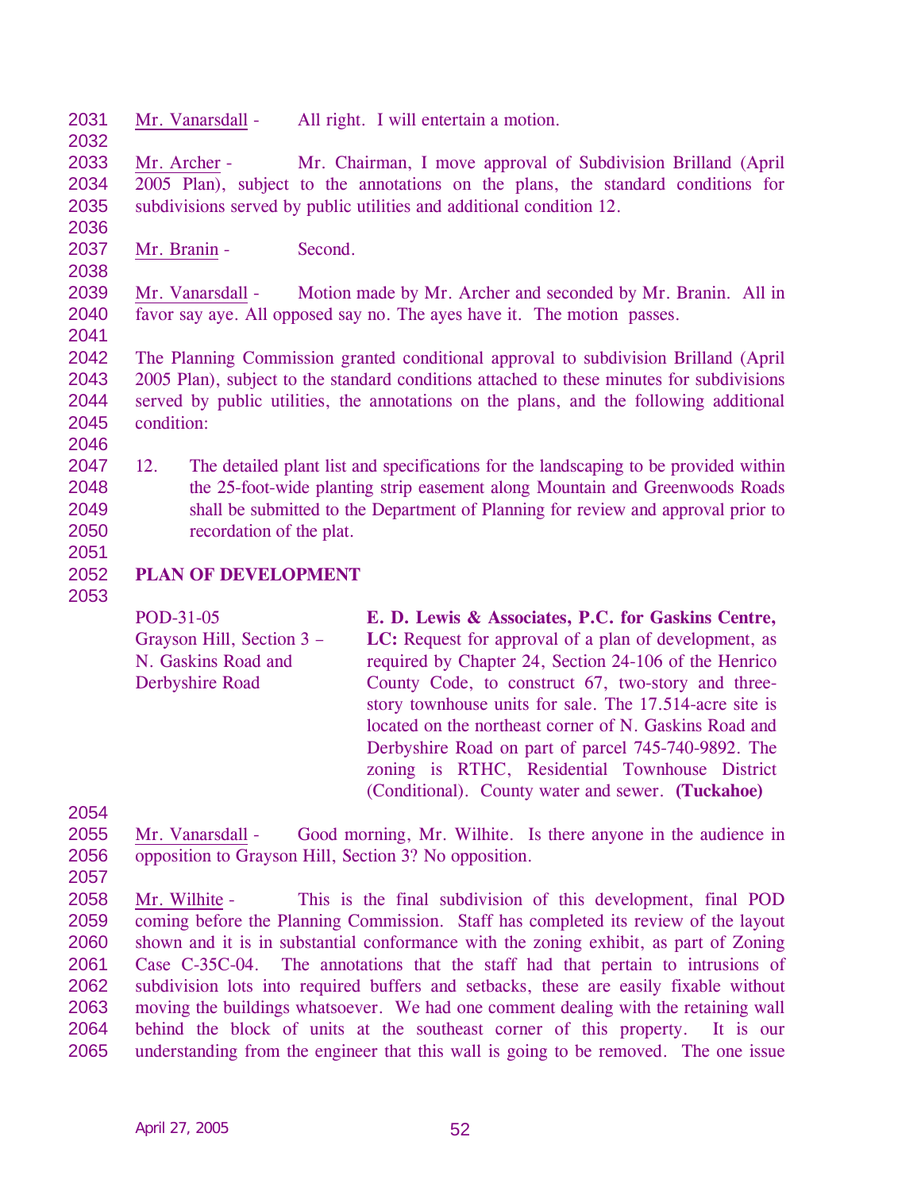Mr. Vanarsdall - All right. I will entertain a motion.

Mr. Archer - Mr. Chairman, I move approval of Subdivision Brilland (April 2005 Plan), subject to the annotations on the plans, the standard conditions for subdivisions served by public utilities and additional condition 12.

Mr. Branin - Second.

Mr. Vanarsdall - Motion made by Mr. Archer and seconded by Mr. Branin. All in favor say aye. All opposed say no. The ayes have it. The motion passes.

The Planning Commission granted conditional approval to subdivision Brilland (April 2005 Plan), subject to the standard conditions attached to these minutes for subdivisions served by public utilities, the annotations on the plans, and the following additional condition:

12. The detailed plant list and specifications for the landscaping to be provided within the 25-foot-wide planting strip easement along Mountain and Greenwoods Roads shall be submitted to the Department of Planning for review and approval prior to recordation of the plat.

## PLAN OF DEVELOPMENT

POD-31-05
Grayson Hill, Section 3 – N. Gaskins Road and Derbyshire Road

**E. D. Lewis & Associates, P.C. for Gaskins Centre, LC:** Request for approval of a plan of development, as required by Chapter 24, Section 24-106 of the Henrico County Code, to construct 67, two-story and three-story townhouse units for sale. The 17.514-acre site is located on the northeast corner of N. Gaskins Road and Derbyshire Road on part of parcel 745-740-9892. The zoning is RTHC, Residential Townhouse District (Conditional). County water and sewer. **(Tuckahoe)**

Mr. Vanarsdall - Good morning, Mr. Wilhite. Is there anyone in the audience in opposition to Grayson Hill, Section 3? No opposition.

Mr. Wilhite - This is the final subdivision of this development, final POD coming before the Planning Commission. Staff has completed its review of the layout shown and it is in substantial conformance with the zoning exhibit, as part of Zoning Case C-35C-04. The annotations that the staff had that pertain to intrusions of subdivision lots into required buffers and setbacks, these are easily fixable without moving the buildings whatsoever. We had one comment dealing with the retaining wall behind the block of units at the southeast corner of this property. It is our understanding from the engineer that this wall is going to be removed. The one issue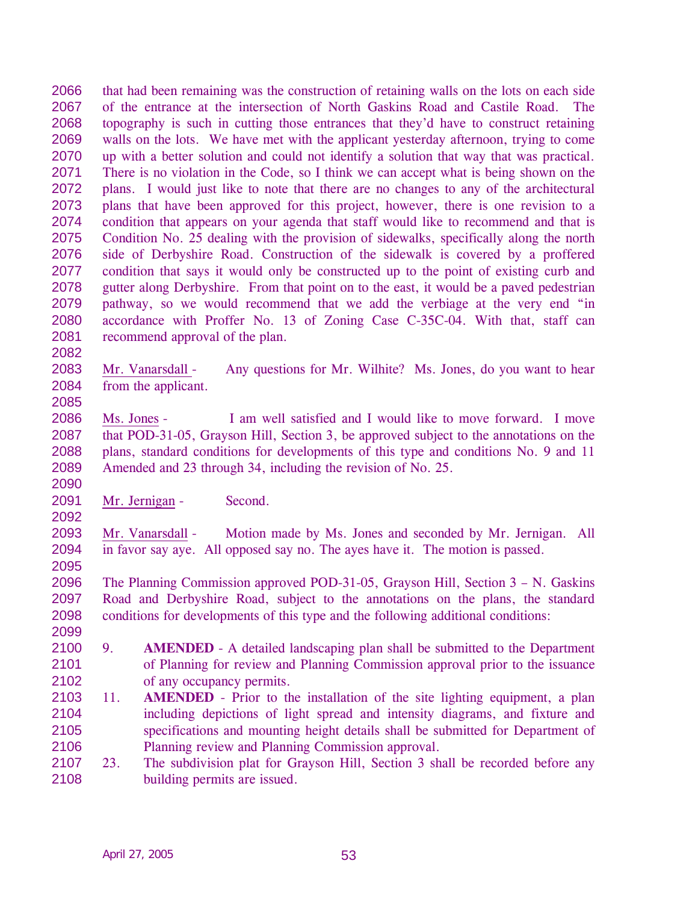that had been remaining was the construction of retaining walls on the lots on each side of the entrance at the intersection of North Gaskins Road and Castile Road. The topography is such in cutting those entrances that they'd have to construct retaining walls on the lots. We have met with the applicant yesterday afternoon, trying to come up with a better solution and could not identify a solution that way that was practical. There is no violation in the Code, so I think we can accept what is being shown on the plans. I would just like to note that there are no changes to any of the architectural plans that have been approved for this project, however, there is one revision to a condition that appears on your agenda that staff would like to recommend and that is Condition No. 25 dealing with the provision of sidewalks, specifically along the north side of Derbyshire Road. Construction of the sidewalk is covered by a proffered condition that says it would only be constructed up to the point of existing curb and gutter along Derbyshire. From that point on to the east, it would be a paved pedestrian pathway, so we would recommend that we add the verbiage at the very end "in accordance with Proffer No. 13 of Zoning Case C-35C-04. With that, staff can recommend approval of the plan.

Mr. Vanarsdall - Any questions for Mr. Wilhite? Ms. Jones, do you want to hear from the applicant.

Ms. Jones - I am well satisfied and I would like to move forward. I move that POD-31-05, Grayson Hill, Section 3, be approved subject to the annotations on the plans, standard conditions for developments of this type and conditions No. 9 and 11 Amended and 23 through 34, including the revision of No. 25.

Mr. Jernigan - Second.

Mr. Vanarsdall - Motion made by Ms. Jones and seconded by Mr. Jernigan. All in favor say aye. All opposed say no. The ayes have it. The motion is passed.

The Planning Commission approved POD-31-05, Grayson Hill, Section 3 – N. Gaskins Road and Derbyshire Road, subject to the annotations on the plans, the standard conditions for developments of this type and the following additional conditions:

9. **AMENDED** - A detailed landscaping plan shall be submitted to the Department of Planning for review and Planning Commission approval prior to the issuance of any occupancy permits.
11. **AMENDED** - Prior to the installation of the site lighting equipment, a plan including depictions of light spread and intensity diagrams, and fixture and specifications and mounting height details shall be submitted for Department of Planning review and Planning Commission approval.
23. The subdivision plat for Grayson Hill, Section 3 shall be recorded before any building permits are issued.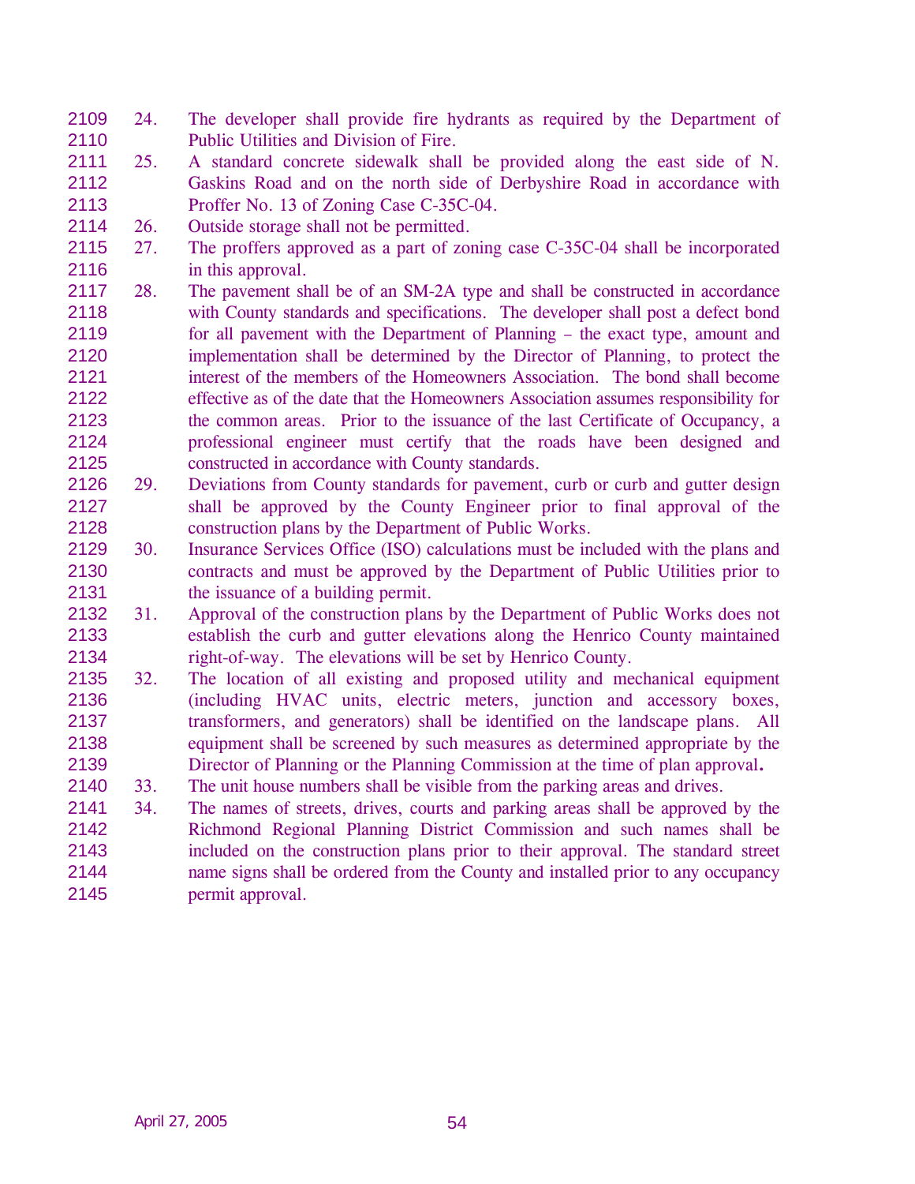24. The developer shall provide fire hydrants as required by the Department of Public Utilities and Division of Fire.
25. A standard concrete sidewalk shall be provided along the east side of N. Gaskins Road and on the north side of Derbyshire Road in accordance with Proffer No. 13 of Zoning Case C-35C-04.
26. Outside storage shall not be permitted.
27. The proffers approved as a part of zoning case C-35C-04 shall be incorporated in this approval.
28. The pavement shall be of an SM-2A type and shall be constructed in accordance with County standards and specifications. The developer shall post a defect bond for all pavement with the Department of Planning – the exact type, amount and implementation shall be determined by the Director of Planning, to protect the interest of the members of the Homeowners Association. The bond shall become effective as of the date that the Homeowners Association assumes responsibility for the common areas. Prior to the issuance of the last Certificate of Occupancy, a professional engineer must certify that the roads have been designed and constructed in accordance with County standards.
29. Deviations from County standards for pavement, curb or curb and gutter design shall be approved by the County Engineer prior to final approval of the construction plans by the Department of Public Works.
30. Insurance Services Office (ISO) calculations must be included with the plans and contracts and must be approved by the Department of Public Utilities prior to the issuance of a building permit.
31. Approval of the construction plans by the Department of Public Works does not establish the curb and gutter elevations along the Henrico County maintained right-of-way. The elevations will be set by Henrico County.
32. The location of all existing and proposed utility and mechanical equipment (including HVAC units, electric meters, junction and accessory boxes, transformers, and generators) shall be identified on the landscape plans. All equipment shall be screened by such measures as determined appropriate by the Director of Planning or the Planning Commission at the time of plan approval.
33. The unit house numbers shall be visible from the parking areas and drives.
34. The names of streets, drives, courts and parking areas shall be approved by the Richmond Regional Planning District Commission and such names shall be included on the construction plans prior to their approval. The standard street name signs shall be ordered from the County and installed prior to any occupancy permit approval.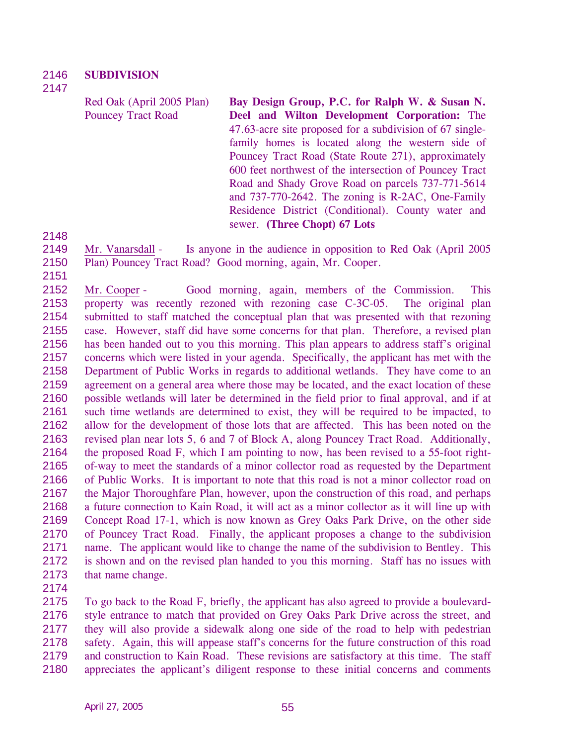**SUBDIVISION**

Red Oak (April 2005 Plan)
Pouncey Tract Road

**Bay Design Group, P.C. for Ralph W. & Susan N. Deel and Wilton Development Corporation:** The 47.63-acre site proposed for a subdivision of 67 single-family homes is located along the western side of Pouncey Tract Road (State Route 271), approximately 600 feet northwest of the intersection of Pouncey Tract Road and Shady Grove Road on parcels 737-771-5614 and 737-770-2642. The zoning is R-2AC, One-Family Residence District (Conditional). County water and sewer. **(Three Chopt) 67 Lots**

Mr. Vanarsdall - Is anyone in the audience in opposition to Red Oak (April 2005 Plan) Pouncey Tract Road? Good morning, again, Mr. Cooper.

Mr. Cooper - Good morning, again, members of the Commission. This property was recently rezoned with rezoning case C-3C-05. The original plan submitted to staff matched the conceptual plan that was presented with that rezoning case. However, staff did have some concerns for that plan. Therefore, a revised plan has been handed out to you this morning. This plan appears to address staff's original concerns which were listed in your agenda. Specifically, the applicant has met with the Department of Public Works in regards to additional wetlands. They have come to an agreement on a general area where those may be located, and the exact location of these possible wetlands will later be determined in the field prior to final approval, and if at such time wetlands are determined to exist, they will be required to be impacted, to allow for the development of those lots that are affected. This has been noted on the revised plan near lots 5, 6 and 7 of Block A, along Pouncey Tract Road. Additionally, the proposed Road F, which I am pointing to now, has been revised to a 55-foot right-of-way to meet the standards of a minor collector road as requested by the Department of Public Works. It is important to note that this road is not a minor collector road on the Major Thoroughfare Plan, however, upon the construction of this road, and perhaps a future connection to Kain Road, it will act as a minor collector as it will line up with Concept Road 17-1, which is now known as Grey Oaks Park Drive, on the other side of Pouncey Tract Road. Finally, the applicant proposes a change to the subdivision name. The applicant would like to change the name of the subdivision to Bentley. This is shown and on the revised plan handed to you this morning. Staff has no issues with that name change.

To go back to the Road F, briefly, the applicant has also agreed to provide a boulevard-style entrance to match that provided on Grey Oaks Park Drive across the street, and they will also provide a sidewalk along one side of the road to help with pedestrian safety. Again, this will appease staff's concerns for the future construction of this road and construction to Kain Road. These revisions are satisfactory at this time. The staff appreciates the applicant's diligent response to these initial concerns and comments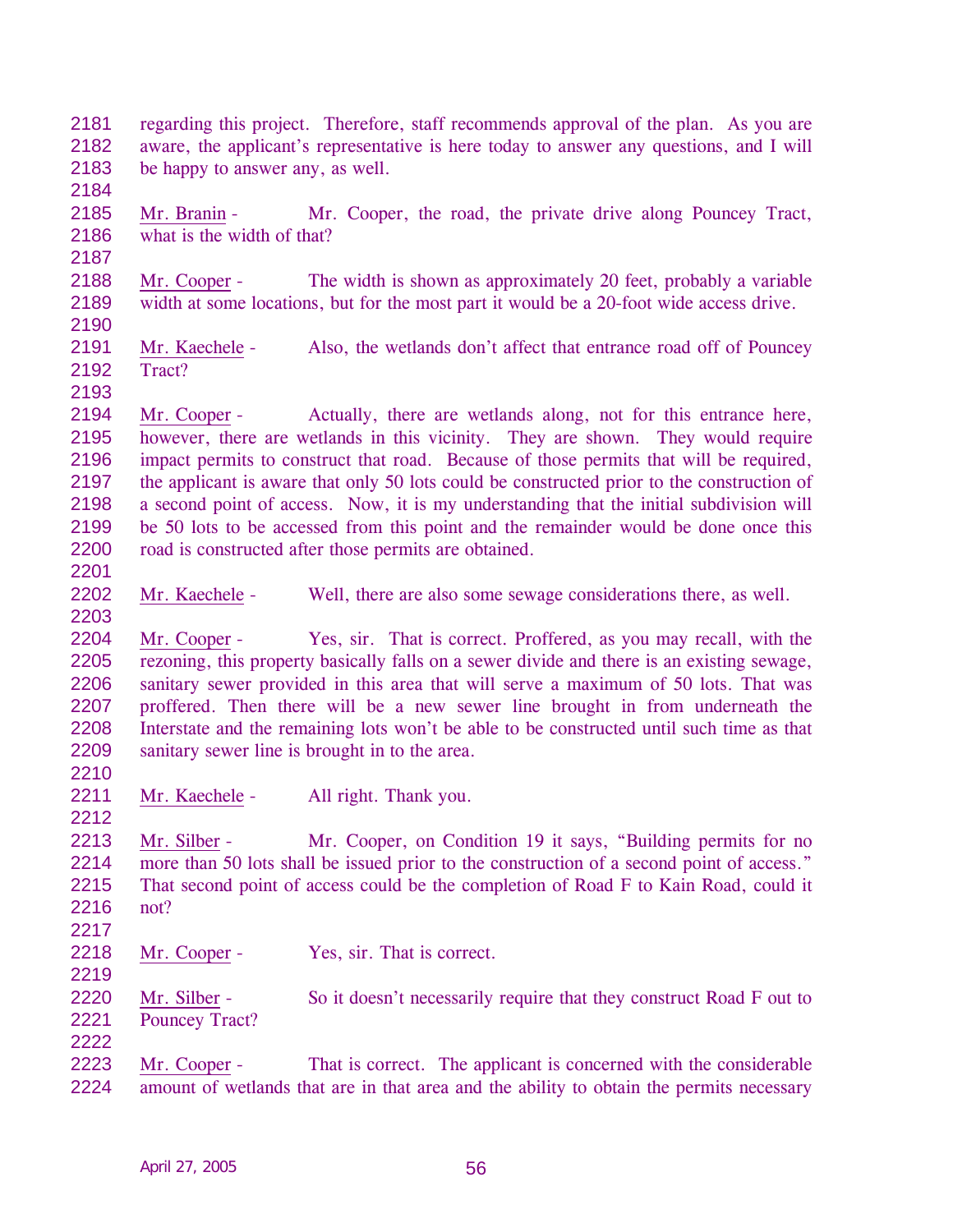regarding this project. Therefore, staff recommends approval of the plan. As you are aware, the applicant's representative is here today to answer any questions, and I will be happy to answer any, as well.

Mr. Branin - Mr. Cooper, the road, the private drive along Pouncey Tract, what is the width of that?

Mr. Cooper - The width is shown as approximately 20 feet, probably a variable width at some locations, but for the most part it would be a 20-foot wide access drive.

Mr. Kaechele - Also, the wetlands don't affect that entrance road off of Pouncey Tract?

Mr. Cooper - Actually, there are wetlands along, not for this entrance here, however, there are wetlands in this vicinity. They are shown. They would require impact permits to construct that road. Because of those permits that will be required, the applicant is aware that only 50 lots could be constructed prior to the construction of a second point of access. Now, it is my understanding that the initial subdivision will be 50 lots to be accessed from this point and the remainder would be done once this road is constructed after those permits are obtained.

Mr. Kaechele - Well, there are also some sewage considerations there, as well.

Mr. Cooper - Yes, sir. That is correct. Proffered, as you may recall, with the rezoning, this property basically falls on a sewer divide and there is an existing sewage, sanitary sewer provided in this area that will serve a maximum of 50 lots. That was proffered. Then there will be a new sewer line brought in from underneath the Interstate and the remaining lots won't be able to be constructed until such time as that sanitary sewer line is brought in to the area.

Mr. Kaechele - All right. Thank you.

Mr. Silber - Mr. Cooper, on Condition 19 it says, "Building permits for no more than 50 lots shall be issued prior to the construction of a second point of access." That second point of access could be the completion of Road F to Kain Road, could it not?

Mr. Cooper - Yes, sir. That is correct.

Mr. Silber - So it doesn't necessarily require that they construct Road F out to Pouncey Tract?

Mr. Cooper - That is correct. The applicant is concerned with the considerable amount of wetlands that are in that area and the ability to obtain the permits necessary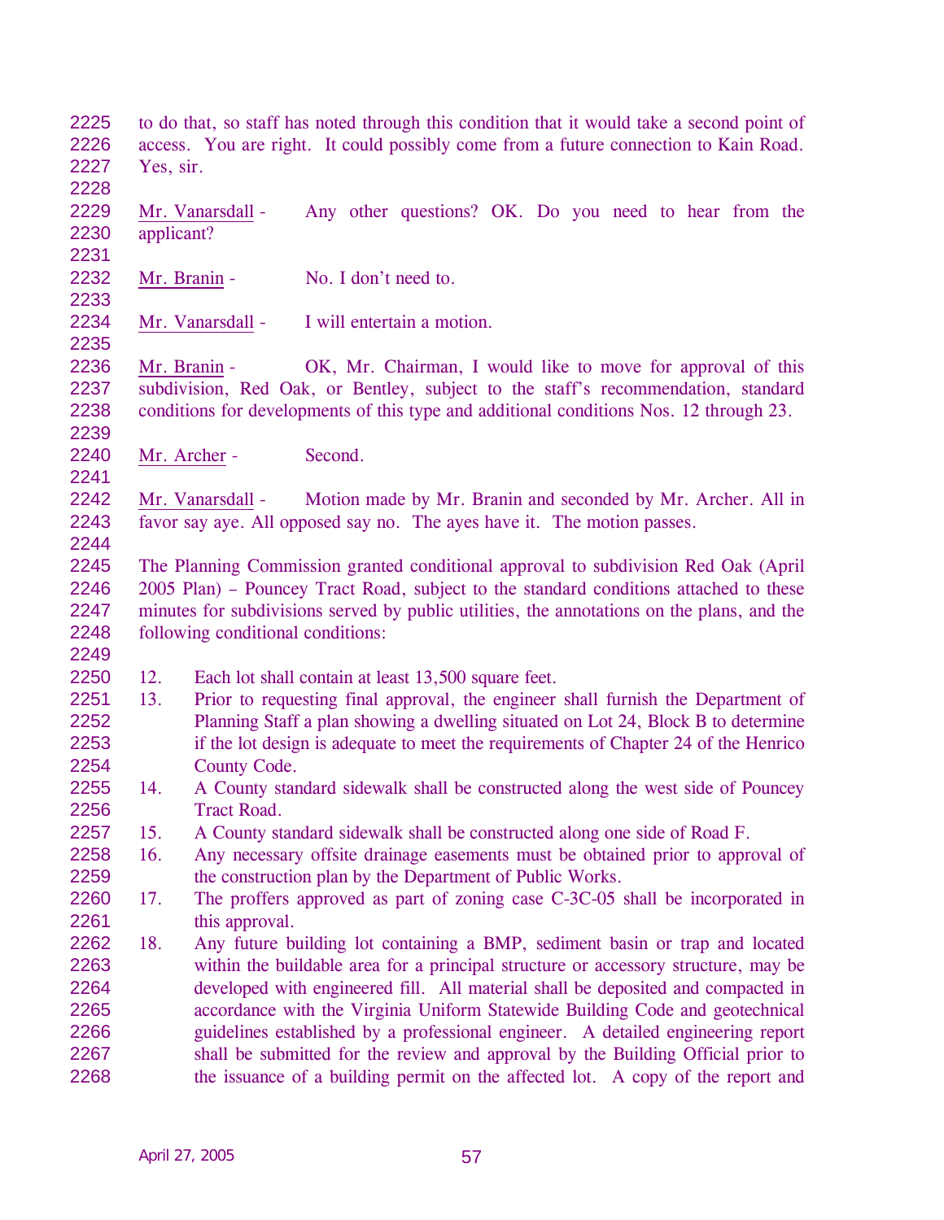to do that, so staff has noted through this condition that it would take a second point of access. You are right. It could possibly come from a future connection to Kain Road. Yes, sir.

Mr. Vanarsdall - Any other questions? OK. Do you need to hear from the applicant?

Mr. Branin - No. I don't need to.

Mr. Vanarsdall - I will entertain a motion.

Mr. Branin - OK, Mr. Chairman, I would like to move for approval of this subdivision, Red Oak, or Bentley, subject to the staff's recommendation, standard conditions for developments of this type and additional conditions Nos. 12 through 23.

Mr. Archer - Second.

Mr. Vanarsdall - Motion made by Mr. Branin and seconded by Mr. Archer. All in favor say aye. All opposed say no. The ayes have it. The motion passes.

The Planning Commission granted conditional approval to subdivision Red Oak (April 2005 Plan) – Pouncey Tract Road, subject to the standard conditions attached to these minutes for subdivisions served by public utilities, the annotations on the plans, and the following conditional conditions:

12. Each lot shall contain at least 13,500 square feet.
13. Prior to requesting final approval, the engineer shall furnish the Department of Planning Staff a plan showing a dwelling situated on Lot 24, Block B to determine if the lot design is adequate to meet the requirements of Chapter 24 of the Henrico County Code.
14. A County standard sidewalk shall be constructed along the west side of Pouncey Tract Road.
15. A County standard sidewalk shall be constructed along one side of Road F.
16. Any necessary offsite drainage easements must be obtained prior to approval of the construction plan by the Department of Public Works.
17. The proffers approved as part of zoning case C-3C-05 shall be incorporated in this approval.
18. Any future building lot containing a BMP, sediment basin or trap and located within the buildable area for a principal structure or accessory structure, may be developed with engineered fill. All material shall be deposited and compacted in accordance with the Virginia Uniform Statewide Building Code and geotechnical guidelines established by a professional engineer. A detailed engineering report shall be submitted for the review and approval by the Building Official prior to the issuance of a building permit on the affected lot. A copy of the report and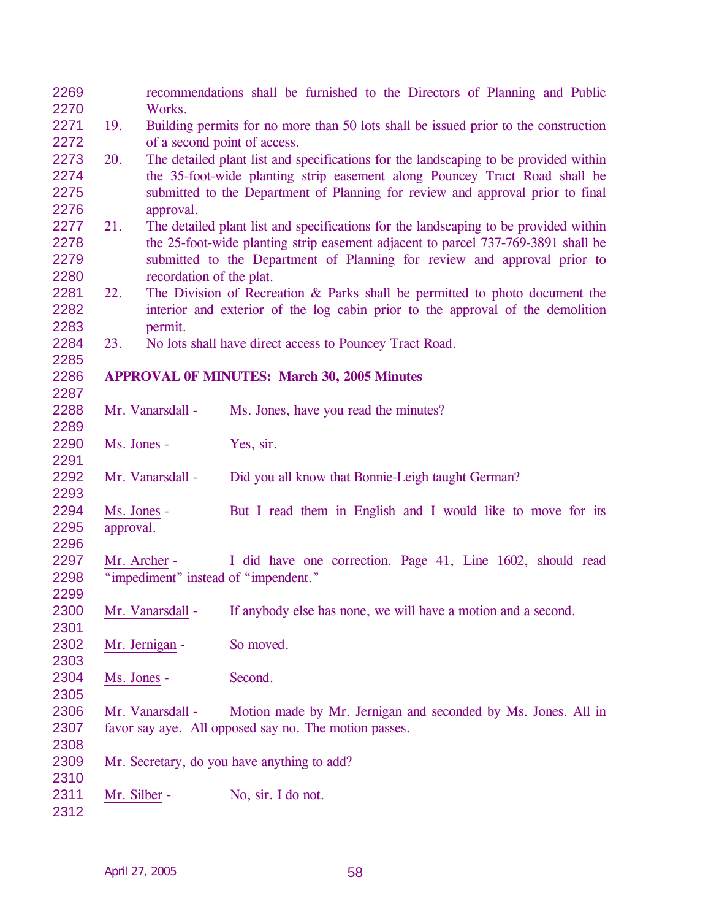recommendations shall be furnished to the Directors of Planning and Public Works.

19. Building permits for no more than 50 lots shall be issued prior to the construction of a second point of access.
20. The detailed plant list and specifications for the landscaping to be provided within the 35-foot-wide planting strip easement along Pouncey Tract Road shall be submitted to the Department of Planning for review and approval prior to final approval.
21. The detailed plant list and specifications for the landscaping to be provided within the 25-foot-wide planting strip easement adjacent to parcel 737-769-3891 shall be submitted to the Department of Planning for review and approval prior to recordation of the plat.
22. The Division of Recreation & Parks shall be permitted to photo document the interior and exterior of the log cabin prior to the approval of the demolition permit.
23. No lots shall have direct access to Pouncey Tract Road.

**APPROVAL 0F MINUTES: March 30, 2005 Minutes**

Mr. Vanarsdall - Ms. Jones, have you read the minutes?

Ms. Jones - Yes, sir.

Mr. Vanarsdall - Did you all know that Bonnie-Leigh taught German?

Ms. Jones - But I read them in English and I would like to move for its approval.

Mr. Archer - I did have one correction. Page 41, Line 1602, should read "impediment" instead of "impendent."

Mr. Vanarsdall - If anybody else has none, we will have a motion and a second.

Mr. Jernigan - So moved.

Ms. Jones - Second.

Mr. Vanarsdall - Motion made by Mr. Jernigan and seconded by Ms. Jones. All in favor say aye. All opposed say no. The motion passes.

Mr. Secretary, do you have anything to add?

Mr. Silber - No, sir. I do not.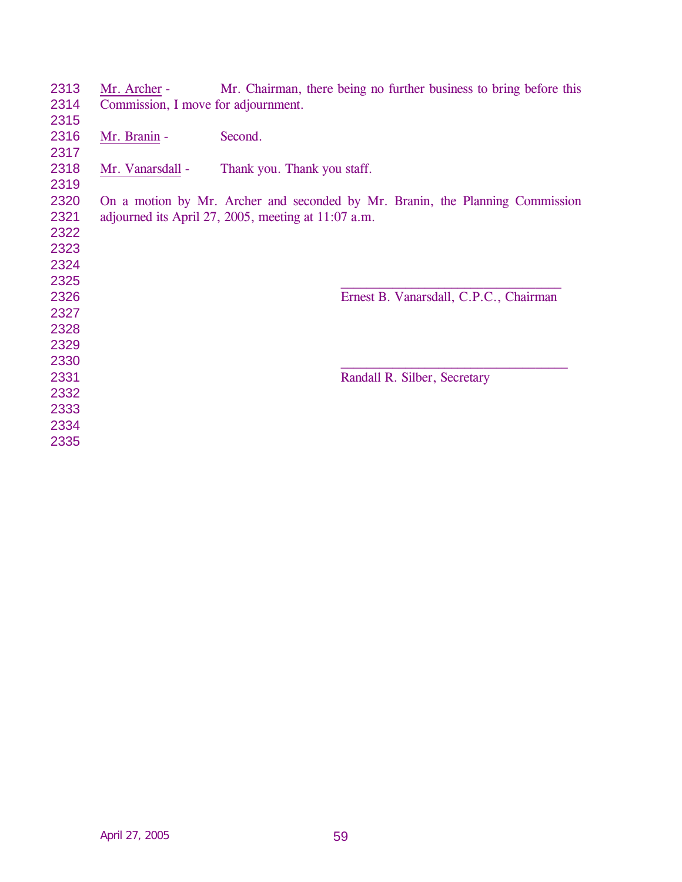Mr. Archer - Mr. Chairman, there being no further business to bring before this Commission, I move for adjournment.

Mr. Branin - Second.

Mr. Vanarsdall - Thank you. Thank you staff.

On a motion by Mr. Archer and seconded by Mr. Branin, the Planning Commission adjourned its April 27, 2005, meeting at 11:07 a.m.

\_\_\_\_\_\_\_\_\_\_\_\_\_\_\_\_\_\_\_\_\_\_\_\_\_\_\_\_\_\_\_\_

Ernest B. Vanarsdall, C.P.C., Chairman

\_\_\_\_\_\_\_\_\_\_\_\_\_\_\_\_\_\_\_\_\_\_\_\_\_\_\_\_\_\_\_\_

Randall R. Silber, Secretary